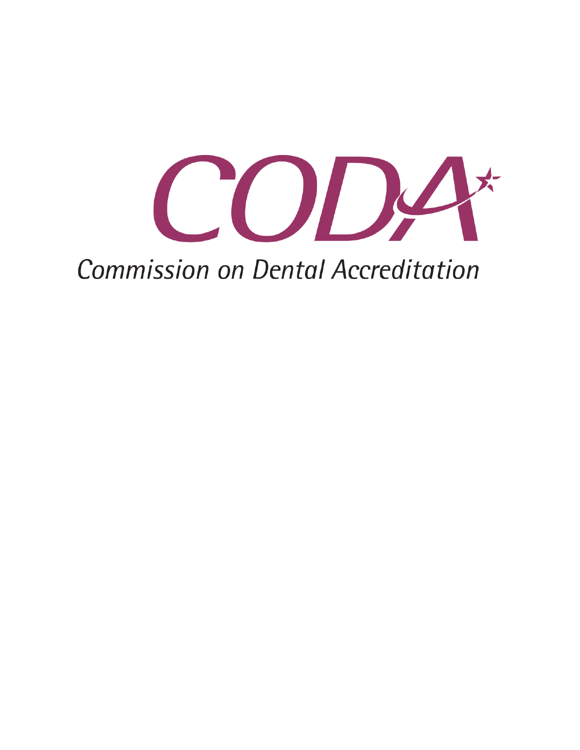# CODA

Commission on Dental Accreditation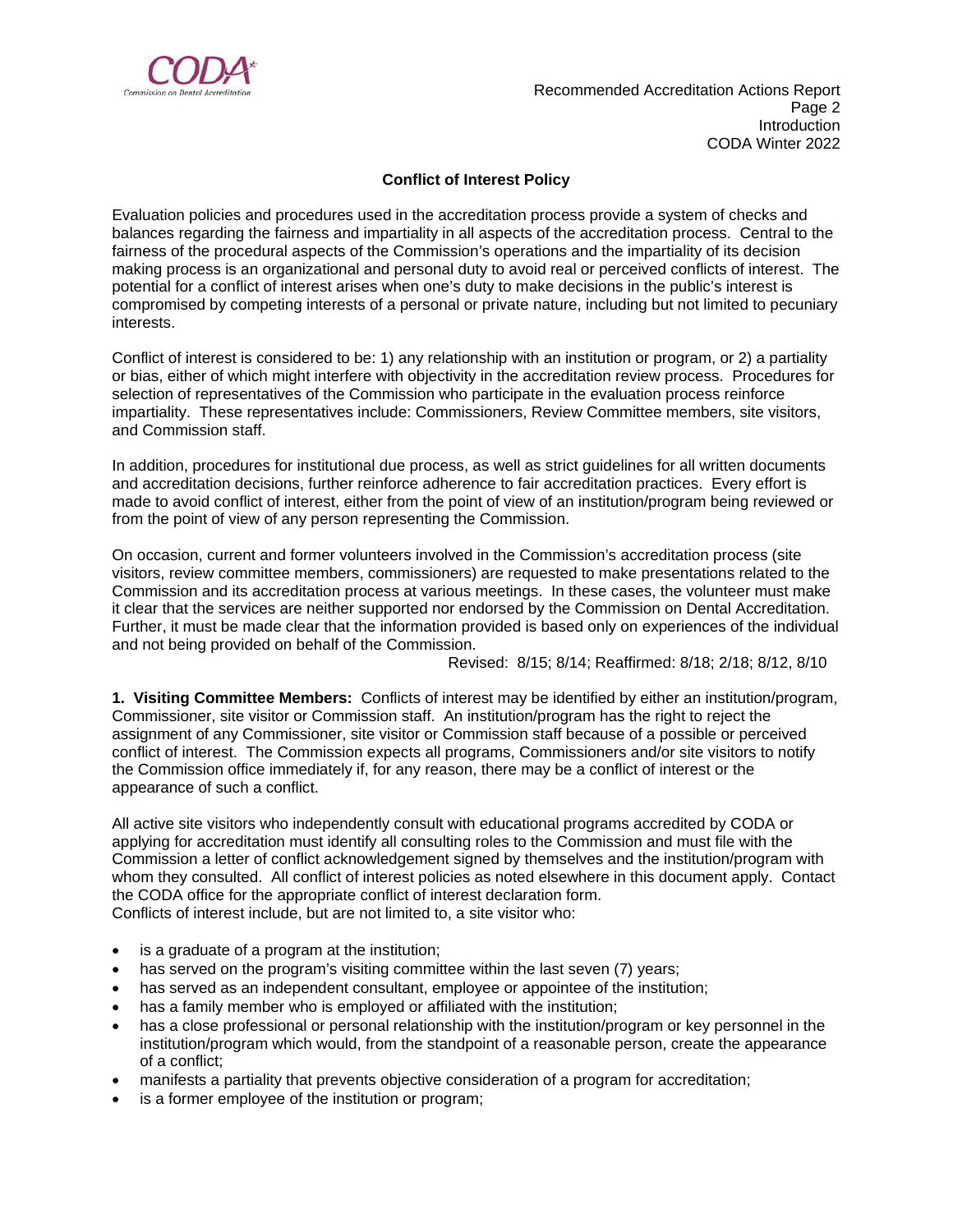## Conflict of Interest Policy

Evaluation policies and procedures used in the accreditation process provide a system of checks and balances regarding the fairness and impartiality in all aspects of the accreditation process. Central to the fairness of the procedural aspects of the Commission's operations and the impartiality of its decision making process is an organizational and personal duty to avoid real or perceived conflicts of interest. The potential for a conflict of interest arises when one's duty to make decisions in the public's interest is compromised by competing interests of a personal or private nature, including but not limited to pecuniary interests.

Conflict of interest is considered to be: 1) any relationship with an institution or program, or 2) a partiality or bias, either of which might interfere with objectivity in the accreditation review process. Procedures for selection of representatives of the Commission who participate in the evaluation process reinforce impartiality. These representatives include: Commissioners, Review Committee members, site visitors, and Commission staff.

In addition, procedures for institutional due process, as well as strict guidelines for all written documents and accreditation decisions, further reinforce adherence to fair accreditation practices. Every effort is made to avoid conflict of interest, either from the point of view of an institution/program being reviewed or from the point of view of any person representing the Commission.

On occasion, current and former volunteers involved in the Commission's accreditation process (site visitors, review committee members, commissioners) are requested to make presentations related to the Commission and its accreditation process at various meetings. In these cases, the volunteer must make it clear that the services are neither supported nor endorsed by the Commission on Dental Accreditation. Further, it must be made clear that the information provided is based only on experiences of the individual and not being provided on behalf of the Commission.

Revised: 8/15; 8/14; Reaffirmed: 8/18; 2/18; 8/12, 8/10

**1. Visiting Committee Members:** Conflicts of interest may be identified by either an institution/program, Commissioner, site visitor or Commission staff. An institution/program has the right to reject the assignment of any Commissioner, site visitor or Commission staff because of a possible or perceived conflict of interest. The Commission expects all programs, Commissioners and/or site visitors to notify the Commission office immediately if, for any reason, there may be a conflict of interest or the appearance of such a conflict.

All active site visitors who independently consult with educational programs accredited by CODA or applying for accreditation must identify all consulting roles to the Commission and must file with the Commission a letter of conflict acknowledgement signed by themselves and the institution/program with whom they consulted. All conflict of interest policies as noted elsewhere in this document apply. Contact the CODA office for the appropriate conflict of interest declaration form.
Conflicts of interest include, but are not limited to, a site visitor who:

- is a graduate of a program at the institution;
- has served on the program's visiting committee within the last seven (7) years;
- has served as an independent consultant, employee or appointee of the institution;
- has a family member who is employed or affiliated with the institution;
- has a close professional or personal relationship with the institution/program or key personnel in the institution/program which would, from the standpoint of a reasonable person, create the appearance of a conflict;
- manifests a partiality that prevents objective consideration of a program for accreditation;
- is a former employee of the institution or program;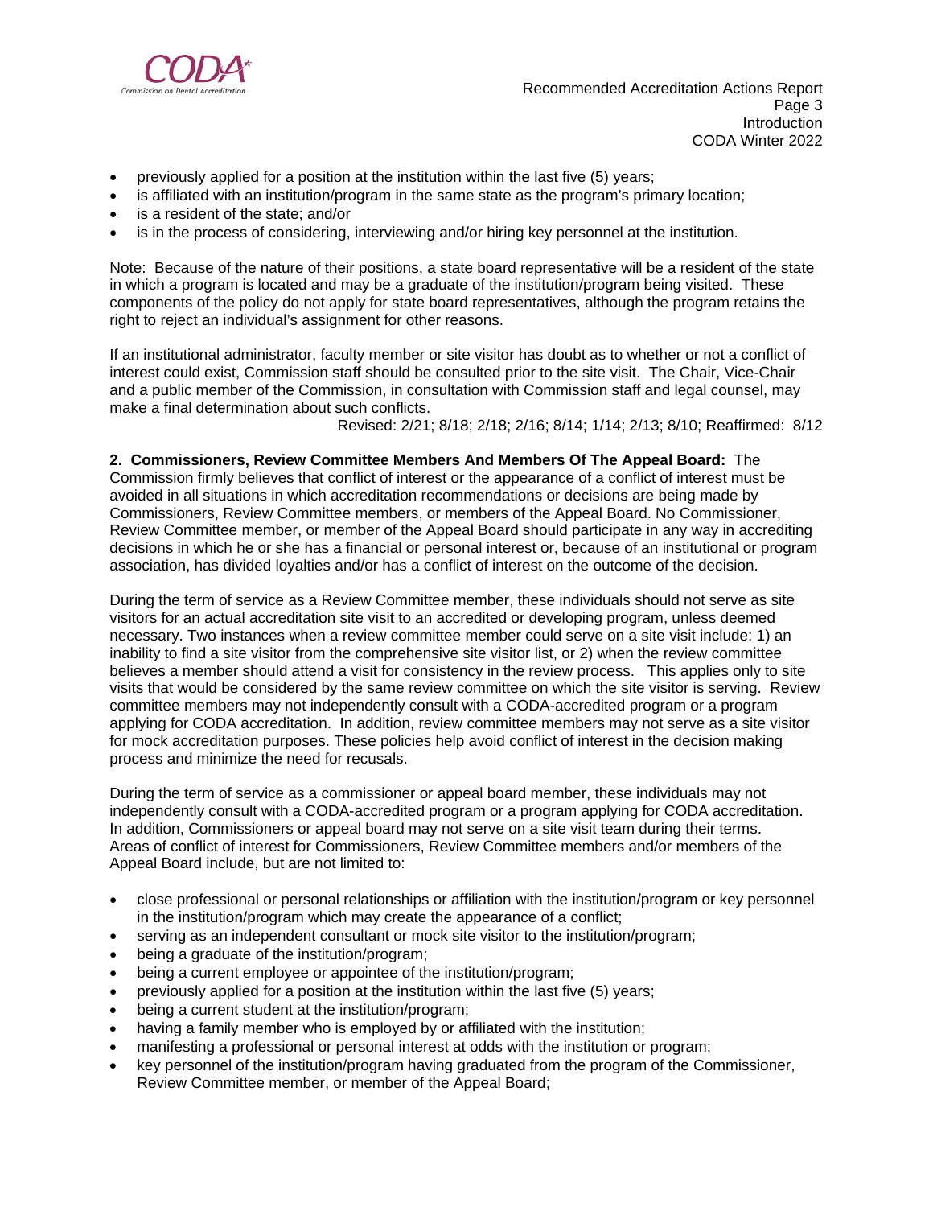- previously applied for a position at the institution within the last five (5) years;
- is affiliated with an institution/program in the same state as the program's primary location;
- is a resident of the state; and/or
- is in the process of considering, interviewing and/or hiring key personnel at the institution.

Note: Because of the nature of their positions, a state board representative will be a resident of the state in which a program is located and may be a graduate of the institution/program being visited. These components of the policy do not apply for state board representatives, although the program retains the right to reject an individual's assignment for other reasons.

If an institutional administrator, faculty member or site visitor has doubt as to whether or not a conflict of interest could exist, Commission staff should be consulted prior to the site visit. The Chair, Vice-Chair and a public member of the Commission, in consultation with Commission staff and legal counsel, may make a final determination about such conflicts.

Revised: 2/21; 8/18; 2/18; 2/16; 8/14; 1/14; 2/13; 8/10; Reaffirmed: 8/12

**2. Commissioners, Review Committee Members And Members Of The Appeal Board:** The Commission firmly believes that conflict of interest or the appearance of a conflict of interest must be avoided in all situations in which accreditation recommendations or decisions are being made by Commissioners, Review Committee members, or members of the Appeal Board. No Commissioner, Review Committee member, or member of the Appeal Board should participate in any way in accrediting decisions in which he or she has a financial or personal interest or, because of an institutional or program association, has divided loyalties and/or has a conflict of interest on the outcome of the decision.

During the term of service as a Review Committee member, these individuals should not serve as site visitors for an actual accreditation site visit to an accredited or developing program, unless deemed necessary. Two instances when a review committee member could serve on a site visit include: 1) an inability to find a site visitor from the comprehensive site visitor list, or 2) when the review committee believes a member should attend a visit for consistency in the review process. This applies only to site visits that would be considered by the same review committee on which the site visitor is serving. Review committee members may not independently consult with a CODA-accredited program or a program applying for CODA accreditation. In addition, review committee members may not serve as a site visitor for mock accreditation purposes. These policies help avoid conflict of interest in the decision making process and minimize the need for recusals.

During the term of service as a commissioner or appeal board member, these individuals may not independently consult with a CODA-accredited program or a program applying for CODA accreditation. In addition, Commissioners or appeal board may not serve on a site visit team during their terms. Areas of conflict of interest for Commissioners, Review Committee members and/or members of the Appeal Board include, but are not limited to:

- close professional or personal relationships or affiliation with the institution/program or key personnel in the institution/program which may create the appearance of a conflict;
- serving as an independent consultant or mock site visitor to the institution/program;
- being a graduate of the institution/program;
- being a current employee or appointee of the institution/program;
- previously applied for a position at the institution within the last five (5) years;
- being a current student at the institution/program;
- having a family member who is employed by or affiliated with the institution;
- manifesting a professional or personal interest at odds with the institution or program;
- key personnel of the institution/program having graduated from the program of the Commissioner, Review Committee member, or member of the Appeal Board;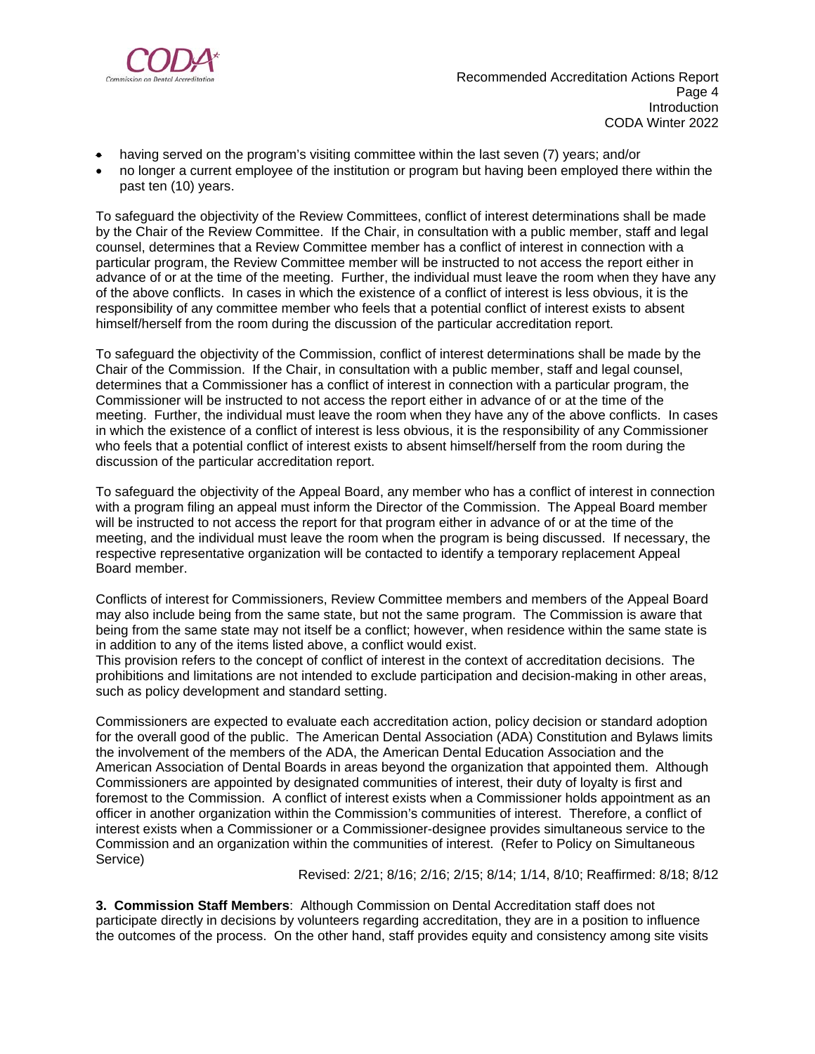- having served on the program's visiting committee within the last seven (7) years; and/or
- no longer a current employee of the institution or program but having been employed there within the past ten (10) years.

To safeguard the objectivity of the Review Committees, conflict of interest determinations shall be made by the Chair of the Review Committee. If the Chair, in consultation with a public member, staff and legal counsel, determines that a Review Committee member has a conflict of interest in connection with a particular program, the Review Committee member will be instructed to not access the report either in advance of or at the time of the meeting. Further, the individual must leave the room when they have any of the above conflicts. In cases in which the existence of a conflict of interest is less obvious, it is the responsibility of any committee member who feels that a potential conflict of interest exists to absent himself/herself from the room during the discussion of the particular accreditation report.

To safeguard the objectivity of the Commission, conflict of interest determinations shall be made by the Chair of the Commission. If the Chair, in consultation with a public member, staff and legal counsel, determines that a Commissioner has a conflict of interest in connection with a particular program, the Commissioner will be instructed to not access the report either in advance of or at the time of the meeting. Further, the individual must leave the room when they have any of the above conflicts. In cases in which the existence of a conflict of interest is less obvious, it is the responsibility of any Commissioner who feels that a potential conflict of interest exists to absent himself/herself from the room during the discussion of the particular accreditation report.

To safeguard the objectivity of the Appeal Board, any member who has a conflict of interest in connection with a program filing an appeal must inform the Director of the Commission. The Appeal Board member will be instructed to not access the report for that program either in advance of or at the time of the meeting, and the individual must leave the room when the program is being discussed. If necessary, the respective representative organization will be contacted to identify a temporary replacement Appeal Board member.

Conflicts of interest for Commissioners, Review Committee members and members of the Appeal Board may also include being from the same state, but not the same program. The Commission is aware that being from the same state may not itself be a conflict; however, when residence within the same state is in addition to any of the items listed above, a conflict would exist.
This provision refers to the concept of conflict of interest in the context of accreditation decisions. The prohibitions and limitations are not intended to exclude participation and decision-making in other areas, such as policy development and standard setting.

Commissioners are expected to evaluate each accreditation action, policy decision or standard adoption for the overall good of the public. The American Dental Association (ADA) Constitution and Bylaws limits the involvement of the members of the ADA, the American Dental Education Association and the American Association of Dental Boards in areas beyond the organization that appointed them. Although Commissioners are appointed by designated communities of interest, their duty of loyalty is first and foremost to the Commission. A conflict of interest exists when a Commissioner holds appointment as an officer in another organization within the Commission's communities of interest. Therefore, a conflict of interest exists when a Commissioner or a Commissioner-designee provides simultaneous service to the Commission and an organization within the communities of interest. (Refer to Policy on Simultaneous Service)

Revised: 2/21; 8/16; 2/16; 2/15; 8/14; 1/14, 8/10; Reaffirmed: 8/18; 8/12

**3. Commission Staff Members**: Although Commission on Dental Accreditation staff does not participate directly in decisions by volunteers regarding accreditation, they are in a position to influence the outcomes of the process. On the other hand, staff provides equity and consistency among site visits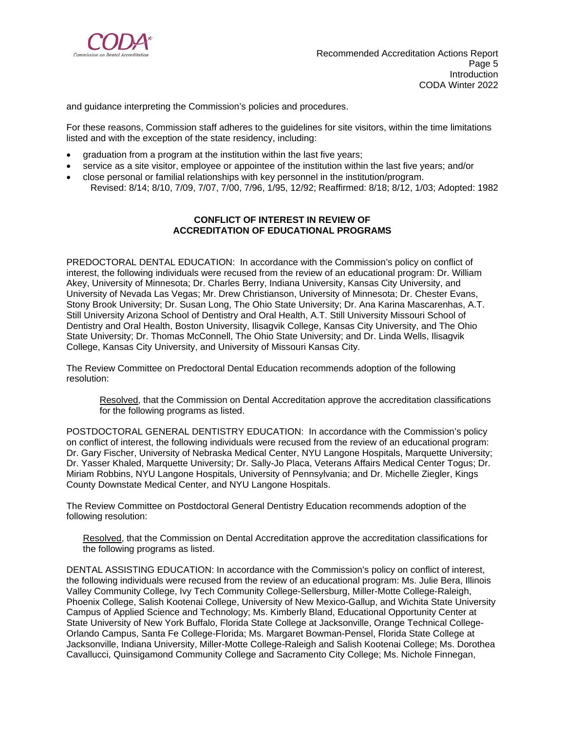and guidance interpreting the Commission's policies and procedures.

For these reasons, Commission staff adheres to the guidelines for site visitors, within the time limitations listed and with the exception of the state residency, including:

- graduation from a program at the institution within the last five years;
- service as a site visitor, employee or appointee of the institution within the last five years; and/or
- close personal or familial relationships with key personnel in the institution/program.

Revised: 8/14; 8/10, 7/09, 7/07, 7/00, 7/96, 1/95, 12/92; Reaffirmed: 8/18; 8/12, 1/03; Adopted: 1982

**CONFLICT OF INTEREST IN REVIEW OF ACCREDITATION OF EDUCATIONAL PROGRAMS**

PREDOCTORAL DENTAL EDUCATION: In accordance with the Commission's policy on conflict of interest, the following individuals were recused from the review of an educational program: Dr. William Akey, University of Minnesota; Dr. Charles Berry, Indiana University, Kansas City University, and University of Nevada Las Vegas; Mr. Drew Christianson, University of Minnesota; Dr. Chester Evans, Stony Brook University; Dr. Susan Long, The Ohio State University; Dr. Ana Karina Mascarenhas, A.T. Still University Arizona School of Dentistry and Oral Health, A.T. Still University Missouri School of Dentistry and Oral Health, Boston University, Ilisagvik College, Kansas City University, and The Ohio State University; Dr. Thomas McConnell, The Ohio State University; and Dr. Linda Wells, Ilisagvik College, Kansas City University, and University of Missouri Kansas City.

The Review Committee on Predoctoral Dental Education recommends adoption of the following resolution:

> Resolved, that the Commission on Dental Accreditation approve the accreditation classifications for the following programs as listed.

POSTDOCTORAL GENERAL DENTISTRY EDUCATION: In accordance with the Commission's policy on conflict of interest, the following individuals were recused from the review of an educational program: Dr. Gary Fischer, University of Nebraska Medical Center, NYU Langone Hospitals, Marquette University; Dr. Yasser Khaled, Marquette University; Dr. Sally-Jo Placa, Veterans Affairs Medical Center Togus; Dr. Miriam Robbins, NYU Langone Hospitals, University of Pennsylvania; and Dr. Michelle Ziegler, Kings County Downstate Medical Center, and NYU Langone Hospitals.

The Review Committee on Postdoctoral General Dentistry Education recommends adoption of the following resolution:

> Resolved, that the Commission on Dental Accreditation approve the accreditation classifications for the following programs as listed.

DENTAL ASSISTING EDUCATION: In accordance with the Commission's policy on conflict of interest, the following individuals were recused from the review of an educational program: Ms. Julie Bera, Illinois Valley Community College, Ivy Tech Community College-Sellersburg, Miller-Motte College-Raleigh, Phoenix College, Salish Kootenai College, University of New Mexico-Gallup, and Wichita State University Campus of Applied Science and Technology; Ms. Kimberly Bland, Educational Opportunity Center at State University of New York Buffalo, Florida State College at Jacksonville, Orange Technical College-Orlando Campus, Santa Fe College-Florida; Ms. Margaret Bowman-Pensel, Florida State College at Jacksonville, Indiana University, Miller-Motte College-Raleigh and Salish Kootenai College; Ms. Dorothea Cavallucci, Quinsigamond Community College and Sacramento City College; Ms. Nichole Finnegan,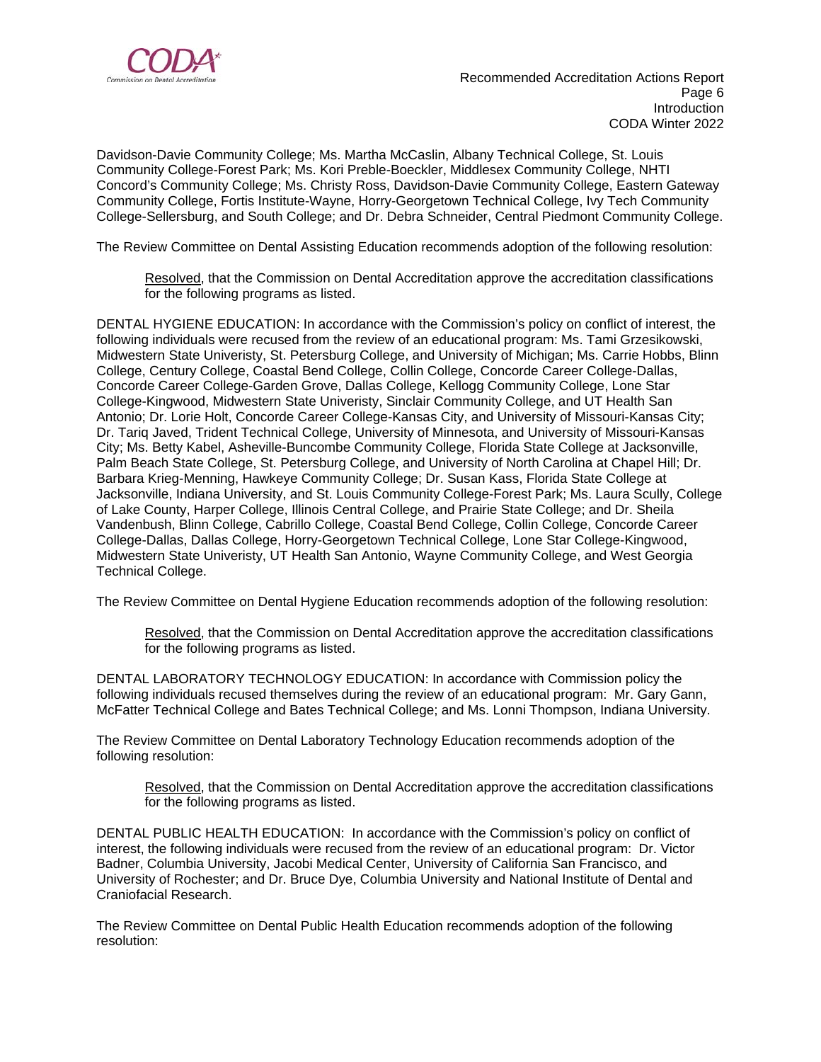Davidson-Davie Community College; Ms. Martha McCaslin, Albany Technical College, St. Louis Community College-Forest Park; Ms. Kori Preble-Boeckler, Middlesex Community College, NHTI Concord's Community College; Ms. Christy Ross, Davidson-Davie Community College, Eastern Gateway Community College, Fortis Institute-Wayne, Horry-Georgetown Technical College, Ivy Tech Community College-Sellersburg, and South College; and Dr. Debra Schneider, Central Piedmont Community College.

The Review Committee on Dental Assisting Education recommends adoption of the following resolution:

> Resolved, that the Commission on Dental Accreditation approve the accreditation classifications for the following programs as listed.

DENTAL HYGIENE EDUCATION: In accordance with the Commission's policy on conflict of interest, the following individuals were recused from the review of an educational program: Ms. Tami Grzesikowski, Midwestern State Univeristy, St. Petersburg College, and University of Michigan; Ms. Carrie Hobbs, Blinn College, Century College, Coastal Bend College, Collin College, Concorde Career College-Dallas, Concorde Career College-Garden Grove, Dallas College, Kellogg Community College, Lone Star College-Kingwood, Midwestern State Univeristy, Sinclair Community College, and UT Health San Antonio; Dr. Lorie Holt, Concorde Career College-Kansas City, and University of Missouri-Kansas City; Dr. Tariq Javed, Trident Technical College, University of Minnesota, and University of Missouri-Kansas City; Ms. Betty Kabel, Asheville-Buncombe Community College, Florida State College at Jacksonville, Palm Beach State College, St. Petersburg College, and University of North Carolina at Chapel Hill; Dr. Barbara Krieg-Menning, Hawkeye Community College; Dr. Susan Kass, Florida State College at Jacksonville, Indiana University, and St. Louis Community College-Forest Park; Ms. Laura Scully, College of Lake County, Harper College, Illinois Central College, and Prairie State College; and Dr. Sheila Vandenbush, Blinn College, Cabrillo College, Coastal Bend College, Collin College, Concorde Career College-Dallas, Dallas College, Horry-Georgetown Technical College, Lone Star College-Kingwood, Midwestern State Univeristy, UT Health San Antonio, Wayne Community College, and West Georgia Technical College.

The Review Committee on Dental Hygiene Education recommends adoption of the following resolution:

> Resolved, that the Commission on Dental Accreditation approve the accreditation classifications for the following programs as listed.

DENTAL LABORATORY TECHNOLOGY EDUCATION: In accordance with Commission policy the following individuals recused themselves during the review of an educational program: Mr. Gary Gann, McFatter Technical College and Bates Technical College; and Ms. Lonni Thompson, Indiana University.

The Review Committee on Dental Laboratory Technology Education recommends adoption of the following resolution:

> Resolved, that the Commission on Dental Accreditation approve the accreditation classifications for the following programs as listed.

DENTAL PUBLIC HEALTH EDUCATION: In accordance with the Commission's policy on conflict of interest, the following individuals were recused from the review of an educational program: Dr. Victor Badner, Columbia University, Jacobi Medical Center, University of California San Francisco, and University of Rochester; and Dr. Bruce Dye, Columbia University and National Institute of Dental and Craniofacial Research.

The Review Committee on Dental Public Health Education recommends adoption of the following resolution: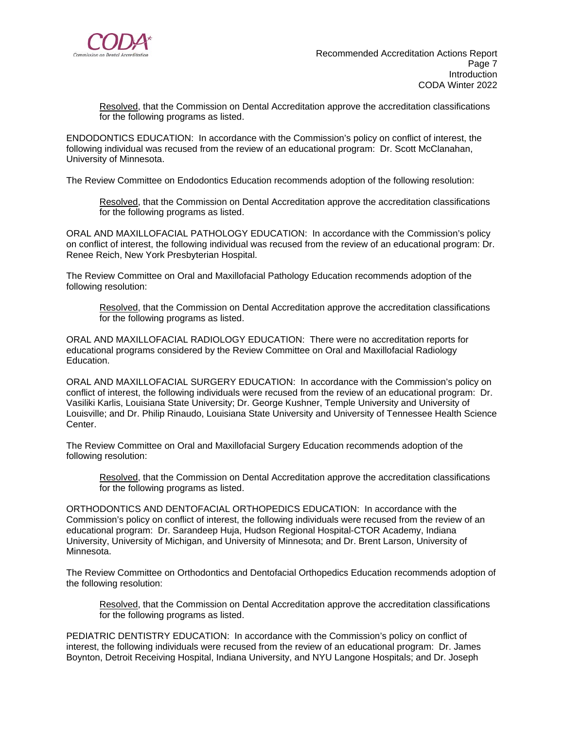Resolved, that the Commission on Dental Accreditation approve the accreditation classifications for the following programs as listed.

ENDODONTICS EDUCATION: In accordance with the Commission's policy on conflict of interest, the following individual was recused from the review of an educational program: Dr. Scott McClanahan, University of Minnesota.

The Review Committee on Endodontics Education recommends adoption of the following resolution:

Resolved, that the Commission on Dental Accreditation approve the accreditation classifications for the following programs as listed.

ORAL AND MAXILLOFACIAL PATHOLOGY EDUCATION: In accordance with the Commission's policy on conflict of interest, the following individual was recused from the review of an educational program: Dr. Renee Reich, New York Presbyterian Hospital.

The Review Committee on Oral and Maxillofacial Pathology Education recommends adoption of the following resolution:

Resolved, that the Commission on Dental Accreditation approve the accreditation classifications for the following programs as listed.

ORAL AND MAXILLOFACIAL RADIOLOGY EDUCATION: There were no accreditation reports for educational programs considered by the Review Committee on Oral and Maxillofacial Radiology Education.

ORAL AND MAXILLOFACIAL SURGERY EDUCATION: In accordance with the Commission's policy on conflict of interest, the following individuals were recused from the review of an educational program: Dr. Vasiliki Karlis, Louisiana State University; Dr. George Kushner, Temple University and University of Louisville; and Dr. Philip Rinaudo, Louisiana State University and University of Tennessee Health Science Center.

The Review Committee on Oral and Maxillofacial Surgery Education recommends adoption of the following resolution:

Resolved, that the Commission on Dental Accreditation approve the accreditation classifications for the following programs as listed.

ORTHODONTICS AND DENTOFACIAL ORTHOPEDICS EDUCATION: In accordance with the Commission's policy on conflict of interest, the following individuals were recused from the review of an educational program: Dr. Sarandeep Huja, Hudson Regional Hospital-CTOR Academy, Indiana University, University of Michigan, and University of Minnesota; and Dr. Brent Larson, University of Minnesota.

The Review Committee on Orthodontics and Dentofacial Orthopedics Education recommends adoption of the following resolution:

Resolved, that the Commission on Dental Accreditation approve the accreditation classifications for the following programs as listed.

PEDIATRIC DENTISTRY EDUCATION: In accordance with the Commission's policy on conflict of interest, the following individuals were recused from the review of an educational program: Dr. James Boynton, Detroit Receiving Hospital, Indiana University, and NYU Langone Hospitals; and Dr. Joseph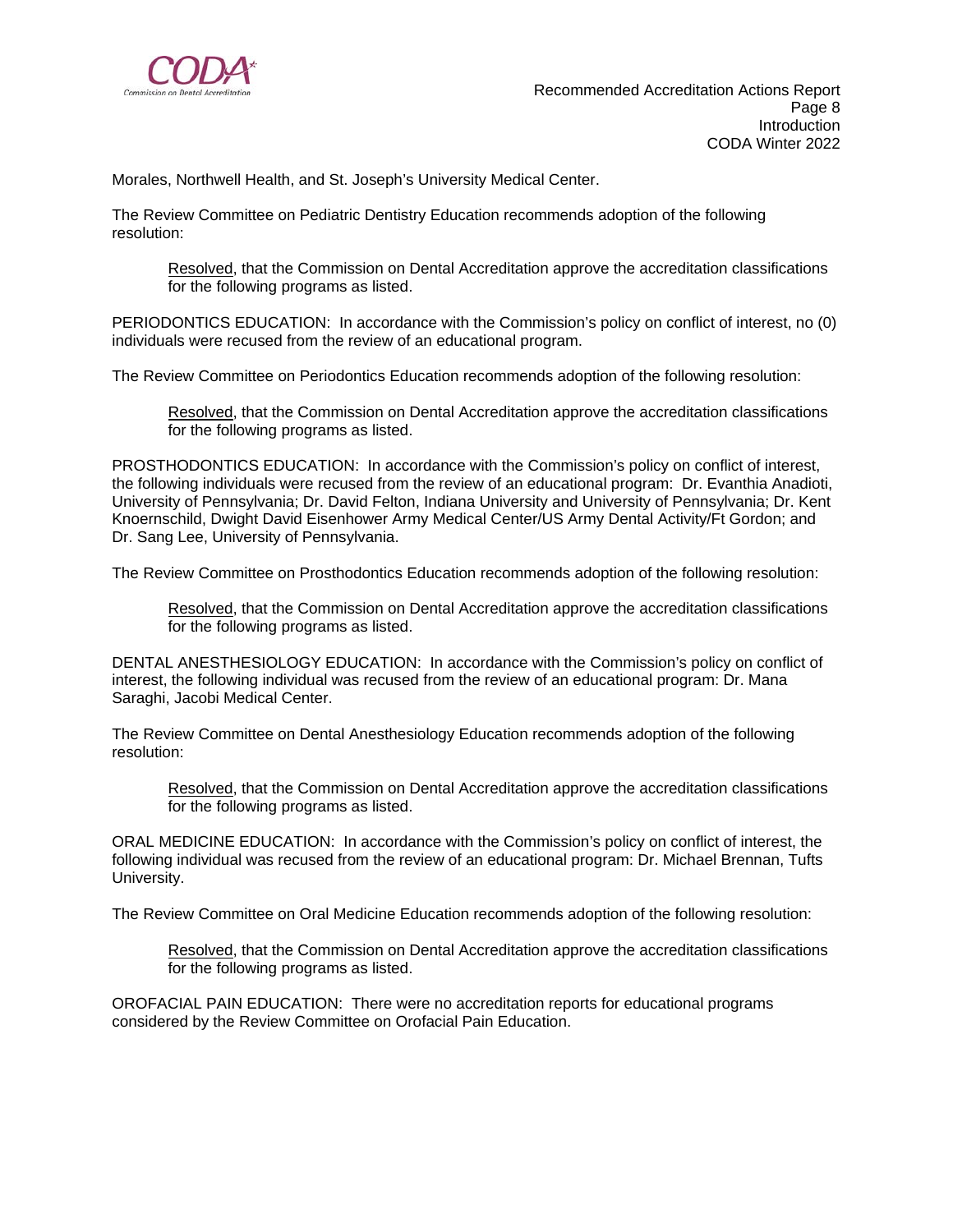Morales, Northwell Health, and St. Joseph's University Medical Center.

The Review Committee on Pediatric Dentistry Education recommends adoption of the following resolution:

> Resolved, that the Commission on Dental Accreditation approve the accreditation classifications for the following programs as listed.

PERIODONTICS EDUCATION: In accordance with the Commission's policy on conflict of interest, no (0) individuals were recused from the review of an educational program.

The Review Committee on Periodontics Education recommends adoption of the following resolution:

> Resolved, that the Commission on Dental Accreditation approve the accreditation classifications for the following programs as listed.

PROSTHODONTICS EDUCATION: In accordance with the Commission's policy on conflict of interest, the following individuals were recused from the review of an educational program: Dr. Evanthia Anadioti, University of Pennsylvania; Dr. David Felton, Indiana University and University of Pennsylvania; Dr. Kent Knoernschild, Dwight David Eisenhower Army Medical Center/US Army Dental Activity/Ft Gordon; and Dr. Sang Lee, University of Pennsylvania.

The Review Committee on Prosthodontics Education recommends adoption of the following resolution:

> Resolved, that the Commission on Dental Accreditation approve the accreditation classifications for the following programs as listed.

DENTAL ANESTHESIOLOGY EDUCATION: In accordance with the Commission's policy on conflict of interest, the following individual was recused from the review of an educational program: Dr. Mana Saraghi, Jacobi Medical Center.

The Review Committee on Dental Anesthesiology Education recommends adoption of the following resolution:

> Resolved, that the Commission on Dental Accreditation approve the accreditation classifications for the following programs as listed.

ORAL MEDICINE EDUCATION: In accordance with the Commission's policy on conflict of interest, the following individual was recused from the review of an educational program: Dr. Michael Brennan, Tufts University.

The Review Committee on Oral Medicine Education recommends adoption of the following resolution:

> Resolved, that the Commission on Dental Accreditation approve the accreditation classifications for the following programs as listed.

OROFACIAL PAIN EDUCATION: There were no accreditation reports for educational programs considered by the Review Committee on Orofacial Pain Education.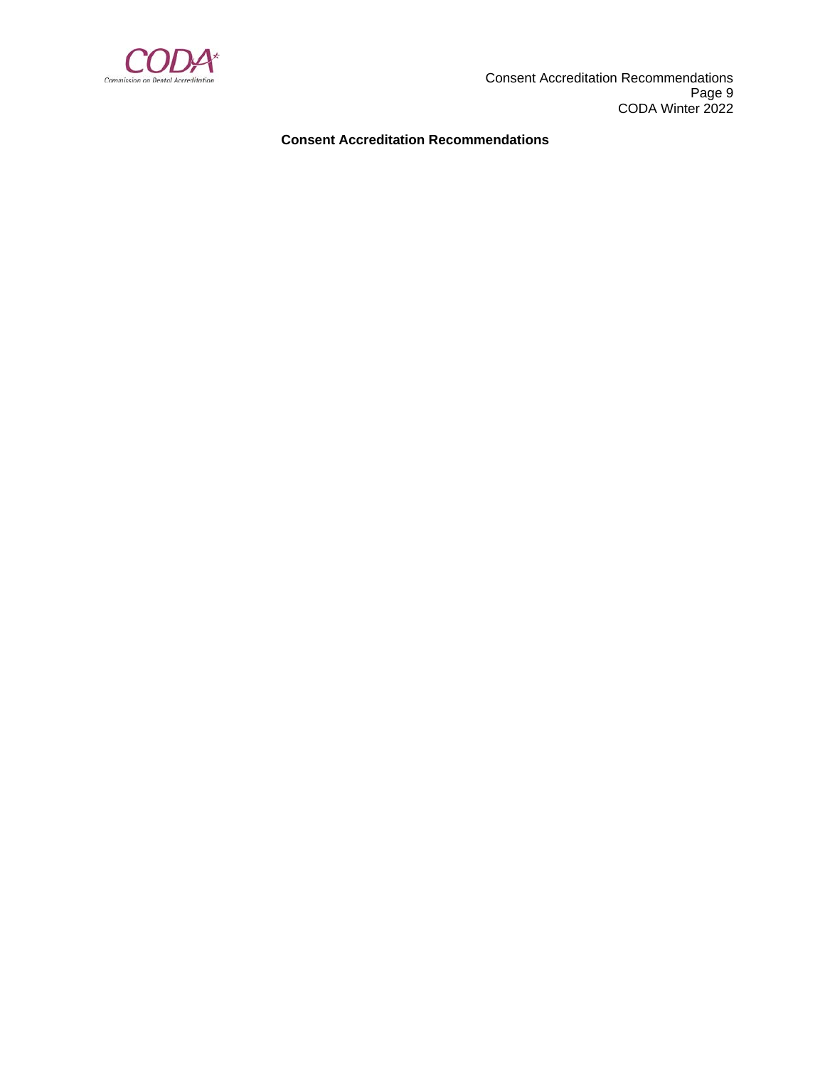**Consent Accreditation Recommendations**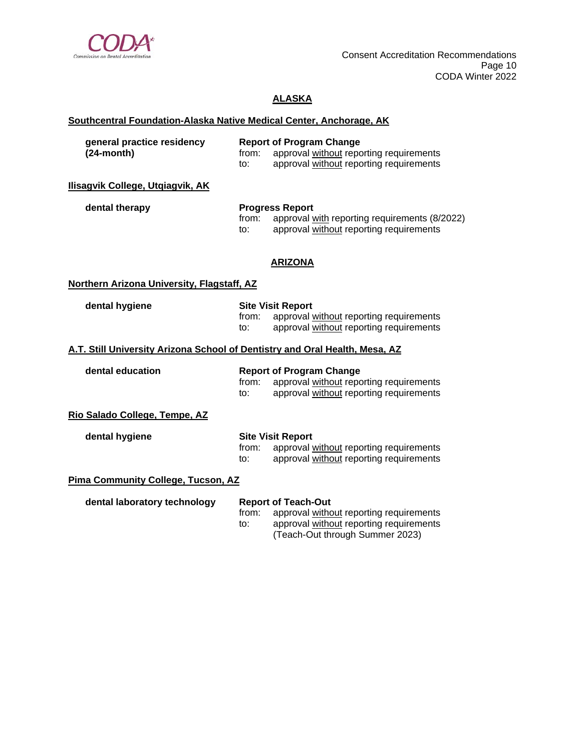## ALASKA

**Southcentral Foundation-Alaska Native Medical Center, Anchorage, AK**

**general practice residency (24-month)**

**Report of Program Change**
from: approval without reporting requirements
to: approval without reporting requirements

**Ilisagvik College, Utqiagvik, AK**

**dental therapy**

**Progress Report**
from: approval with reporting requirements (8/2022)
to: approval without reporting requirements

## ARIZONA

**Northern Arizona University, Flagstaff, AZ**

**dental hygiene**

**Site Visit Report**
from: approval without reporting requirements
to: approval without reporting requirements

**A.T. Still University Arizona School of Dentistry and Oral Health, Mesa, AZ**

**dental education**

**Report of Program Change**
from: approval without reporting requirements
to: approval without reporting requirements

**Rio Salado College, Tempe, AZ**

**dental hygiene**

**Site Visit Report**
from: approval without reporting requirements
to: approval without reporting requirements

**Pima Community College, Tucson, AZ**

**dental laboratory technology**

**Report of Teach-Out**
from: approval without reporting requirements
to: approval without reporting requirements (Teach-Out through Summer 2023)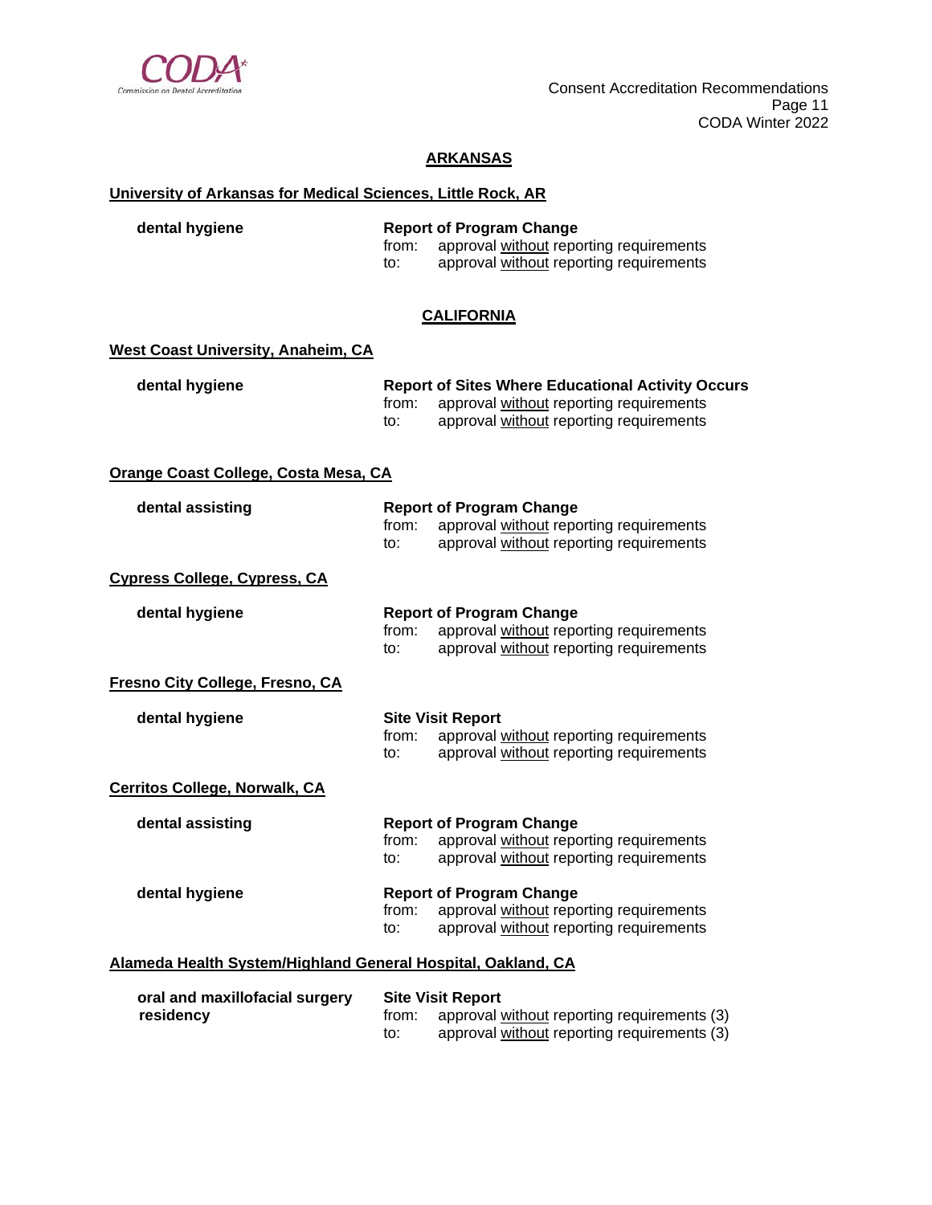## ARKANSAS

**University of Arkansas for Medical Sciences, Little Rock, AR**

**dental hygiene**

**Report of Program Change**
from: approval without reporting requirements
to: approval without reporting requirements

## CALIFORNIA

**West Coast University, Anaheim, CA**

**dental hygiene**

**Report of Sites Where Educational Activity Occurs**
from: approval without reporting requirements
to: approval without reporting requirements

**Orange Coast College, Costa Mesa, CA**

**dental assisting**

**Report of Program Change**
from: approval without reporting requirements
to: approval without reporting requirements

**Cypress College, Cypress, CA**

**dental hygiene**

**Report of Program Change**
from: approval without reporting requirements
to: approval without reporting requirements

**Fresno City College, Fresno, CA**

**dental hygiene**

**Site Visit Report**
from: approval without reporting requirements
to: approval without reporting requirements

**Cerritos College, Norwalk, CA**

**dental assisting**

**Report of Program Change**
from: approval without reporting requirements
to: approval without reporting requirements

**dental hygiene**

**Report of Program Change**
from: approval without reporting requirements
to: approval without reporting requirements

**Alameda Health System/Highland General Hospital, Oakland, CA**

**oral and maxillofacial surgery residency**

**Site Visit Report**
from: approval without reporting requirements (3)
to: approval without reporting requirements (3)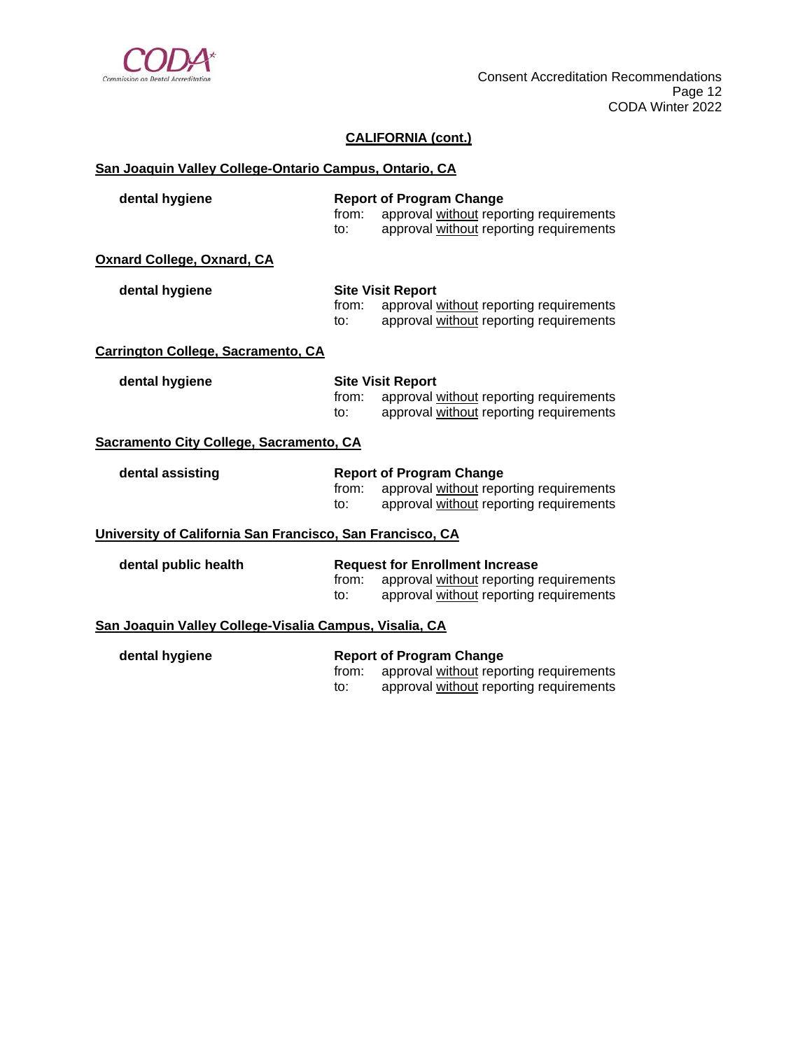## CALIFORNIA (cont.)

### San Joaquin Valley College-Ontario Campus, Ontario, CA

**dental hygiene** — **Report of Program Change**
from: approval without reporting requirements
to: approval without reporting requirements

### Oxnard College, Oxnard, CA

**dental hygiene** — **Site Visit Report**
from: approval without reporting requirements
to: approval without reporting requirements

### Carrington College, Sacramento, CA

**dental hygiene** — **Site Visit Report**
from: approval without reporting requirements
to: approval without reporting requirements

### Sacramento City College, Sacramento, CA

**dental assisting** — **Report of Program Change**
from: approval without reporting requirements
to: approval without reporting requirements

### University of California San Francisco, San Francisco, CA

**dental public health** — **Request for Enrollment Increase**
from: approval without reporting requirements
to: approval without reporting requirements

### San Joaquin Valley College-Visalia Campus, Visalia, CA

**dental hygiene** — **Report of Program Change**
from: approval without reporting requirements
to: approval without reporting requirements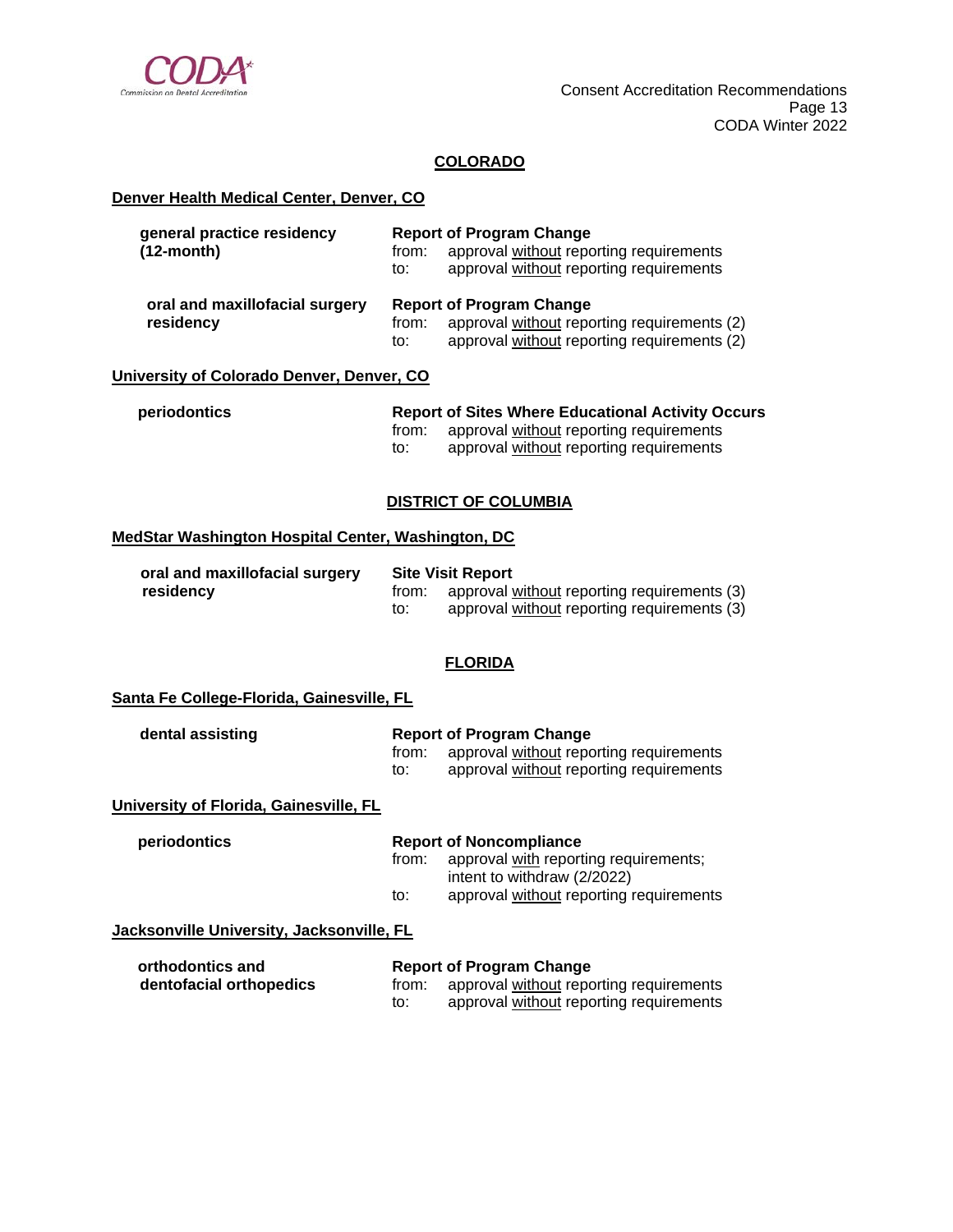## COLORADO

**Denver Health Medical Center, Denver, CO**

| Program | Action |
|---|---|
| **general practice residency (12-month)** | **Report of Program Change**<br>from: approval without reporting requirements<br>to: approval without reporting requirements |
| **oral and maxillofacial surgery residency** | **Report of Program Change**<br>from: approval without reporting requirements (2)<br>to: approval without reporting requirements (2) |

**University of Colorado Denver, Denver, CO**

| Program | Action |
|---|---|
| **periodontics** | **Report of Sites Where Educational Activity Occurs**<br>from: approval without reporting requirements<br>to: approval without reporting requirements |

## DISTRICT OF COLUMBIA

**MedStar Washington Hospital Center, Washington, DC**

| Program | Action |
|---|---|
| **oral and maxillofacial surgery residency** | **Site Visit Report**<br>from: approval without reporting requirements (3)<br>to: approval without reporting requirements (3) |

## FLORIDA

**Santa Fe College-Florida, Gainesville, FL**

| Program | Action |
|---|---|
| **dental assisting** | **Report of Program Change**<br>from: approval without reporting requirements<br>to: approval without reporting requirements |

**University of Florida, Gainesville, FL**

| Program | Action |
|---|---|
| **periodontics** | **Report of Noncompliance**<br>from: approval with reporting requirements; intent to withdraw (2/2022)<br>to: approval without reporting requirements |

**Jacksonville University, Jacksonville, FL**

| Program | Action |
|---|---|
| **orthodontics and dentofacial orthopedics** | **Report of Program Change**<br>from: approval without reporting requirements<br>to: approval without reporting requirements |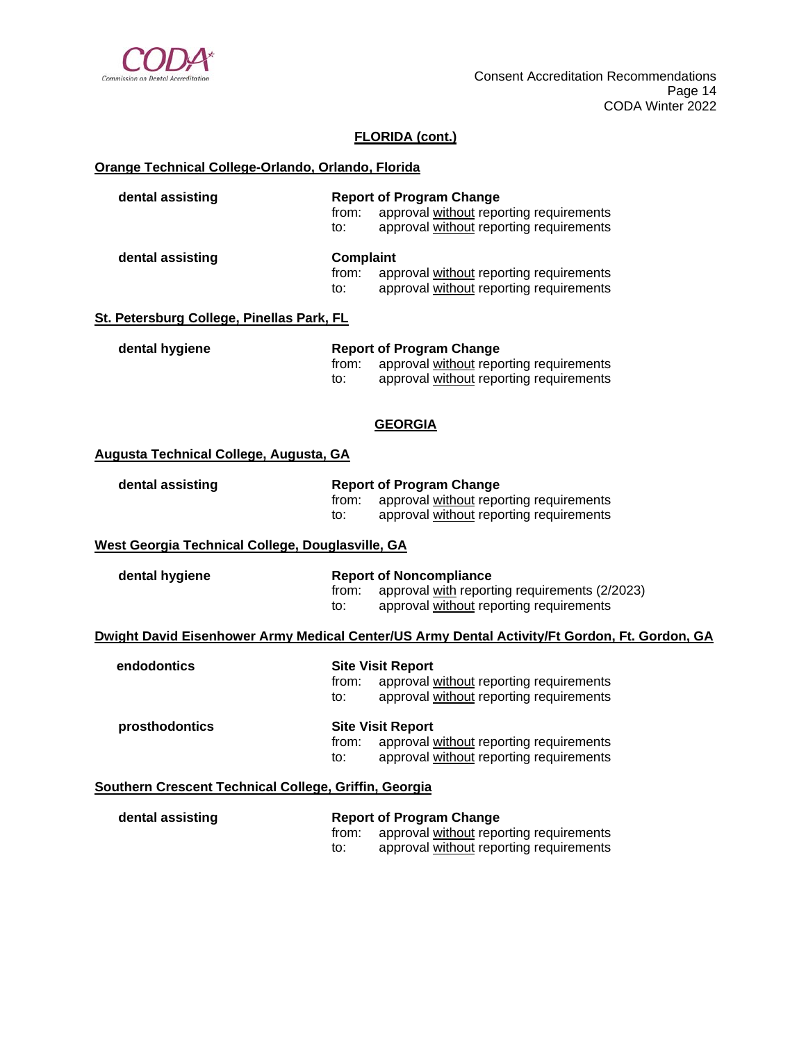## FLORIDA (cont.)

### Orange Technical College-Orlando, Orlando, Florida

**dental assisting**

**Report of Program Change**
from: approval without reporting requirements
to: approval without reporting requirements

**dental assisting**

**Complaint**
from: approval without reporting requirements
to: approval without reporting requirements

### St. Petersburg College, Pinellas Park, FL

**dental hygiene**

**Report of Program Change**
from: approval without reporting requirements
to: approval without reporting requirements

## GEORGIA

### Augusta Technical College, Augusta, GA

**dental assisting**

**Report of Program Change**
from: approval without reporting requirements
to: approval without reporting requirements

### West Georgia Technical College, Douglasville, GA

**dental hygiene**

**Report of Noncompliance**
from: approval with reporting requirements (2/2023)
to: approval without reporting requirements

### Dwight David Eisenhower Army Medical Center/US Army Dental Activity/Ft Gordon, Ft. Gordon, GA

**endodontics**

**Site Visit Report**
from: approval without reporting requirements
to: approval without reporting requirements

**prosthodontics**

**Site Visit Report**
from: approval without reporting requirements
to: approval without reporting requirements

### Southern Crescent Technical College, Griffin, Georgia

**dental assisting**

**Report of Program Change**
from: approval without reporting requirements
to: approval without reporting requirements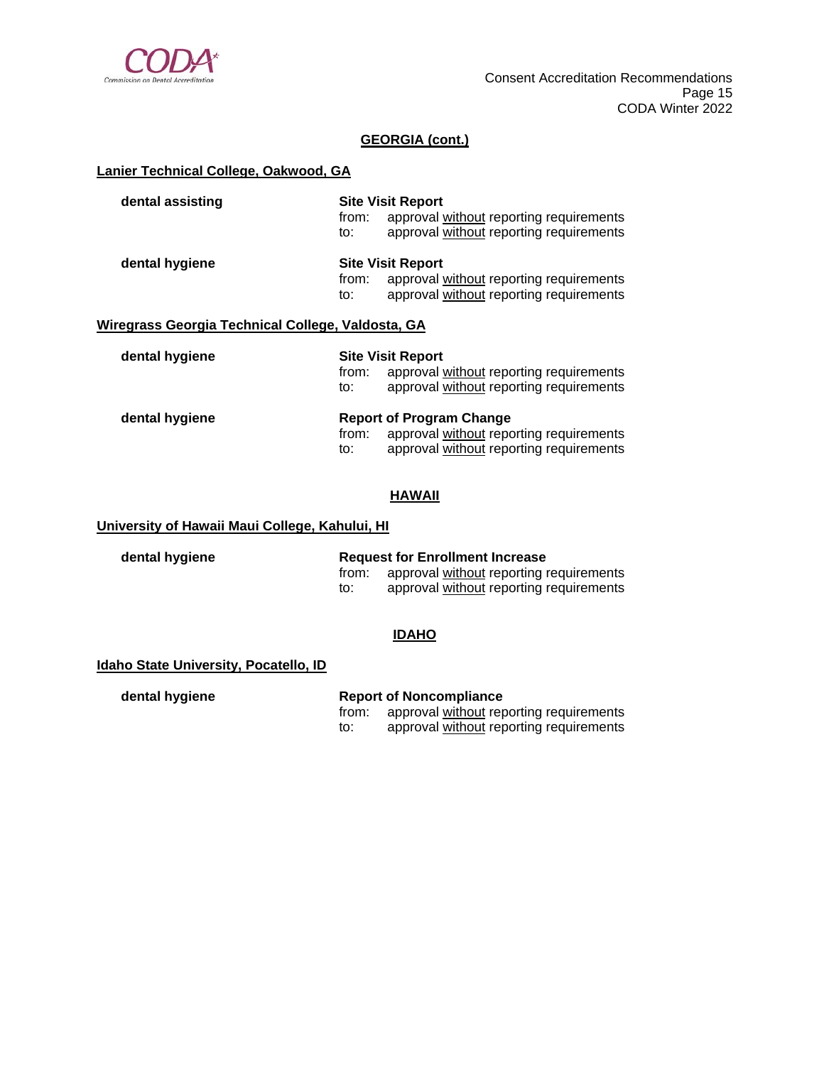## GEORGIA (cont.)

### Lanier Technical College, Oakwood, GA

**dental assisting**

**Site Visit Report**
from: approval <u>without</u> reporting requirements
to: approval <u>without</u> reporting requirements

**dental hygiene**

**Site Visit Report**
from: approval <u>without</u> reporting requirements
to: approval <u>without</u> reporting requirements

### Wiregrass Georgia Technical College, Valdosta, GA

**dental hygiene**

**Site Visit Report**
from: approval <u>without</u> reporting requirements
to: approval <u>without</u> reporting requirements

**dental hygiene**

**Report of Program Change**
from: approval <u>without</u> reporting requirements
to: approval <u>without</u> reporting requirements

## HAWAII

### University of Hawaii Maui College, Kahului, HI

**dental hygiene**

**Request for Enrollment Increase**
from: approval <u>without</u> reporting requirements
to: approval <u>without</u> reporting requirements

## IDAHO

### Idaho State University, Pocatello, ID

**dental hygiene**

**Report of Noncompliance**
from: approval <u>without</u> reporting requirements
to: approval <u>without</u> reporting requirements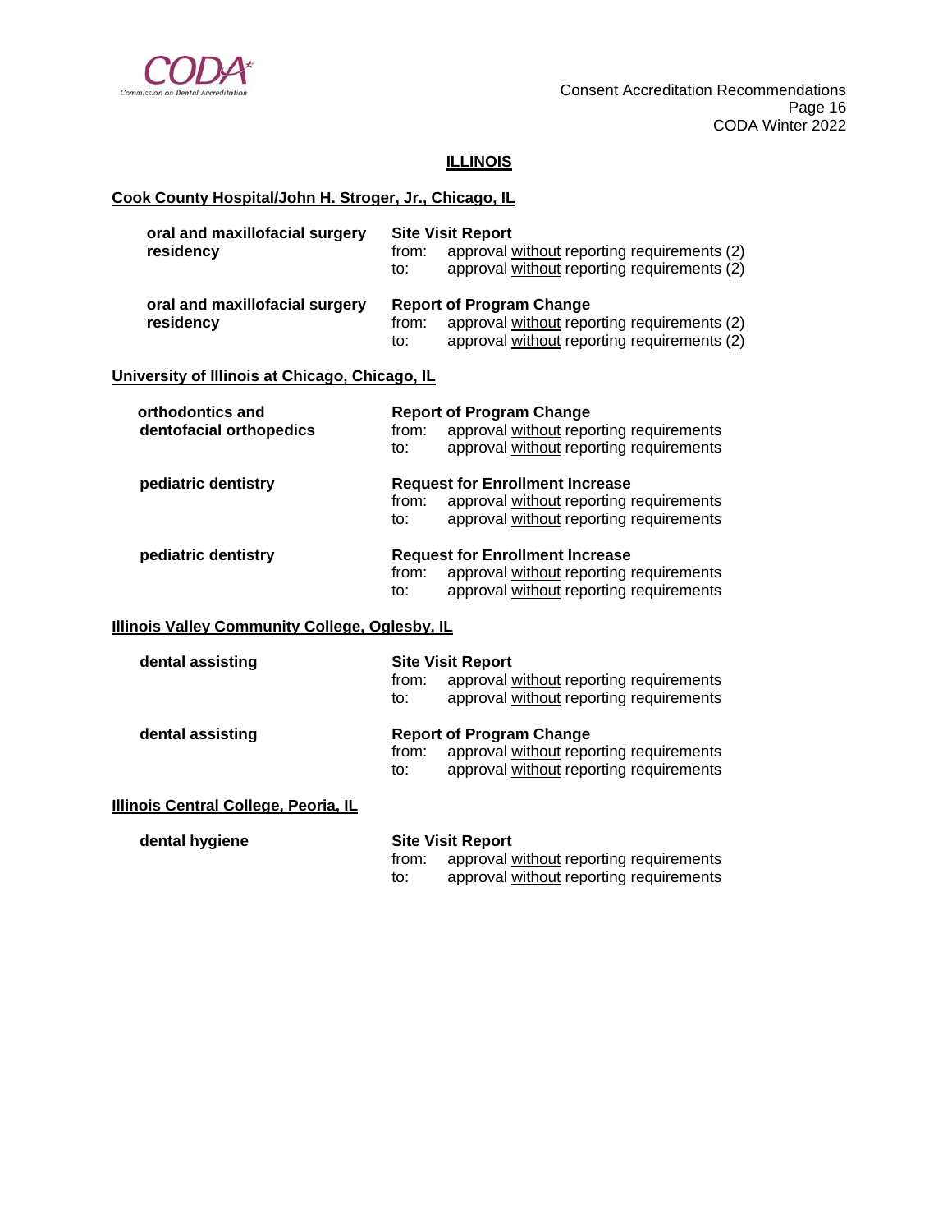## ILLINOIS

### Cook County Hospital/John H. Stroger, Jr., Chicago, IL

**oral and maxillofacial surgery residency**
**Site Visit Report**
from: approval without reporting requirements (2)
to: approval without reporting requirements (2)

**oral and maxillofacial surgery residency**
**Report of Program Change**
from: approval without reporting requirements (2)
to: approval without reporting requirements (2)

### University of Illinois at Chicago, Chicago, IL

**orthodontics and dentofacial orthopedics**
**Report of Program Change**
from: approval without reporting requirements
to: approval without reporting requirements

**pediatric dentistry**
**Request for Enrollment Increase**
from: approval without reporting requirements
to: approval without reporting requirements

**pediatric dentistry**
**Request for Enrollment Increase**
from: approval without reporting requirements
to: approval without reporting requirements

### Illinois Valley Community College, Oglesby, IL

**dental assisting**
**Site Visit Report**
from: approval without reporting requirements
to: approval without reporting requirements

**dental assisting**
**Report of Program Change**
from: approval without reporting requirements
to: approval without reporting requirements

### Illinois Central College, Peoria, IL

**dental hygiene**
**Site Visit Report**
from: approval without reporting requirements
to: approval without reporting requirements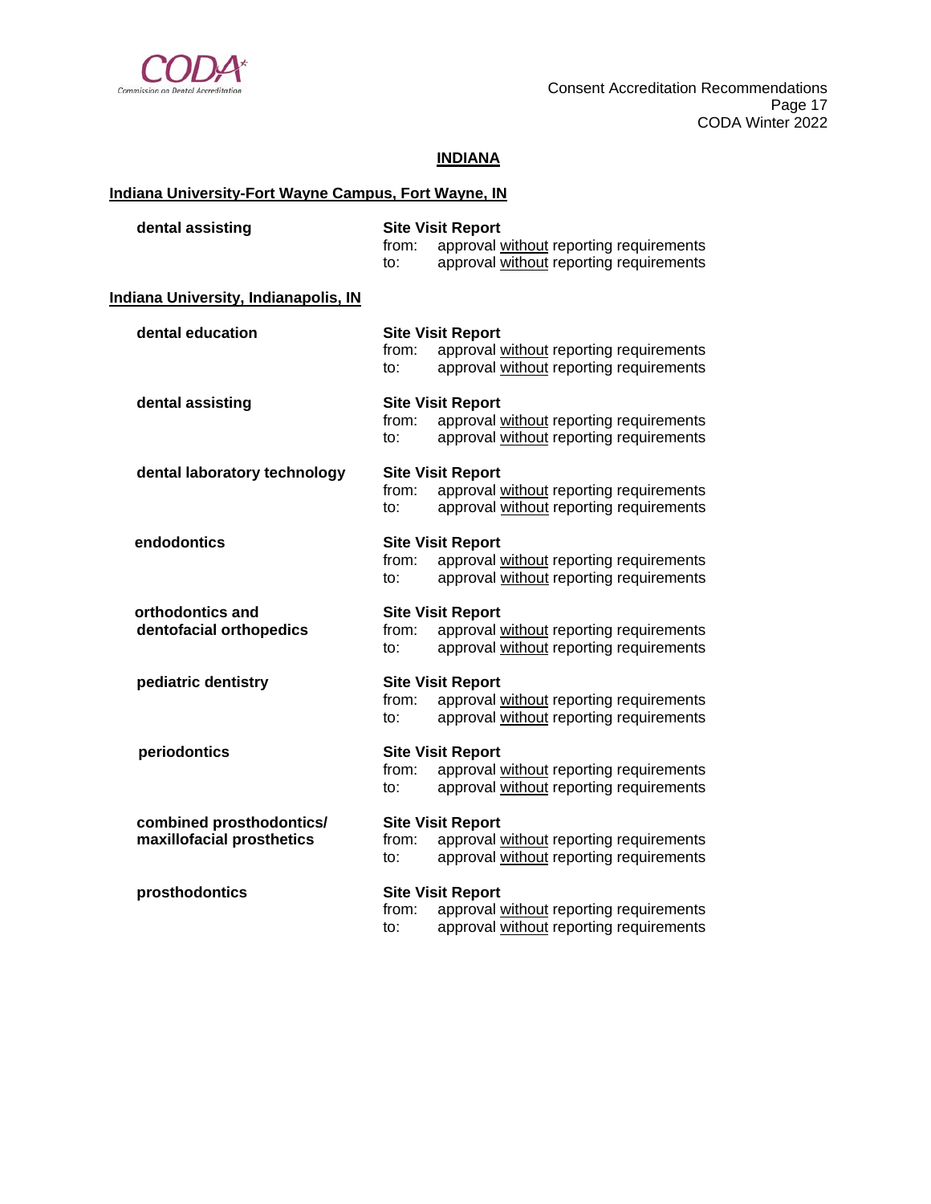## INDIANA

### Indiana University-Fort Wayne Campus, Fort Wayne, IN

**dental assisting**

**Site Visit Report**
from: approval without reporting requirements
to: approval without reporting requirements

### Indiana University, Indianapolis, IN

**dental education**

**Site Visit Report**
from: approval without reporting requirements
to: approval without reporting requirements

**dental assisting**

**Site Visit Report**
from: approval without reporting requirements
to: approval without reporting requirements

**dental laboratory technology**

**Site Visit Report**
from: approval without reporting requirements
to: approval without reporting requirements

**endodontics**

**Site Visit Report**
from: approval without reporting requirements
to: approval without reporting requirements

**orthodontics and dentofacial orthopedics**

**Site Visit Report**
from: approval without reporting requirements
to: approval without reporting requirements

**pediatric dentistry**

**Site Visit Report**
from: approval without reporting requirements
to: approval without reporting requirements

**periodontics**

**Site Visit Report**
from: approval without reporting requirements
to: approval without reporting requirements

**combined prosthodontics/ maxillofacial prosthetics**

**Site Visit Report**
from: approval without reporting requirements
to: approval without reporting requirements

**prosthodontics**

**Site Visit Report**
from: approval without reporting requirements
to: approval without reporting requirements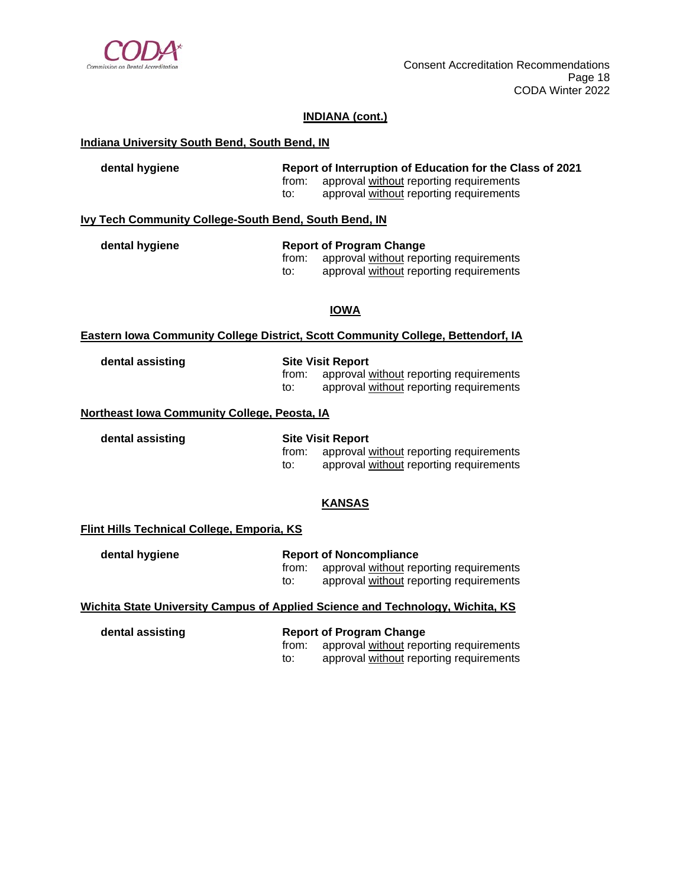## INDIANA (cont.)

**Indiana University South Bend, South Bend, IN**

**dental hygiene** — **Report of Interruption of Education for the Class of 2021**
from: approval without reporting requirements
to: approval without reporting requirements

**Ivy Tech Community College-South Bend, South Bend, IN**

**dental hygiene** — **Report of Program Change**
from: approval without reporting requirements
to: approval without reporting requirements

## IOWA

**Eastern Iowa Community College District, Scott Community College, Bettendorf, IA**

**dental assisting** — **Site Visit Report**
from: approval without reporting requirements
to: approval without reporting requirements

**Northeast Iowa Community College, Peosta, IA**

**dental assisting** — **Site Visit Report**
from: approval without reporting requirements
to: approval without reporting requirements

## KANSAS

**Flint Hills Technical College, Emporia, KS**

**dental hygiene** — **Report of Noncompliance**
from: approval without reporting requirements
to: approval without reporting requirements

**Wichita State University Campus of Applied Science and Technology, Wichita, KS**

**dental assisting** — **Report of Program Change**
from: approval without reporting requirements
to: approval without reporting requirements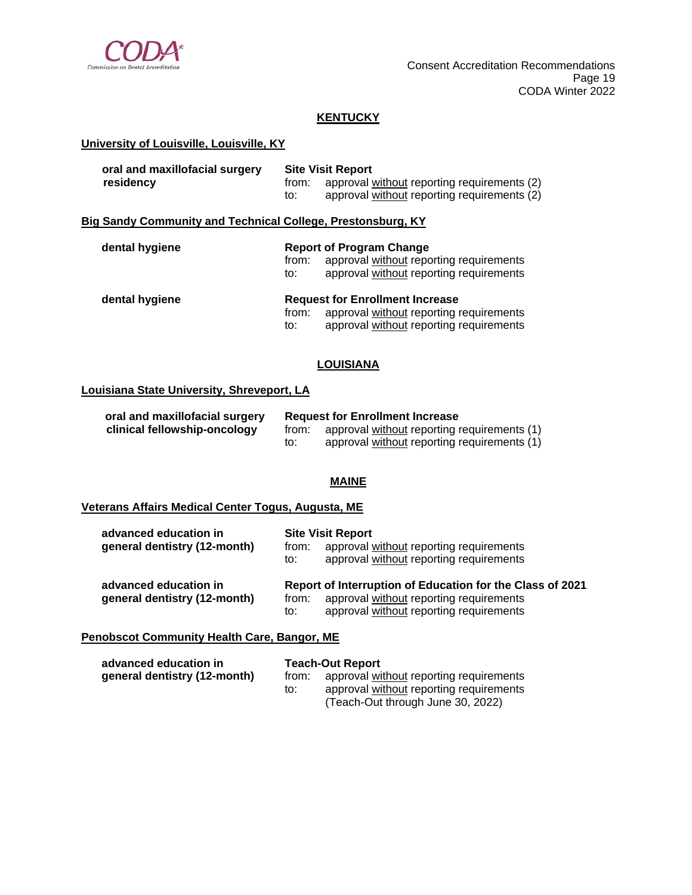## KENTUCKY

### University of Louisville, Louisville, KY

| | |
|---|---|
| **oral and maxillofacial surgery residency** | **Site Visit Report**<br>from: approval without reporting requirements (2)<br>to: approval without reporting requirements (2) |

### Big Sandy Community and Technical College, Prestonsburg, KY

| | |
|---|---|
| **dental hygiene** | **Report of Program Change**<br>from: approval without reporting requirements<br>to: approval without reporting requirements |
| **dental hygiene** | **Request for Enrollment Increase**<br>from: approval without reporting requirements<br>to: approval without reporting requirements |

## LOUISIANA

### Louisiana State University, Shreveport, LA

| | |
|---|---|
| **oral and maxillofacial surgery clinical fellowship-oncology** | **Request for Enrollment Increase**<br>from: approval without reporting requirements (1)<br>to: approval without reporting requirements (1) |

## MAINE

### Veterans Affairs Medical Center Togus, Augusta, ME

| | |
|---|---|
| **advanced education in general dentistry (12-month)** | **Site Visit Report**<br>from: approval without reporting requirements<br>to: approval without reporting requirements |
| **advanced education in general dentistry (12-month)** | **Report of Interruption of Education for the Class of 2021**<br>from: approval without reporting requirements<br>to: approval without reporting requirements |

### Penobscot Community Health Care, Bangor, ME

| | |
|---|---|
| **advanced education in general dentistry (12-month)** | **Teach-Out Report**<br>from: approval without reporting requirements<br>to: approval without reporting requirements<br>(Teach-Out through June 30, 2022) |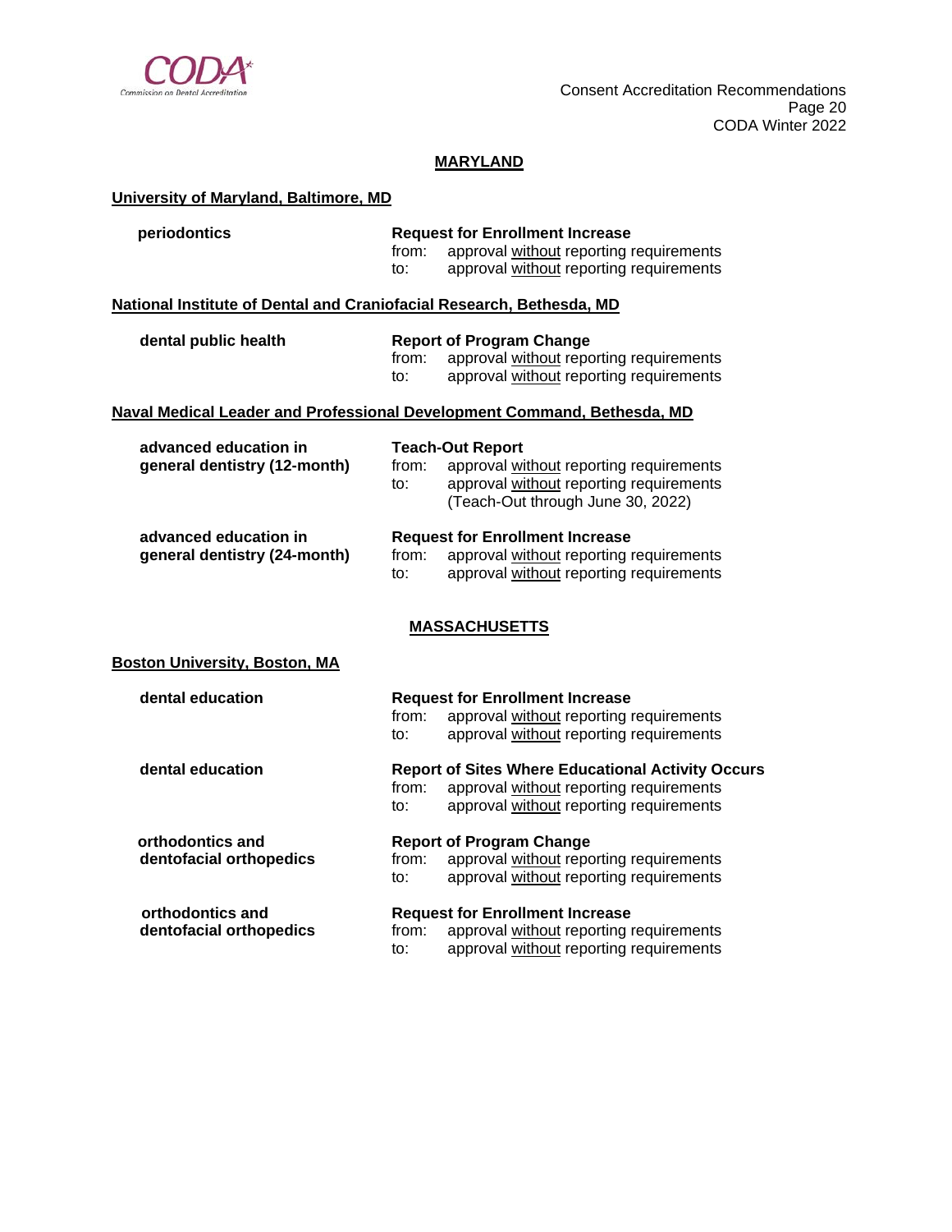## MARYLAND

**University of Maryland, Baltimore, MD**

**periodontics**

**Request for Enrollment Increase**
from: approval without reporting requirements
to: approval without reporting requirements

**National Institute of Dental and Craniofacial Research, Bethesda, MD**

**dental public health**

**Report of Program Change**
from: approval without reporting requirements
to: approval without reporting requirements

**Naval Medical Leader and Professional Development Command, Bethesda, MD**

**advanced education in general dentistry (12-month)**

**Teach-Out Report**
from: approval without reporting requirements
to: approval without reporting requirements (Teach-Out through June 30, 2022)

**advanced education in general dentistry (24-month)**

**Request for Enrollment Increase**
from: approval without reporting requirements
to: approval without reporting requirements

## MASSACHUSETTS

**Boston University, Boston, MA**

**dental education**

**Request for Enrollment Increase**
from: approval without reporting requirements
to: approval without reporting requirements

**dental education**

**Report of Sites Where Educational Activity Occurs**
from: approval without reporting requirements
to: approval without reporting requirements

**orthodontics and dentofacial orthopedics**

**Report of Program Change**
from: approval without reporting requirements
to: approval without reporting requirements

**orthodontics and dentofacial orthopedics**

**Request for Enrollment Increase**
from: approval without reporting requirements
to: approval without reporting requirements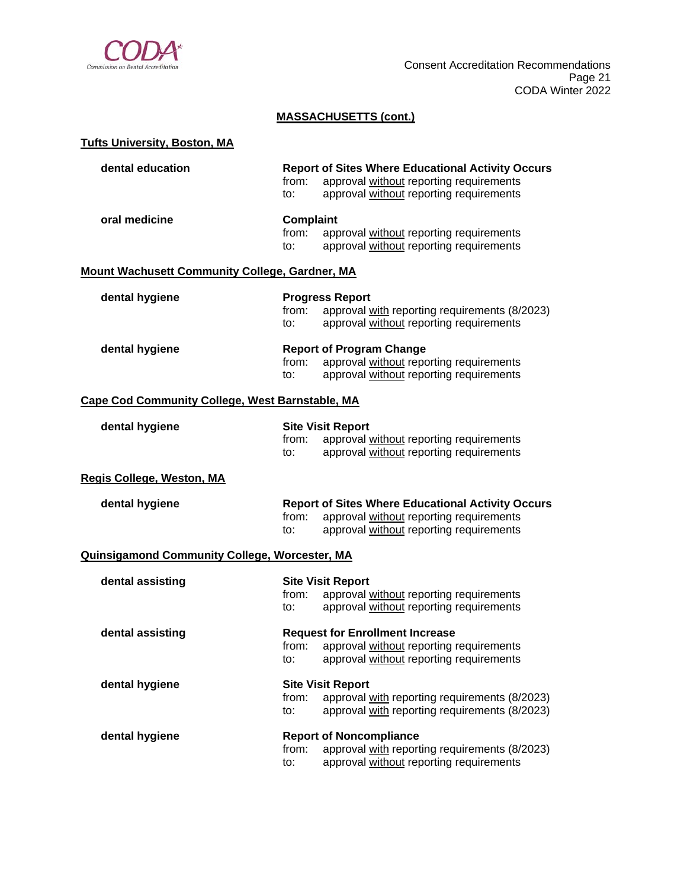## MASSACHUSETTS (cont.)

### Tufts University, Boston, MA

**dental education**

**Report of Sites Where Educational Activity Occurs**
from: approval without reporting requirements
to: approval without reporting requirements

**oral medicine**

**Complaint**
from: approval without reporting requirements
to: approval without reporting requirements

### Mount Wachusett Community College, Gardner, MA

**dental hygiene**

**Progress Report**
from: approval with reporting requirements (8/2023)
to: approval without reporting requirements

**dental hygiene**

**Report of Program Change**
from: approval without reporting requirements
to: approval without reporting requirements

### Cape Cod Community College, West Barnstable, MA

**dental hygiene**

**Site Visit Report**
from: approval without reporting requirements
to: approval without reporting requirements

### Regis College, Weston, MA

**dental hygiene**

**Report of Sites Where Educational Activity Occurs**
from: approval without reporting requirements
to: approval without reporting requirements

### Quinsigamond Community College, Worcester, MA

**dental assisting**

**Site Visit Report**
from: approval without reporting requirements
to: approval without reporting requirements

**dental assisting**

**Request for Enrollment Increase**
from: approval without reporting requirements
to: approval without reporting requirements

**dental hygiene**

**Site Visit Report**
from: approval with reporting requirements (8/2023)
to: approval with reporting requirements (8/2023)

**dental hygiene**

**Report of Noncompliance**
from: approval with reporting requirements (8/2023)
to: approval without reporting requirements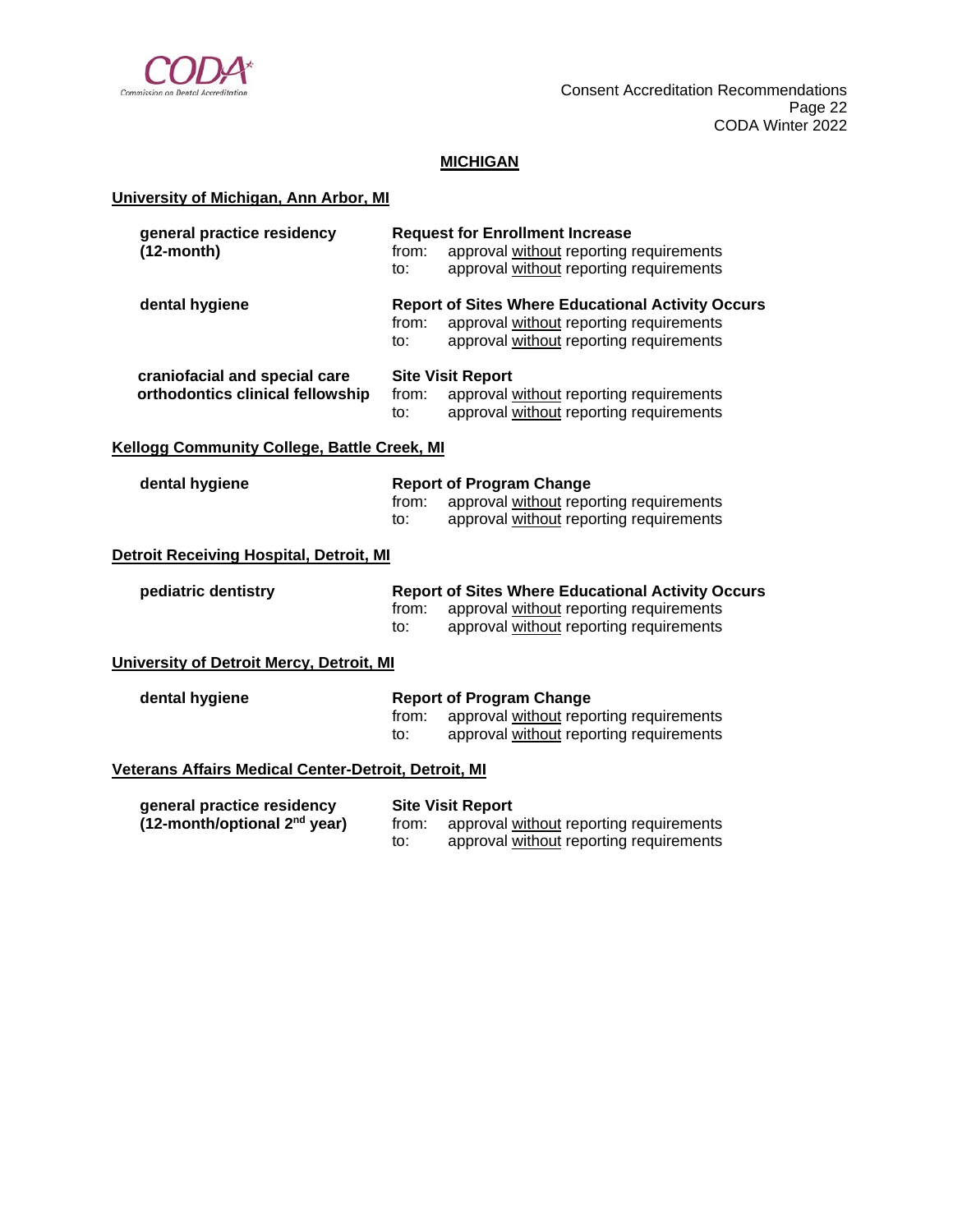## MICHIGAN

### University of Michigan, Ann Arbor, MI

**general practice residency (12-month)**

**Request for Enrollment Increase**
from: approval without reporting requirements
to: approval without reporting requirements

**dental hygiene**

**Report of Sites Where Educational Activity Occurs**
from: approval without reporting requirements
to: approval without reporting requirements

**craniofacial and special care orthodontics clinical fellowship**

**Site Visit Report**
from: approval without reporting requirements
to: approval without reporting requirements

### Kellogg Community College, Battle Creek, MI

**dental hygiene**

**Report of Program Change**
from: approval without reporting requirements
to: approval without reporting requirements

### Detroit Receiving Hospital, Detroit, MI

**pediatric dentistry**

**Report of Sites Where Educational Activity Occurs**
from: approval without reporting requirements
to: approval without reporting requirements

### University of Detroit Mercy, Detroit, MI

**dental hygiene**

**Report of Program Change**
from: approval without reporting requirements
to: approval without reporting requirements

### Veterans Affairs Medical Center-Detroit, Detroit, MI

**general practice residency (12-month/optional 2nd year)**

**Site Visit Report**
from: approval without reporting requirements
to: approval without reporting requirements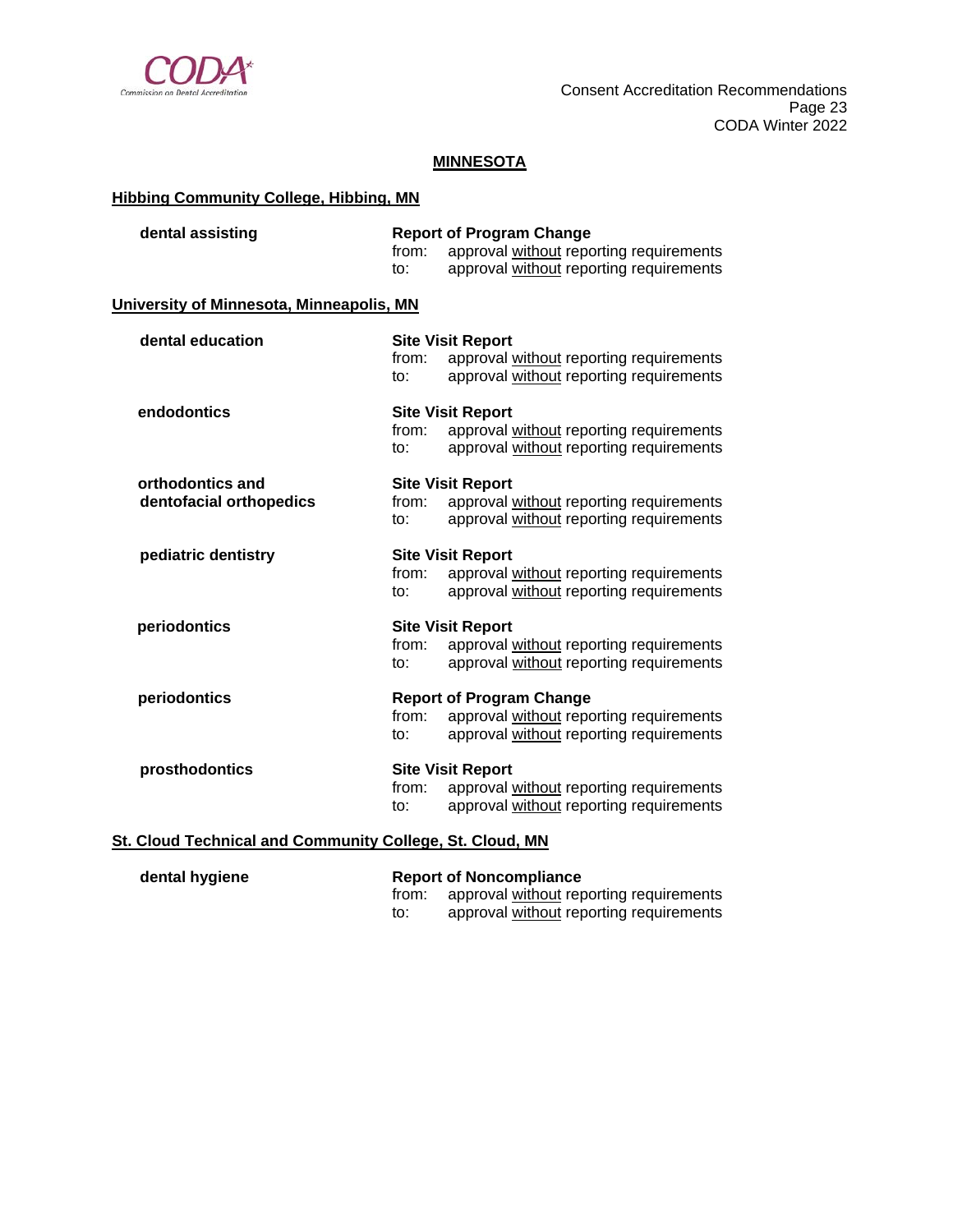## MINNESOTA

### Hibbing Community College, Hibbing, MN

| | |
|---|---|
| **dental assisting** | **Report of Program Change**<br>from: approval without reporting requirements<br>to: approval without reporting requirements |

### University of Minnesota, Minneapolis, MN

| | |
|---|---|
| **dental education** | **Site Visit Report**<br>from: approval without reporting requirements<br>to: approval without reporting requirements |
| **endodontics** | **Site Visit Report**<br>from: approval without reporting requirements<br>to: approval without reporting requirements |
| **orthodontics and dentofacial orthopedics** | **Site Visit Report**<br>from: approval without reporting requirements<br>to: approval without reporting requirements |
| **pediatric dentistry** | **Site Visit Report**<br>from: approval without reporting requirements<br>to: approval without reporting requirements |
| **periodontics** | **Site Visit Report**<br>from: approval without reporting requirements<br>to: approval without reporting requirements |
| **periodontics** | **Report of Program Change**<br>from: approval without reporting requirements<br>to: approval without reporting requirements |
| **prosthodontics** | **Site Visit Report**<br>from: approval without reporting requirements<br>to: approval without reporting requirements |

### St. Cloud Technical and Community College, St. Cloud, MN

| | |
|---|---|
| **dental hygiene** | **Report of Noncompliance**<br>from: approval without reporting requirements<br>to: approval without reporting requirements |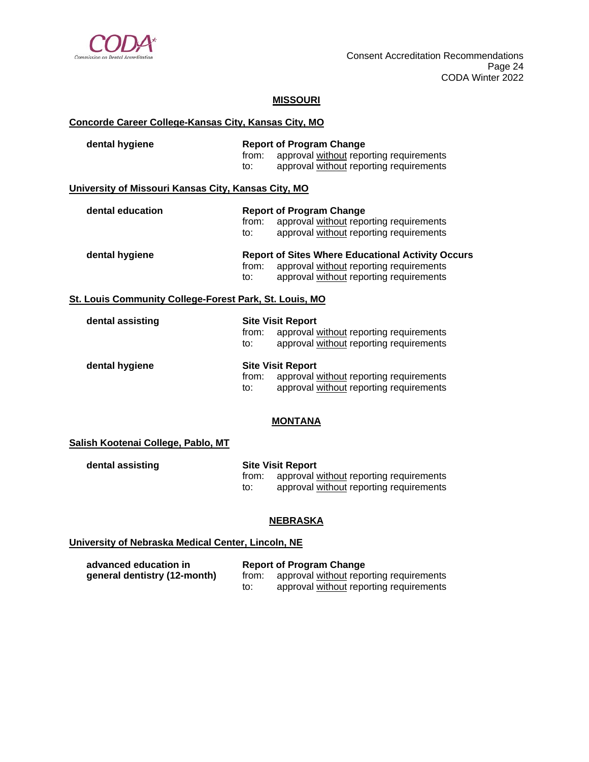## MISSOURI

**Concorde Career College-Kansas City, Kansas City, MO**

| | |
|---|---|
| **dental hygiene** | **Report of Program Change** |
| | from: approval without reporting requirements |
| | to: approval without reporting requirements |

**University of Missouri Kansas City, Kansas City, MO**

| | |
|---|---|
| **dental education** | **Report of Program Change** |
| | from: approval without reporting requirements |
| | to: approval without reporting requirements |
| **dental hygiene** | **Report of Sites Where Educational Activity Occurs** |
| | from: approval without reporting requirements |
| | to: approval without reporting requirements |

**St. Louis Community College-Forest Park, St. Louis, MO**

| | |
|---|---|
| **dental assisting** | **Site Visit Report** |
| | from: approval without reporting requirements |
| | to: approval without reporting requirements |
| **dental hygiene** | **Site Visit Report** |
| | from: approval without reporting requirements |
| | to: approval without reporting requirements |

## MONTANA

**Salish Kootenai College, Pablo, MT**

| | |
|---|---|
| **dental assisting** | **Site Visit Report** |
| | from: approval without reporting requirements |
| | to: approval without reporting requirements |

## NEBRASKA

**University of Nebraska Medical Center, Lincoln, NE**

| | |
|---|---|
| **advanced education in general dentistry (12-month)** | **Report of Program Change** |
| | from: approval without reporting requirements |
| | to: approval without reporting requirements |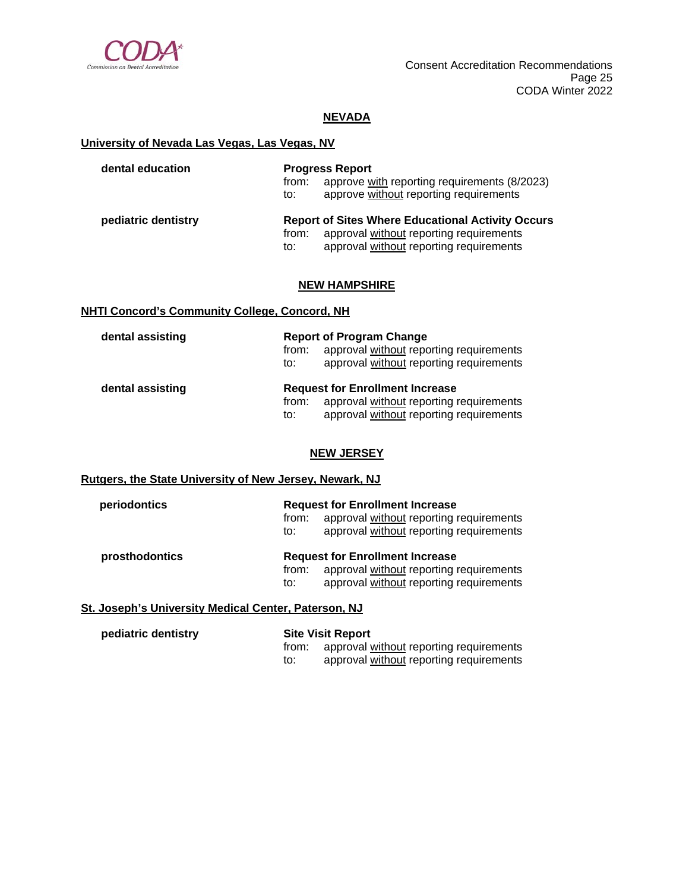## NEVADA

**University of Nevada Las Vegas, Las Vegas, NV**

**dental education** — **Progress Report**
from: approve with reporting requirements (8/2023)
to: approve without reporting requirements

**pediatric dentistry** — **Report of Sites Where Educational Activity Occurs**
from: approval without reporting requirements
to: approval without reporting requirements

## NEW HAMPSHIRE

**NHTI Concord's Community College, Concord, NH**

**dental assisting** — **Report of Program Change**
from: approval without reporting requirements
to: approval without reporting requirements

**dental assisting** — **Request for Enrollment Increase**
from: approval without reporting requirements
to: approval without reporting requirements

## NEW JERSEY

**Rutgers, the State University of New Jersey, Newark, NJ**

**periodontics** — **Request for Enrollment Increase**
from: approval without reporting requirements
to: approval without reporting requirements

**prosthodontics** — **Request for Enrollment Increase**
from: approval without reporting requirements
to: approval without reporting requirements

**St. Joseph's University Medical Center, Paterson, NJ**

**pediatric dentistry** — **Site Visit Report**
from: approval without reporting requirements
to: approval without reporting requirements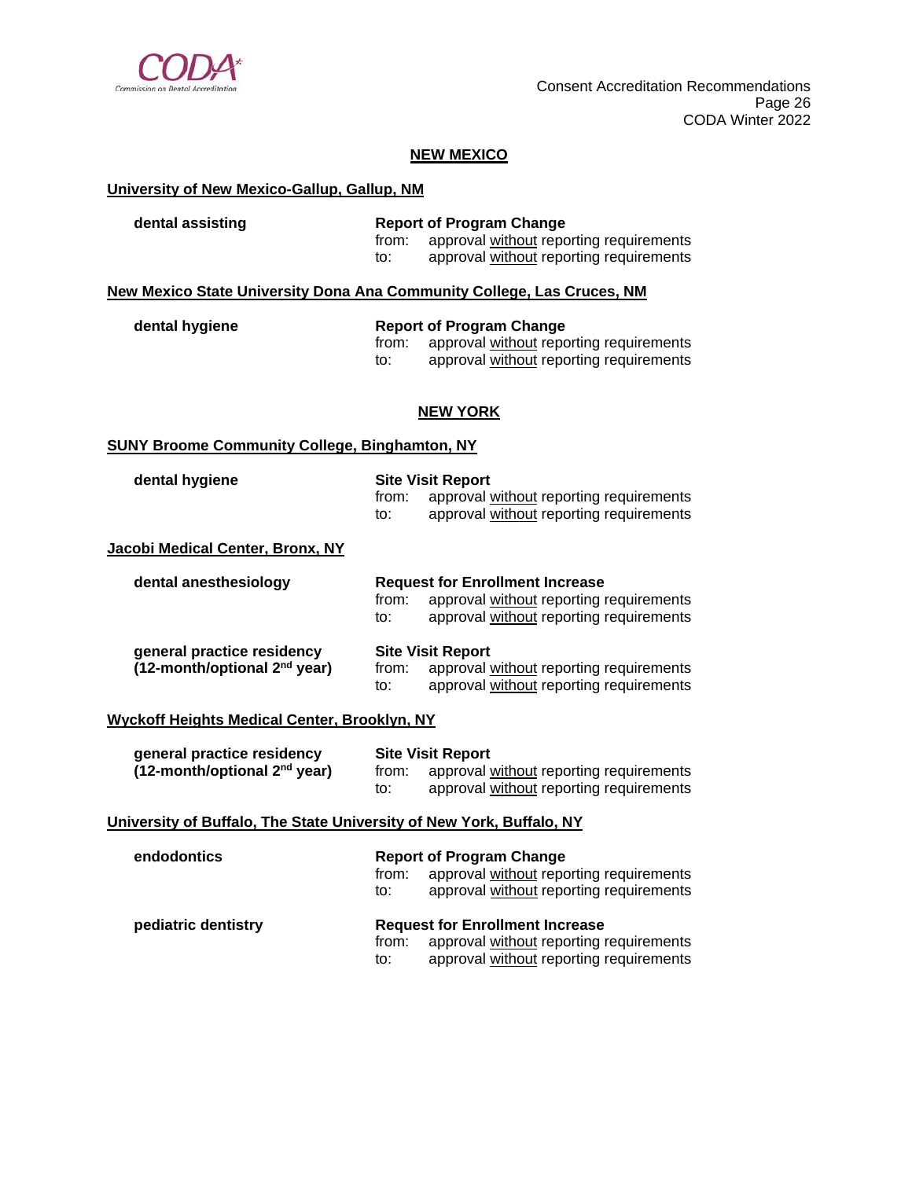## NEW MEXICO

**University of New Mexico-Gallup, Gallup, NM**

**dental assisting** — **Report of Program Change**
from: approval without reporting requirements
to: approval without reporting requirements

**New Mexico State University Dona Ana Community College, Las Cruces, NM**

**dental hygiene** — **Report of Program Change**
from: approval without reporting requirements
to: approval without reporting requirements

## NEW YORK

**SUNY Broome Community College, Binghamton, NY**

**dental hygiene** — **Site Visit Report**
from: approval without reporting requirements
to: approval without reporting requirements

**Jacobi Medical Center, Bronx, NY**

**dental anesthesiology** — **Request for Enrollment Increase**
from: approval without reporting requirements
to: approval without reporting requirements

**general practice residency (12-month/optional 2nd year)** — **Site Visit Report**
from: approval without reporting requirements
to: approval without reporting requirements

**Wyckoff Heights Medical Center, Brooklyn, NY**

**general practice residency (12-month/optional 2nd year)** — **Site Visit Report**
from: approval without reporting requirements
to: approval without reporting requirements

**University of Buffalo, The State University of New York, Buffalo, NY**

**endodontics** — **Report of Program Change**
from: approval without reporting requirements
to: approval without reporting requirements

**pediatric dentistry** — **Request for Enrollment Increase**
from: approval without reporting requirements
to: approval without reporting requirements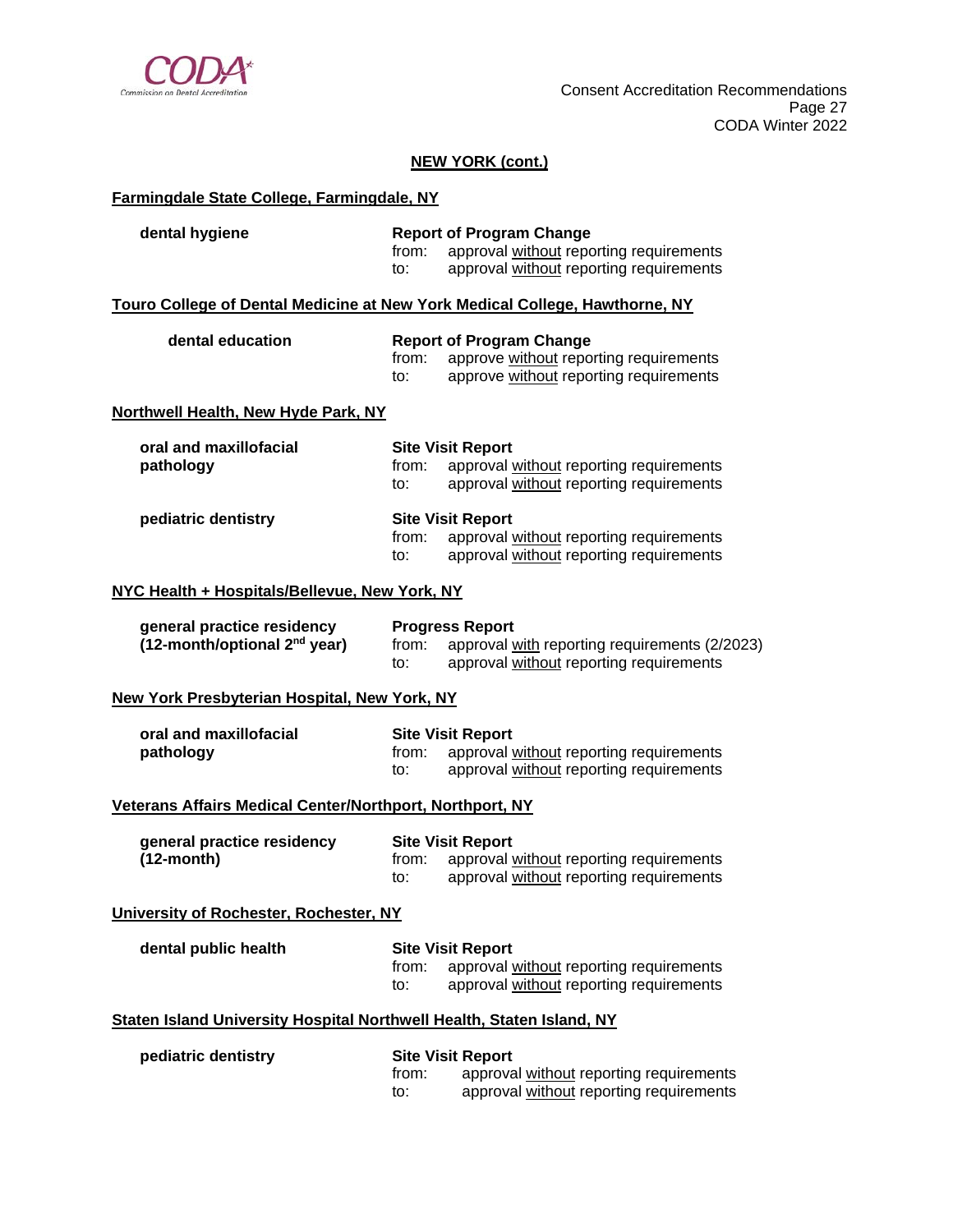## NEW YORK (cont.)

**Farmingdale State College, Farmingdale, NY**

**dental hygiene**

**Report of Program Change**
from: approval without reporting requirements
to: approval without reporting requirements

**Touro College of Dental Medicine at New York Medical College, Hawthorne, NY**

**dental education**

**Report of Program Change**
from: approve without reporting requirements
to: approve without reporting requirements

**Northwell Health, New Hyde Park, NY**

**oral and maxillofacial pathology**

**Site Visit Report**
from: approval without reporting requirements
to: approval without reporting requirements

**pediatric dentistry**

**Site Visit Report**
from: approval without reporting requirements
to: approval without reporting requirements

**NYC Health + Hospitals/Bellevue, New York, NY**

**general practice residency (12-month/optional 2nd year)**

**Progress Report**
from: approval with reporting requirements (2/2023)
to: approval without reporting requirements

**New York Presbyterian Hospital, New York, NY**

**oral and maxillofacial pathology**

**Site Visit Report**
from: approval without reporting requirements
to: approval without reporting requirements

**Veterans Affairs Medical Center/Northport, Northport, NY**

**general practice residency (12-month)**

**Site Visit Report**
from: approval without reporting requirements
to: approval without reporting requirements

**University of Rochester, Rochester, NY**

**dental public health**

**Site Visit Report**
from: approval without reporting requirements
to: approval without reporting requirements

**Staten Island University Hospital Northwell Health, Staten Island, NY**

**pediatric dentistry**

**Site Visit Report**
from: approval without reporting requirements
to: approval without reporting requirements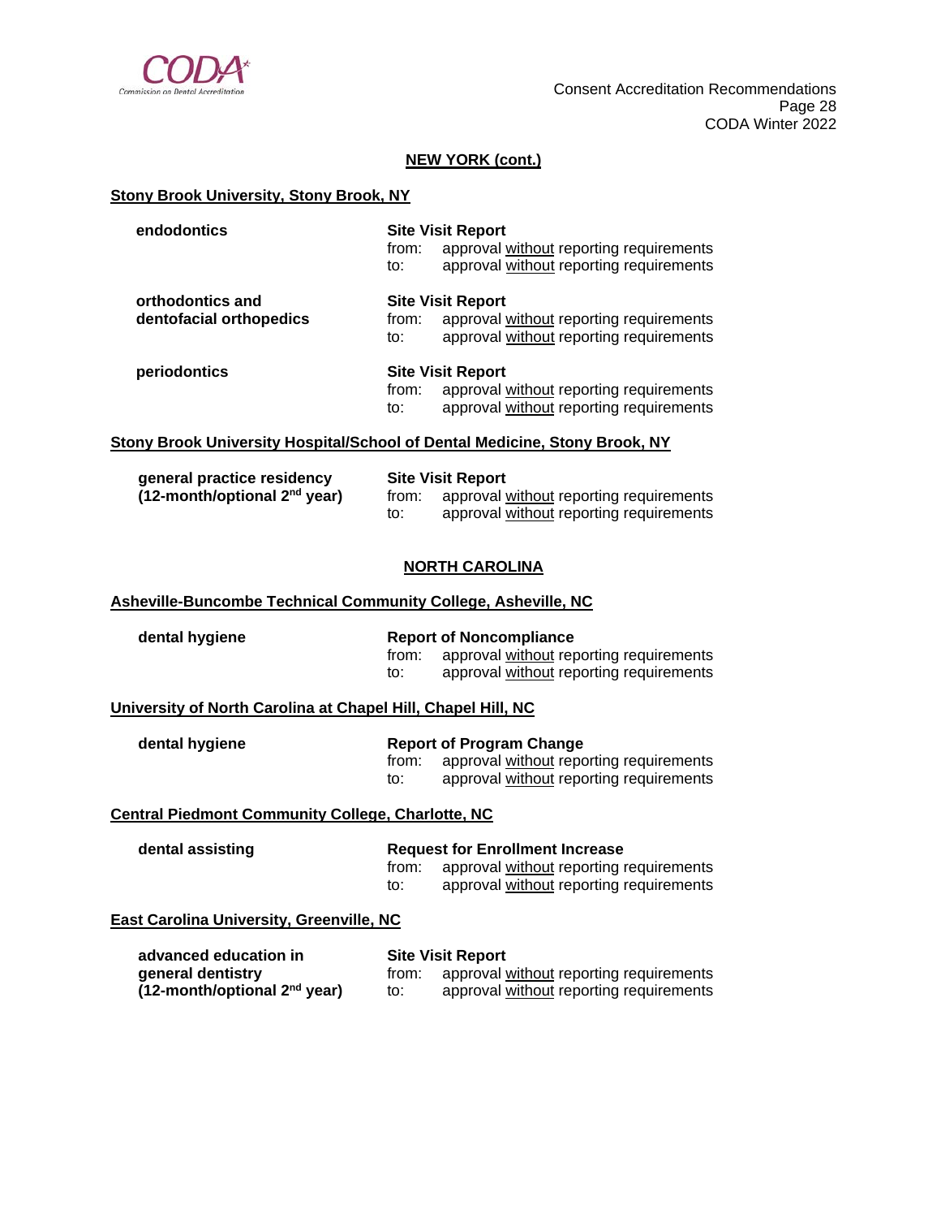## NEW YORK (cont.)

### Stony Brook University, Stony Brook, NY

**endodontics**

**Site Visit Report**
from: approval without reporting requirements
to: approval without reporting requirements

**orthodontics and dentofacial orthopedics**

**Site Visit Report**
from: approval without reporting requirements
to: approval without reporting requirements

**periodontics**

**Site Visit Report**
from: approval without reporting requirements
to: approval without reporting requirements

### Stony Brook University Hospital/School of Dental Medicine, Stony Brook, NY

**general practice residency (12-month/optional 2nd year)**

**Site Visit Report**
from: approval without reporting requirements
to: approval without reporting requirements

## NORTH CAROLINA

### Asheville-Buncombe Technical Community College, Asheville, NC

**dental hygiene**

**Report of Noncompliance**
from: approval without reporting requirements
to: approval without reporting requirements

### University of North Carolina at Chapel Hill, Chapel Hill, NC

**dental hygiene**

**Report of Program Change**
from: approval without reporting requirements
to: approval without reporting requirements

### Central Piedmont Community College, Charlotte, NC

**dental assisting**

**Request for Enrollment Increase**
from: approval without reporting requirements
to: approval without reporting requirements

### East Carolina University, Greenville, NC

**advanced education in general dentistry (12-month/optional 2nd year)**

**Site Visit Report**
from: approval without reporting requirements
to: approval without reporting requirements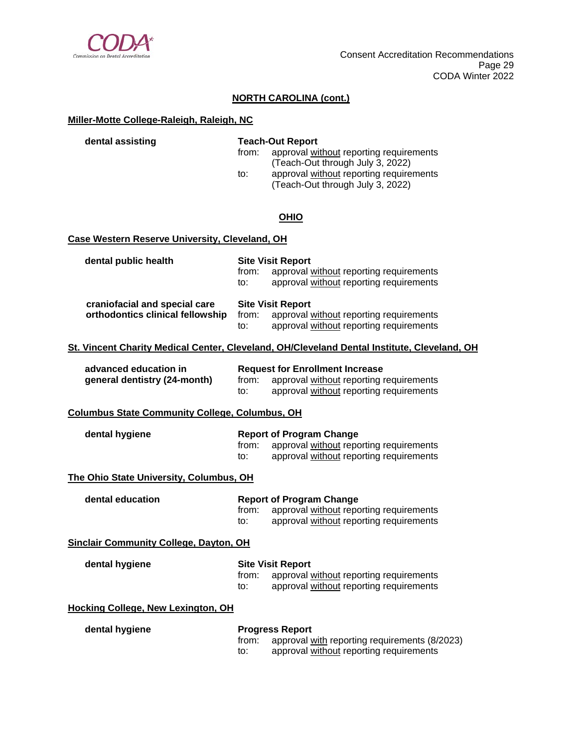## NORTH CAROLINA (cont.)

### Miller-Motte College-Raleigh, Raleigh, NC

**dental assisting**

**Teach-Out Report**
from: approval without reporting requirements (Teach-Out through July 3, 2022)
to: approval without reporting requirements (Teach-Out through July 3, 2022)

## OHIO

### Case Western Reserve University, Cleveland, OH

**dental public health**

**Site Visit Report**
from: approval without reporting requirements
to: approval without reporting requirements

**craniofacial and special care orthodontics clinical fellowship**

**Site Visit Report**
from: approval without reporting requirements
to: approval without reporting requirements

### St. Vincent Charity Medical Center, Cleveland, OH/Cleveland Dental Institute, Cleveland, OH

**advanced education in general dentistry (24-month)**

**Request for Enrollment Increase**
from: approval without reporting requirements
to: approval without reporting requirements

### Columbus State Community College, Columbus, OH

**dental hygiene**

**Report of Program Change**
from: approval without reporting requirements
to: approval without reporting requirements

### The Ohio State University, Columbus, OH

**dental education**

**Report of Program Change**
from: approval without reporting requirements
to: approval without reporting requirements

### Sinclair Community College, Dayton, OH

**dental hygiene**

**Site Visit Report**
from: approval without reporting requirements
to: approval without reporting requirements

### Hocking College, New Lexington, OH

**dental hygiene**

**Progress Report**
from: approval with reporting requirements (8/2023)
to: approval without reporting requirements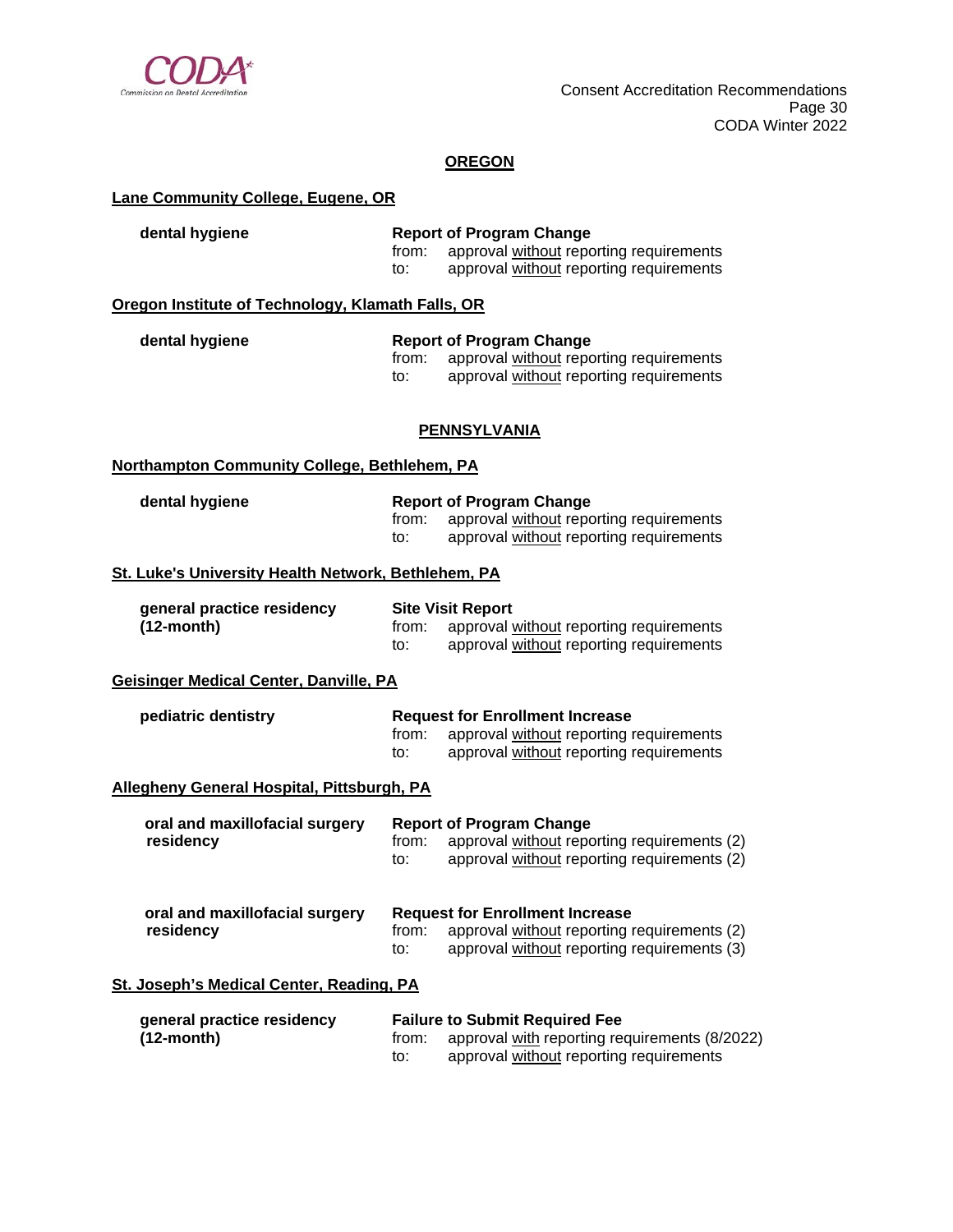## OREGON

### Lane Community College, Eugene, OR

**dental hygiene** — **Report of Program Change**
from: approval without reporting requirements
to: approval without reporting requirements

### Oregon Institute of Technology, Klamath Falls, OR

**dental hygiene** — **Report of Program Change**
from: approval without reporting requirements
to: approval without reporting requirements

## PENNSYLVANIA

### Northampton Community College, Bethlehem, PA

**dental hygiene** — **Report of Program Change**
from: approval without reporting requirements
to: approval without reporting requirements

### St. Luke's University Health Network, Bethlehem, PA

**general practice residency (12-month)** — **Site Visit Report**
from: approval without reporting requirements
to: approval without reporting requirements

### Geisinger Medical Center, Danville, PA

**pediatric dentistry** — **Request for Enrollment Increase**
from: approval without reporting requirements
to: approval without reporting requirements

### Allegheny General Hospital, Pittsburgh, PA

**oral and maxillofacial surgery residency** — **Report of Program Change**
from: approval without reporting requirements (2)
to: approval without reporting requirements (2)

**oral and maxillofacial surgery residency** — **Request for Enrollment Increase**
from: approval without reporting requirements (2)
to: approval without reporting requirements (3)

### St. Joseph's Medical Center, Reading, PA

**general practice residency (12-month)** — **Failure to Submit Required Fee**
from: approval with reporting requirements (8/2022)
to: approval without reporting requirements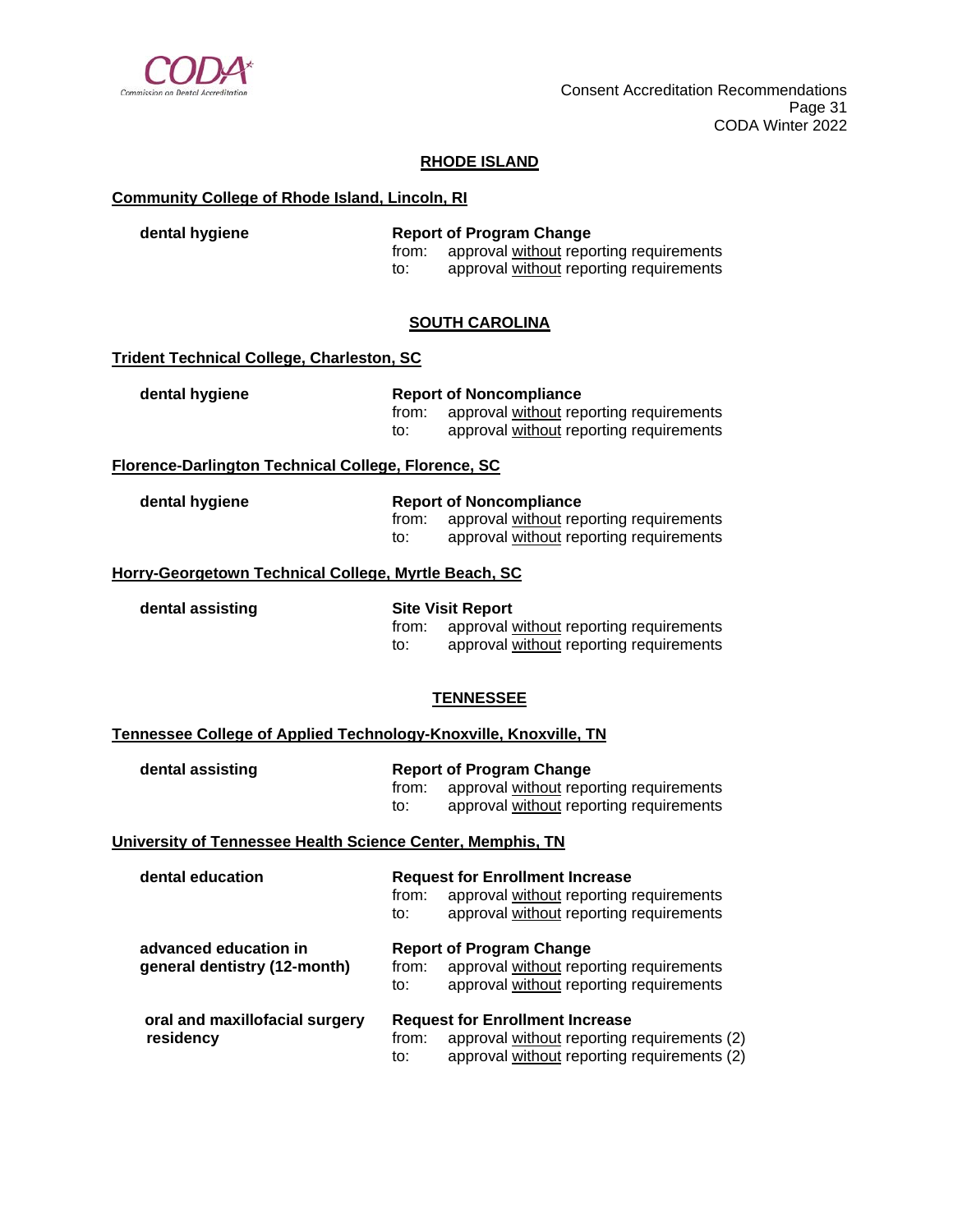## RHODE ISLAND

### Community College of Rhode Island, Lincoln, RI

| | |
|---|---|
| **dental hygiene** | **Report of Program Change** |
| | from: approval without reporting requirements |
| | to: approval without reporting requirements |

## SOUTH CAROLINA

### Trident Technical College, Charleston, SC

| | |
|---|---|
| **dental hygiene** | **Report of Noncompliance** |
| | from: approval without reporting requirements |
| | to: approval without reporting requirements |

### Florence-Darlington Technical College, Florence, SC

| | |
|---|---|
| **dental hygiene** | **Report of Noncompliance** |
| | from: approval without reporting requirements |
| | to: approval without reporting requirements |

### Horry-Georgetown Technical College, Myrtle Beach, SC

| | |
|---|---|
| **dental assisting** | **Site Visit Report** |
| | from: approval without reporting requirements |
| | to: approval without reporting requirements |

## TENNESSEE

### Tennessee College of Applied Technology-Knoxville, Knoxville, TN

| | |
|---|---|
| **dental assisting** | **Report of Program Change** |
| | from: approval without reporting requirements |
| | to: approval without reporting requirements |

### University of Tennessee Health Science Center, Memphis, TN

| | |
|---|---|
| **dental education** | **Request for Enrollment Increase** |
| | from: approval without reporting requirements |
| | to: approval without reporting requirements |
| **advanced education in general dentistry (12-month)** | **Report of Program Change** |
| | from: approval without reporting requirements |
| | to: approval without reporting requirements |
| **oral and maxillofacial surgery residency** | **Request for Enrollment Increase** |
| | from: approval without reporting requirements (2) |
| | to: approval without reporting requirements (2) |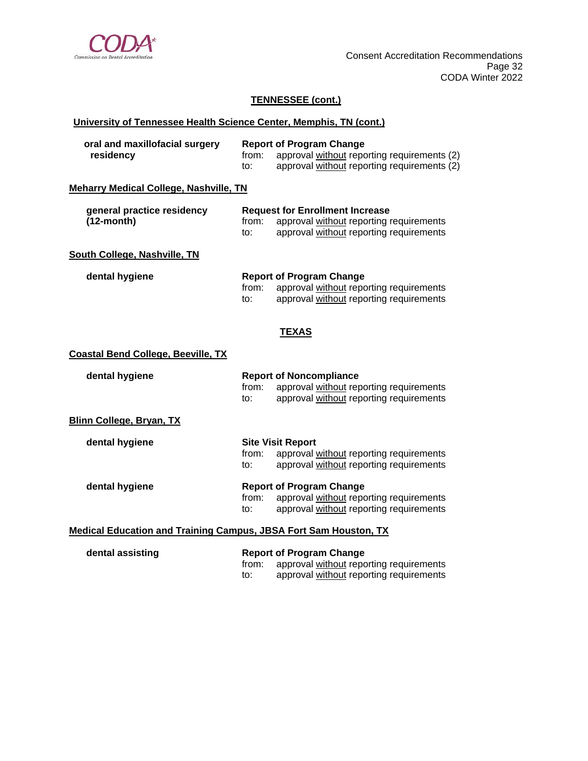## TENNESSEE (cont.)

### University of Tennessee Health Science Center, Memphis, TN (cont.)

**oral and maxillofacial surgery residency**

**Report of Program Change**
from: approval without reporting requirements (2)
to: approval without reporting requirements (2)

### Meharry Medical College, Nashville, TN

**general practice residency (12-month)**

**Request for Enrollment Increase**
from: approval without reporting requirements
to: approval without reporting requirements

### South College, Nashville, TN

**dental hygiene**

**Report of Program Change**
from: approval without reporting requirements
to: approval without reporting requirements

## TEXAS

### Coastal Bend College, Beeville, TX

**dental hygiene**

**Report of Noncompliance**
from: approval without reporting requirements
to: approval without reporting requirements

### Blinn College, Bryan, TX

**dental hygiene**

**Site Visit Report**
from: approval without reporting requirements
to: approval without reporting requirements

**dental hygiene**

**Report of Program Change**
from: approval without reporting requirements
to: approval without reporting requirements

### Medical Education and Training Campus, JBSA Fort Sam Houston, TX

**dental assisting**

**Report of Program Change**
from: approval without reporting requirements
to: approval without reporting requirements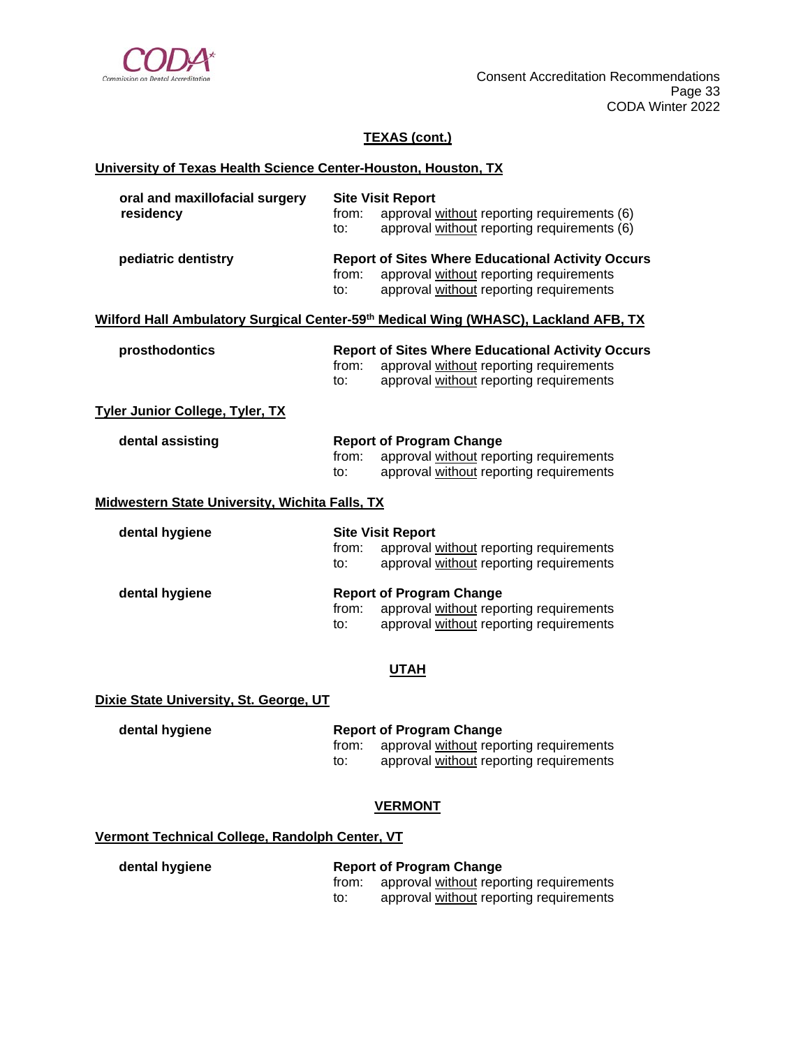## TEXAS (cont.)

**University of Texas Health Science Center-Houston, Houston, TX**

**oral and maxillofacial surgery residency**

**Site Visit Report**
from: approval without reporting requirements (6)
to: approval without reporting requirements (6)

**pediatric dentistry**

**Report of Sites Where Educational Activity Occurs**
from: approval without reporting requirements
to: approval without reporting requirements

**Wilford Hall Ambulatory Surgical Center-59th Medical Wing (WHASC), Lackland AFB, TX**

**prosthodontics**

**Report of Sites Where Educational Activity Occurs**
from: approval without reporting requirements
to: approval without reporting requirements

**Tyler Junior College, Tyler, TX**

**dental assisting**

**Report of Program Change**
from: approval without reporting requirements
to: approval without reporting requirements

**Midwestern State University, Wichita Falls, TX**

**dental hygiene**

**Site Visit Report**
from: approval without reporting requirements
to: approval without reporting requirements

**dental hygiene**

**Report of Program Change**
from: approval without reporting requirements
to: approval without reporting requirements

## UTAH

**Dixie State University, St. George, UT**

**dental hygiene**

**Report of Program Change**
from: approval without reporting requirements
to: approval without reporting requirements

## VERMONT

**Vermont Technical College, Randolph Center, VT**

**dental hygiene**

**Report of Program Change**
from: approval without reporting requirements
to: approval without reporting requirements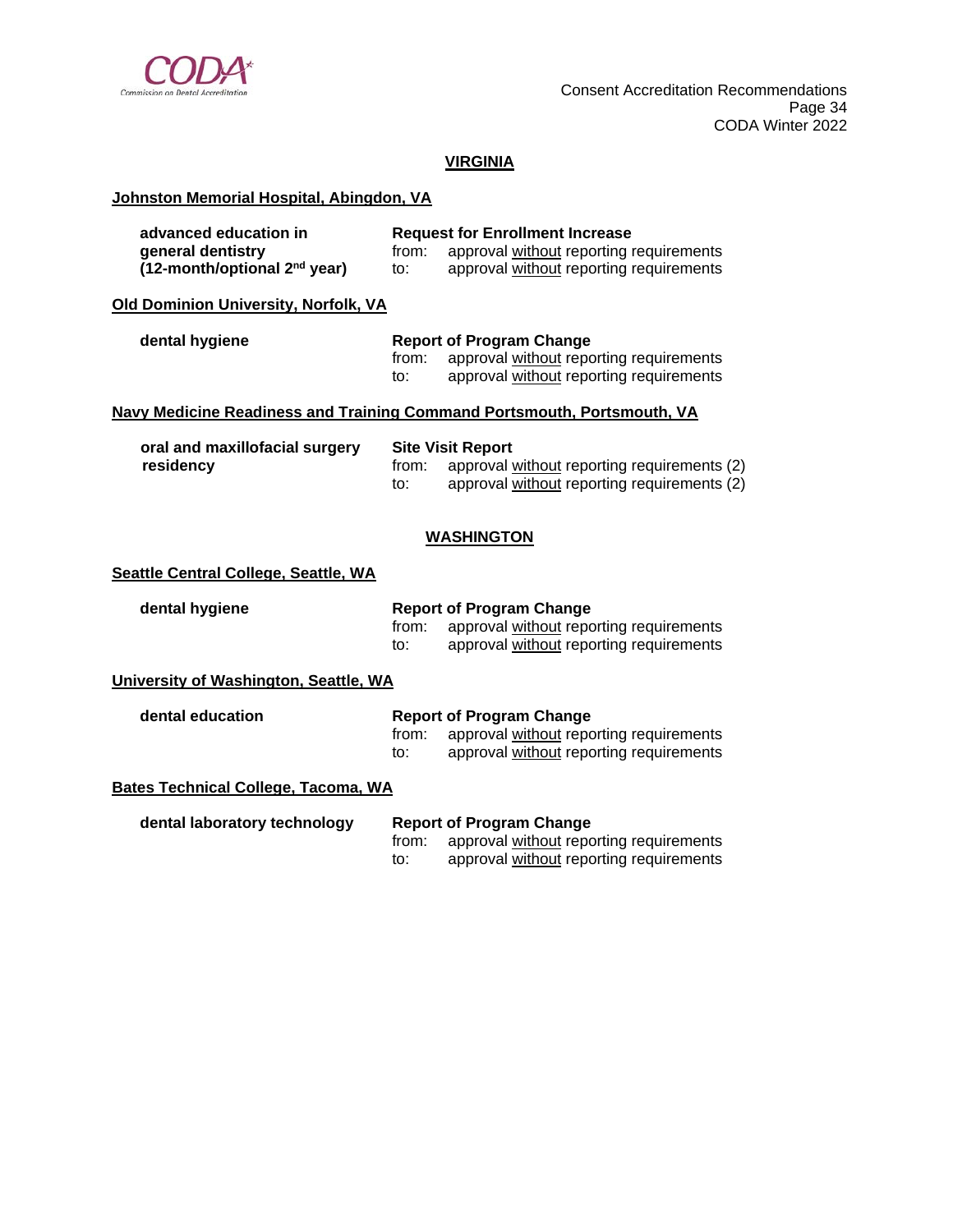## VIRGINIA

**Johnston Memorial Hospital, Abingdon, VA**

| | |
|---|---|
| **advanced education in general dentistry (12-month/optional 2nd year)** | **Request for Enrollment Increase**<br>from: approval without reporting requirements<br>to: approval without reporting requirements |

**Old Dominion University, Norfolk, VA**

| | |
|---|---|
| **dental hygiene** | **Report of Program Change**<br>from: approval without reporting requirements<br>to: approval without reporting requirements |

**Navy Medicine Readiness and Training Command Portsmouth, Portsmouth, VA**

| | |
|---|---|
| **oral and maxillofacial surgery residency** | **Site Visit Report**<br>from: approval without reporting requirements (2)<br>to: approval without reporting requirements (2) |

## WASHINGTON

**Seattle Central College, Seattle, WA**

| | |
|---|---|
| **dental hygiene** | **Report of Program Change**<br>from: approval without reporting requirements<br>to: approval without reporting requirements |

**University of Washington, Seattle, WA**

| | |
|---|---|
| **dental education** | **Report of Program Change**<br>from: approval without reporting requirements<br>to: approval without reporting requirements |

**Bates Technical College, Tacoma, WA**

| | |
|---|---|
| **dental laboratory technology** | **Report of Program Change**<br>from: approval without reporting requirements<br>to: approval without reporting requirements |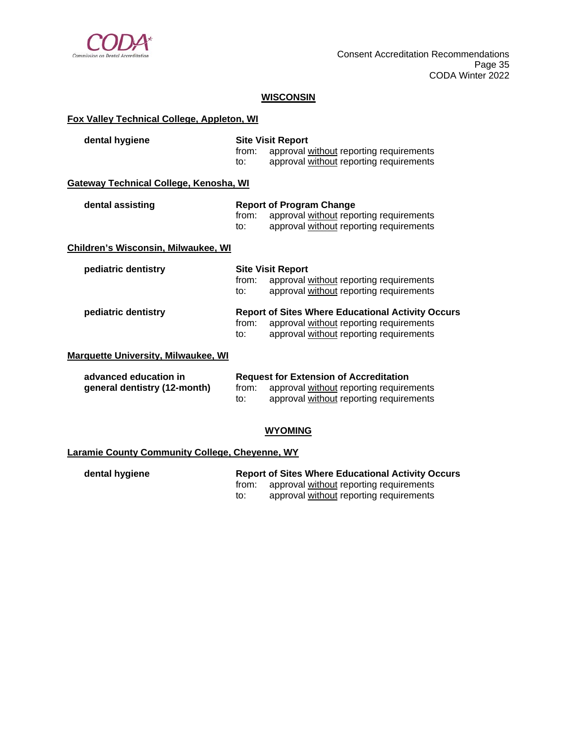**WISCONSIN**

**Fox Valley Technical College, Appleton, WI**

**dental hygiene**

**Site Visit Report**
from: approval without reporting requirements
to: approval without reporting requirements

**Gateway Technical College, Kenosha, WI**

**dental assisting**

**Report of Program Change**
from: approval without reporting requirements
to: approval without reporting requirements

**Children's Wisconsin, Milwaukee, WI**

**pediatric dentistry**

**Site Visit Report**
from: approval without reporting requirements
to: approval without reporting requirements

**pediatric dentistry**

**Report of Sites Where Educational Activity Occurs**
from: approval without reporting requirements
to: approval without reporting requirements

**Marquette University, Milwaukee, WI**

**advanced education in general dentistry (12-month)**

**Request for Extension of Accreditation**
from: approval without reporting requirements
to: approval without reporting requirements

**WYOMING**

**Laramie County Community College, Cheyenne, WY**

**dental hygiene**

**Report of Sites Where Educational Activity Occurs**
from: approval without reporting requirements
to: approval without reporting requirements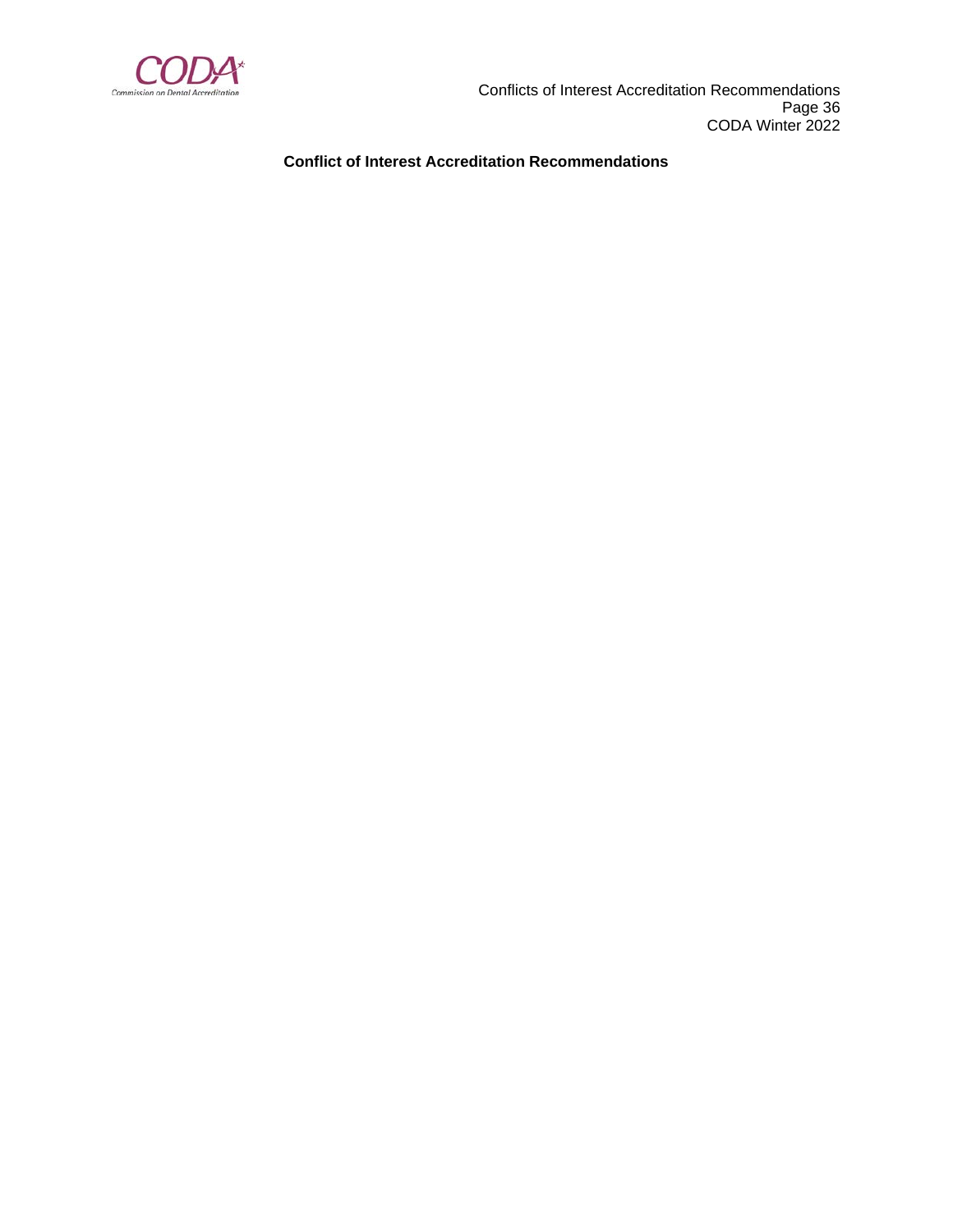**Conflict of Interest Accreditation Recommendations**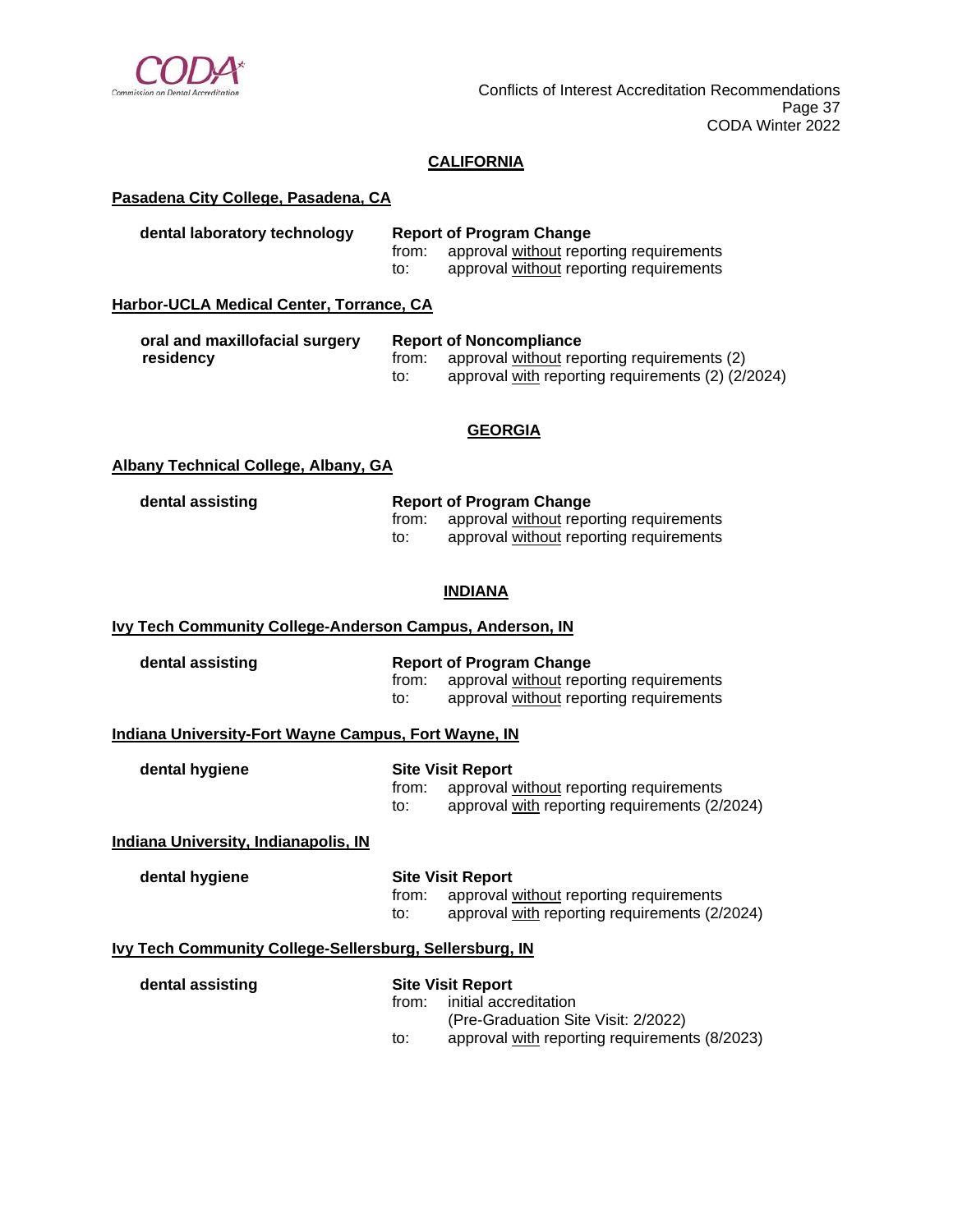## CALIFORNIA

**Pasadena City College, Pasadena, CA**

**dental laboratory technology** — **Report of Program Change**
from: approval without reporting requirements
to: approval without reporting requirements

**Harbor-UCLA Medical Center, Torrance, CA**

**oral and maxillofacial surgery residency** — **Report of Noncompliance**
from: approval without reporting requirements (2)
to: approval with reporting requirements (2) (2/2024)

## GEORGIA

**Albany Technical College, Albany, GA**

**dental assisting** — **Report of Program Change**
from: approval without reporting requirements
to: approval without reporting requirements

## INDIANA

**Ivy Tech Community College-Anderson Campus, Anderson, IN**

**dental assisting** — **Report of Program Change**
from: approval without reporting requirements
to: approval without reporting requirements

**Indiana University-Fort Wayne Campus, Fort Wayne, IN**

**dental hygiene** — **Site Visit Report**
from: approval without reporting requirements
to: approval with reporting requirements (2/2024)

**Indiana University, Indianapolis, IN**

**dental hygiene** — **Site Visit Report**
from: approval without reporting requirements
to: approval with reporting requirements (2/2024)

**Ivy Tech Community College-Sellersburg, Sellersburg, IN**

**dental assisting** — **Site Visit Report**
from: initial accreditation
(Pre-Graduation Site Visit: 2/2022)
to: approval with reporting requirements (8/2023)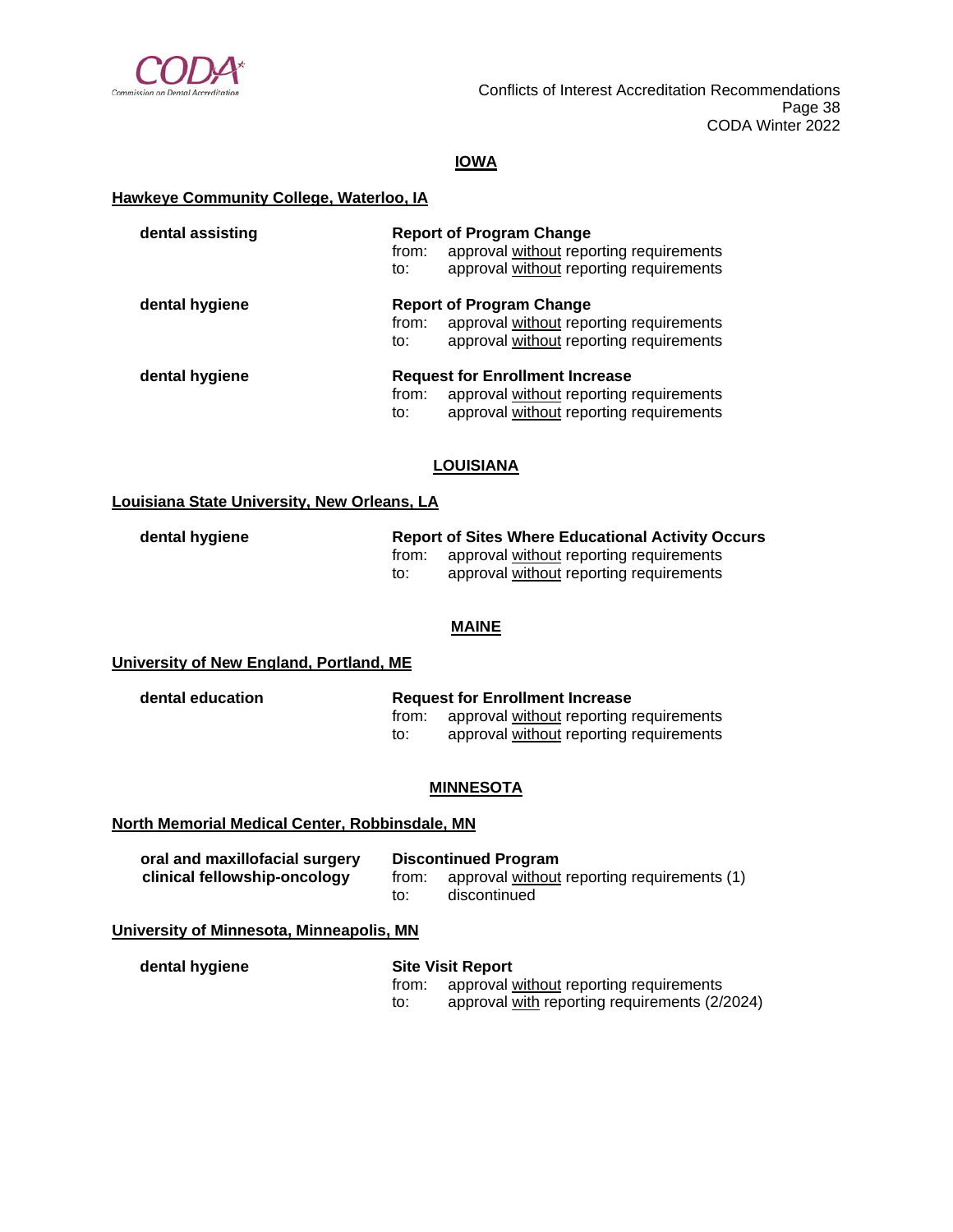## IOWA

### Hawkeye Community College, Waterloo, IA

**dental assisting**

**Report of Program Change**
from: approval without reporting requirements
to: approval without reporting requirements

**dental hygiene**

**Report of Program Change**
from: approval without reporting requirements
to: approval without reporting requirements

**dental hygiene**

**Request for Enrollment Increase**
from: approval without reporting requirements
to: approval without reporting requirements

## LOUISIANA

### Louisiana State University, New Orleans, LA

**dental hygiene**

**Report of Sites Where Educational Activity Occurs**
from: approval without reporting requirements
to: approval without reporting requirements

## MAINE

### University of New England, Portland, ME

**dental education**

**Request for Enrollment Increase**
from: approval without reporting requirements
to: approval without reporting requirements

## MINNESOTA

### North Memorial Medical Center, Robbinsdale, MN

**oral and maxillofacial surgery clinical fellowship-oncology**

**Discontinued Program**
from: approval without reporting requirements (1)
to: discontinued

### University of Minnesota, Minneapolis, MN

**dental hygiene**

**Site Visit Report**
from: approval without reporting requirements
to: approval with reporting requirements (2/2024)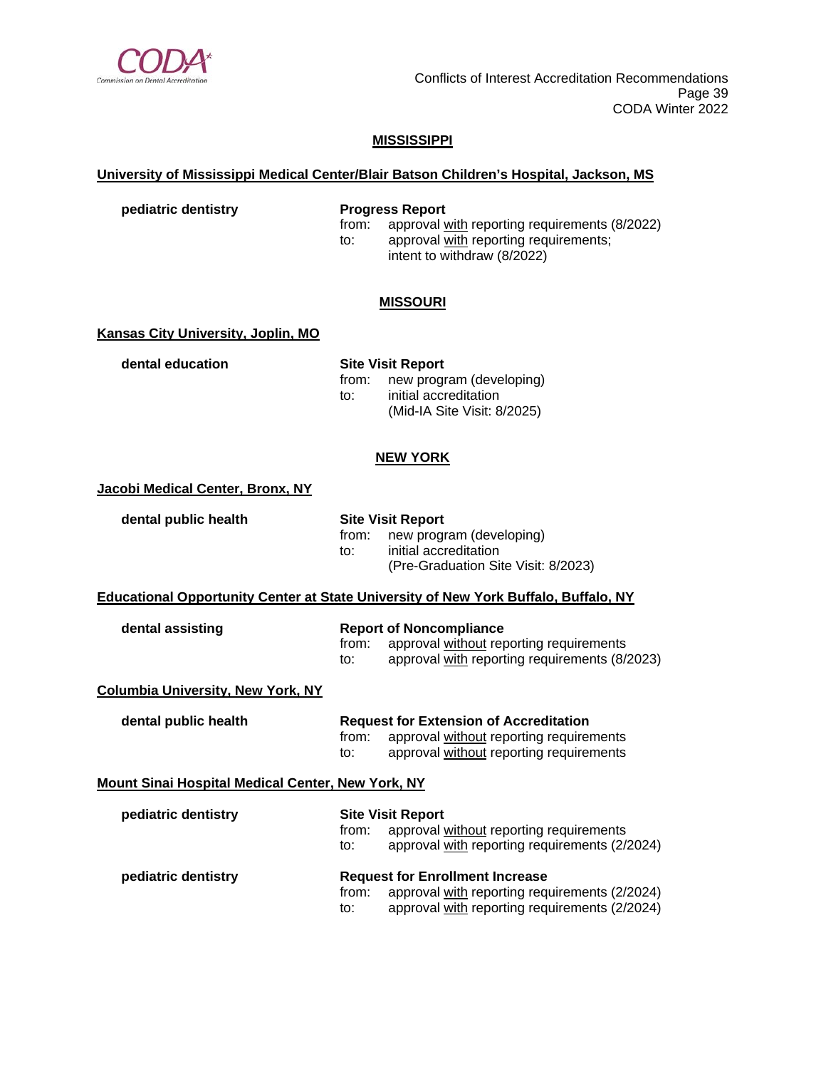## MISSISSIPPI

**University of Mississippi Medical Center/Blair Batson Children's Hospital, Jackson, MS**

| | |
|---|---|
| **pediatric dentistry** | **Progress Report**<br>from: approval with reporting requirements (8/2022)<br>to: approval with reporting requirements; intent to withdraw (8/2022) |

## MISSOURI

**Kansas City University, Joplin, MO**

| | |
|---|---|
| **dental education** | **Site Visit Report**<br>from: new program (developing)<br>to: initial accreditation (Mid-IA Site Visit: 8/2025) |

## NEW YORK

**Jacobi Medical Center, Bronx, NY**

| | |
|---|---|
| **dental public health** | **Site Visit Report**<br>from: new program (developing)<br>to: initial accreditation (Pre-Graduation Site Visit: 8/2023) |

**Educational Opportunity Center at State University of New York Buffalo, Buffalo, NY**

| | |
|---|---|
| **dental assisting** | **Report of Noncompliance**<br>from: approval without reporting requirements<br>to: approval with reporting requirements (8/2023) |

**Columbia University, New York, NY**

| | |
|---|---|
| **dental public health** | **Request for Extension of Accreditation**<br>from: approval without reporting requirements<br>to: approval without reporting requirements |

**Mount Sinai Hospital Medical Center, New York, NY**

| | |
|---|---|
| **pediatric dentistry** | **Site Visit Report**<br>from: approval without reporting requirements<br>to: approval with reporting requirements (2/2024) |
| **pediatric dentistry** | **Request for Enrollment Increase**<br>from: approval with reporting requirements (2/2024)<br>to: approval with reporting requirements (2/2024) |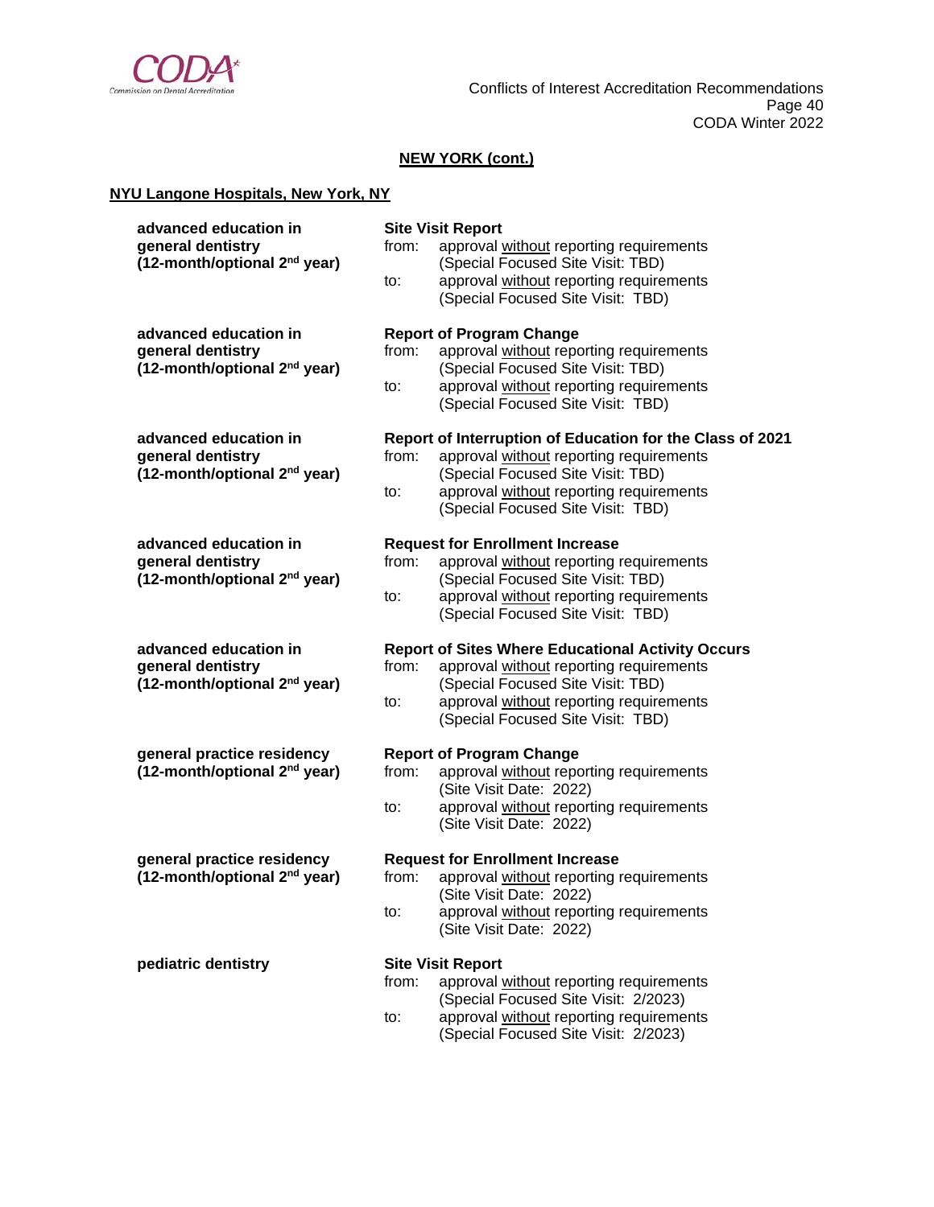## NEW YORK (cont.)

### NYU Langone Hospitals, New York, NY

**advanced education in general dentistry (12-month/optional 2nd year)**

**Site Visit Report**
from: approval without reporting requirements (Special Focused Site Visit: TBD)
to: approval without reporting requirements (Special Focused Site Visit: TBD)

**advanced education in general dentistry (12-month/optional 2nd year)**

**Report of Program Change**
from: approval without reporting requirements (Special Focused Site Visit: TBD)
to: approval without reporting requirements (Special Focused Site Visit: TBD)

**advanced education in general dentistry (12-month/optional 2nd year)**

**Report of Interruption of Education for the Class of 2021**
from: approval without reporting requirements (Special Focused Site Visit: TBD)
to: approval without reporting requirements (Special Focused Site Visit: TBD)

**advanced education in general dentistry (12-month/optional 2nd year)**

**Request for Enrollment Increase**
from: approval without reporting requirements (Special Focused Site Visit: TBD)
to: approval without reporting requirements (Special Focused Site Visit: TBD)

**advanced education in general dentistry (12-month/optional 2nd year)**

**Report of Sites Where Educational Activity Occurs**
from: approval without reporting requirements (Special Focused Site Visit: TBD)
to: approval without reporting requirements (Special Focused Site Visit: TBD)

**general practice residency (12-month/optional 2nd year)**

**Report of Program Change**
from: approval without reporting requirements (Site Visit Date: 2022)
to: approval without reporting requirements (Site Visit Date: 2022)

**general practice residency (12-month/optional 2nd year)**

**Request for Enrollment Increase**
from: approval without reporting requirements (Site Visit Date: 2022)
to: approval without reporting requirements (Site Visit Date: 2022)

**pediatric dentistry**

**Site Visit Report**
from: approval without reporting requirements (Special Focused Site Visit: 2/2023)
to: approval without reporting requirements (Special Focused Site Visit: 2/2023)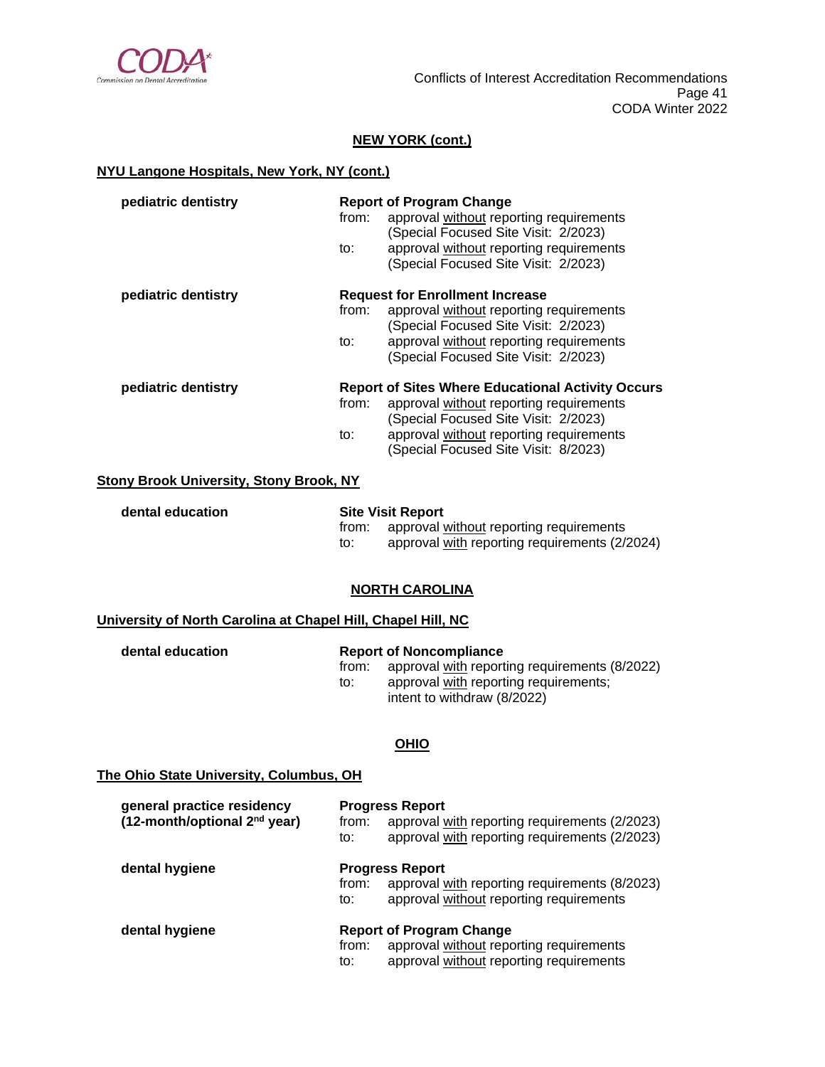## NEW YORK (cont.)

### NYU Langone Hospitals, New York, NY (cont.)

**pediatric dentistry**

**Report of Program Change**
from: approval without reporting requirements (Special Focused Site Visit: 2/2023)
to: approval without reporting requirements (Special Focused Site Visit: 2/2023)

**pediatric dentistry**

**Request for Enrollment Increase**
from: approval without reporting requirements (Special Focused Site Visit: 2/2023)
to: approval without reporting requirements (Special Focused Site Visit: 2/2023)

**pediatric dentistry**

**Report of Sites Where Educational Activity Occurs**
from: approval without reporting requirements (Special Focused Site Visit: 2/2023)
to: approval without reporting requirements (Special Focused Site Visit: 8/2023)

### Stony Brook University, Stony Brook, NY

**dental education**

**Site Visit Report**
from: approval without reporting requirements
to: approval with reporting requirements (2/2024)

## NORTH CAROLINA

### University of North Carolina at Chapel Hill, Chapel Hill, NC

**dental education**

**Report of Noncompliance**
from: approval with reporting requirements (8/2022)
to: approval with reporting requirements; intent to withdraw (8/2022)

## OHIO

### The Ohio State University, Columbus, OH

**general practice residency (12-month/optional 2nd year)**

**Progress Report**
from: approval with reporting requirements (2/2023)
to: approval with reporting requirements (2/2023)

**dental hygiene**

**Progress Report**
from: approval with reporting requirements (8/2023)
to: approval without reporting requirements

**dental hygiene**

**Report of Program Change**
from: approval without reporting requirements
to: approval without reporting requirements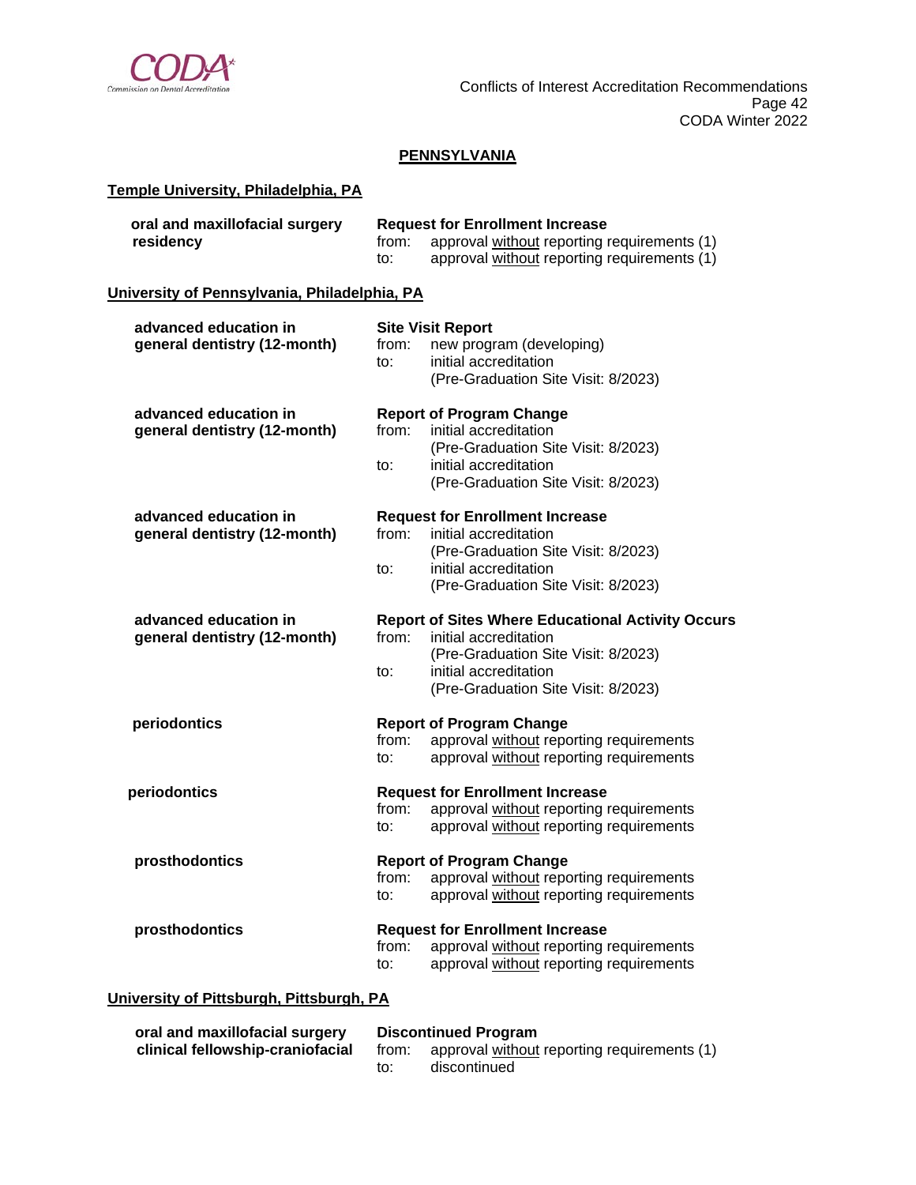## PENNSYLVANIA

### Temple University, Philadelphia, PA

**oral and maxillofacial surgery residency**

**Request for Enrollment Increase**
from: approval without reporting requirements (1)
to: approval without reporting requirements (1)

### University of Pennsylvania, Philadelphia, PA

**advanced education in general dentistry (12-month)**

**Site Visit Report**
from: new program (developing)
to: initial accreditation (Pre-Graduation Site Visit: 8/2023)

**advanced education in general dentistry (12-month)**

**Report of Program Change**
from: initial accreditation (Pre-Graduation Site Visit: 8/2023)
to: initial accreditation (Pre-Graduation Site Visit: 8/2023)

**advanced education in general dentistry (12-month)**

**Request for Enrollment Increase**
from: initial accreditation (Pre-Graduation Site Visit: 8/2023)
to: initial accreditation (Pre-Graduation Site Visit: 8/2023)

**advanced education in general dentistry (12-month)**

**Report of Sites Where Educational Activity Occurs**
from: initial accreditation (Pre-Graduation Site Visit: 8/2023)
to: initial accreditation (Pre-Graduation Site Visit: 8/2023)

**periodontics**

**Report of Program Change**
from: approval without reporting requirements
to: approval without reporting requirements

**periodontics**

**Request for Enrollment Increase**
from: approval without reporting requirements
to: approval without reporting requirements

**prosthodontics**

**Report of Program Change**
from: approval without reporting requirements
to: approval without reporting requirements

**prosthodontics**

**Request for Enrollment Increase**
from: approval without reporting requirements
to: approval without reporting requirements

### University of Pittsburgh, Pittsburgh, PA

**oral and maxillofacial surgery clinical fellowship-craniofacial**

**Discontinued Program**
from: approval without reporting requirements (1)
to: discontinued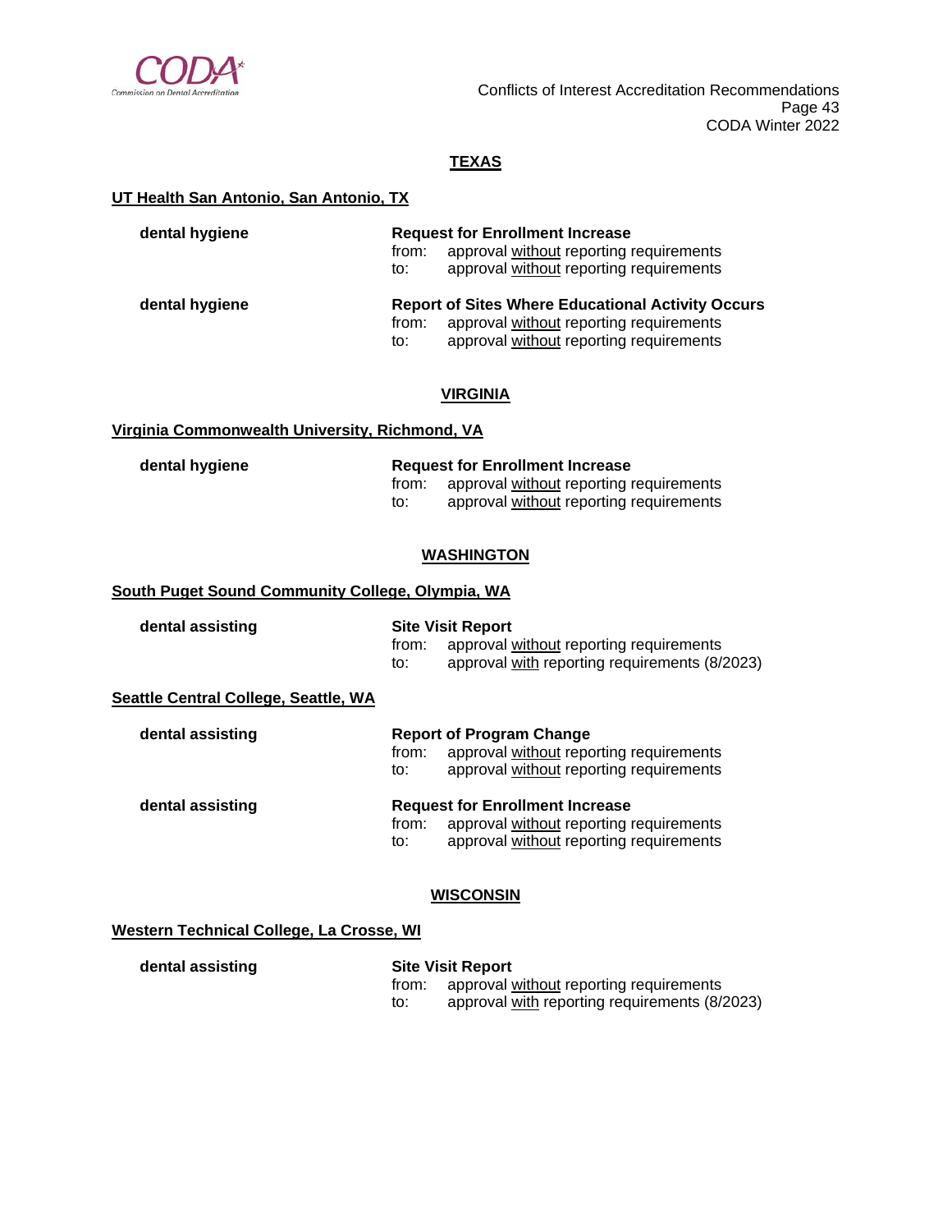## TEXAS

**UT Health San Antonio, San Antonio, TX**

**dental hygiene**

**Request for Enrollment Increase**
from: approval without reporting requirements
to: approval without reporting requirements

**dental hygiene**

**Report of Sites Where Educational Activity Occurs**
from: approval without reporting requirements
to: approval without reporting requirements

## VIRGINIA

**Virginia Commonwealth University, Richmond, VA**

**dental hygiene**

**Request for Enrollment Increase**
from: approval without reporting requirements
to: approval without reporting requirements

## WASHINGTON

**South Puget Sound Community College, Olympia, WA**

**dental assisting**

**Site Visit Report**
from: approval without reporting requirements
to: approval with reporting requirements (8/2023)

**Seattle Central College, Seattle, WA**

**dental assisting**

**Report of Program Change**
from: approval without reporting requirements
to: approval without reporting requirements

**dental assisting**

**Request for Enrollment Increase**
from: approval without reporting requirements
to: approval without reporting requirements

## WISCONSIN

**Western Technical College, La Crosse, WI**

**dental assisting**

**Site Visit Report**
from: approval without reporting requirements
to: approval with reporting requirements (8/2023)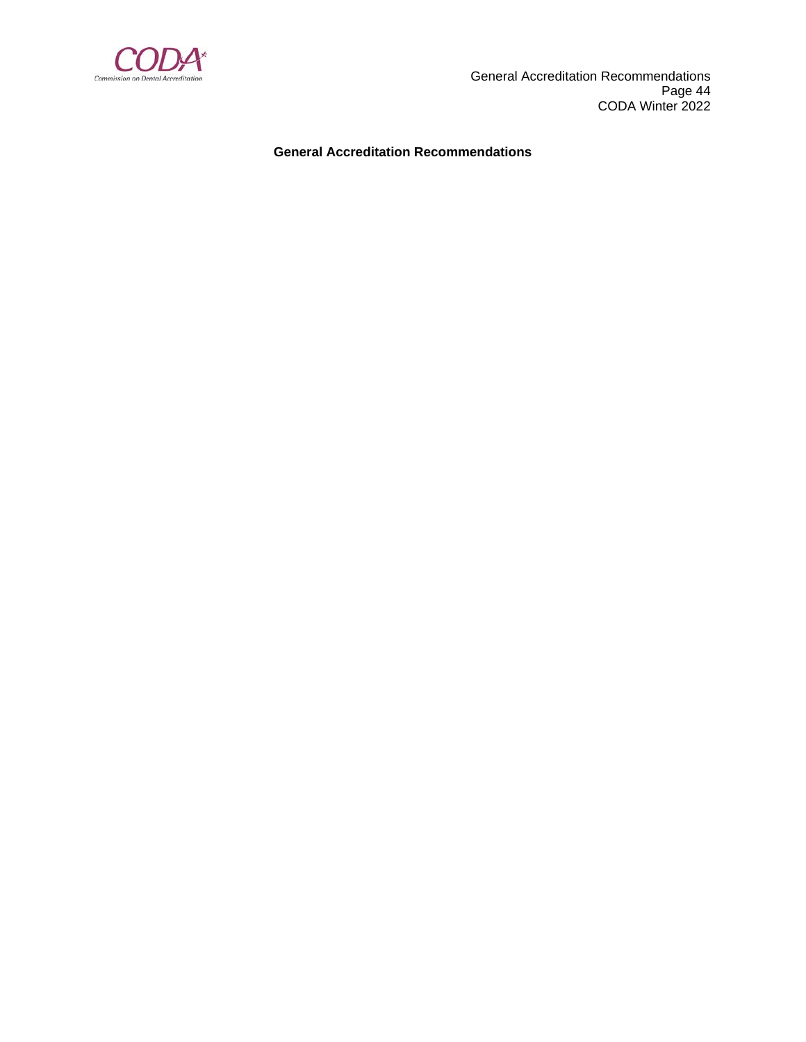**General Accreditation Recommendations**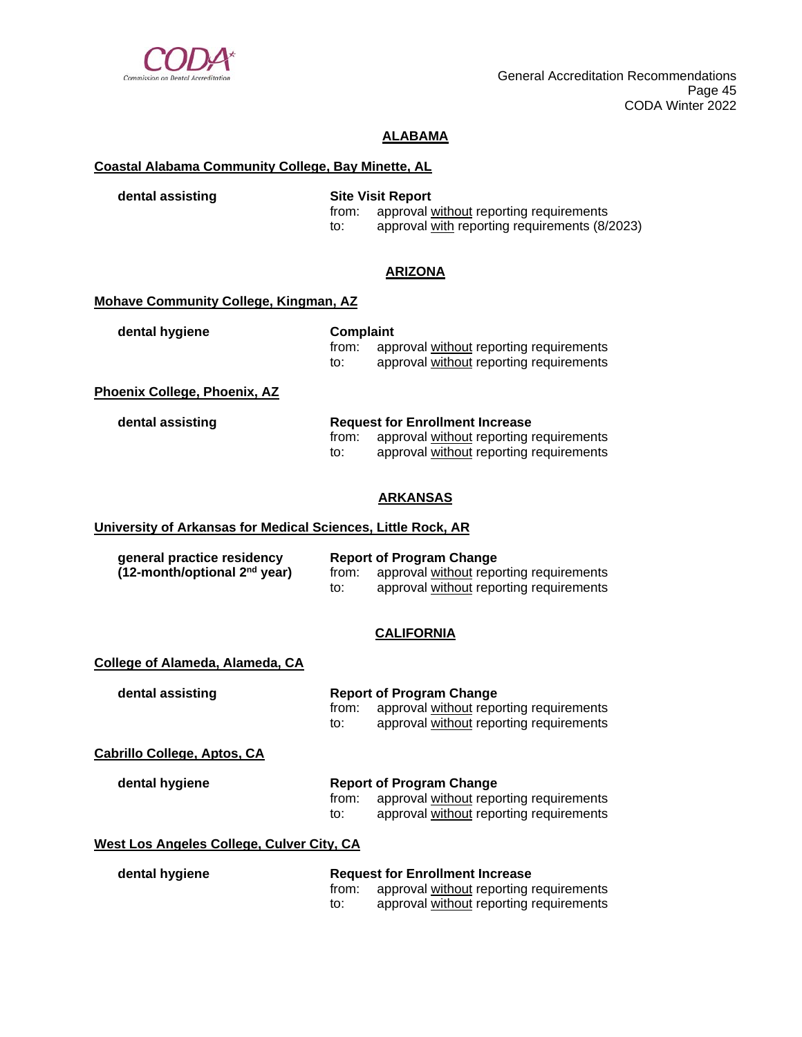## ALABAMA

**Coastal Alabama Community College, Bay Minette, AL**

**dental assisting** — **Site Visit Report**
from: approval without reporting requirements
to: approval with reporting requirements (8/2023)

## ARIZONA

**Mohave Community College, Kingman, AZ**

**dental hygiene** — **Complaint**
from: approval without reporting requirements
to: approval without reporting requirements

**Phoenix College, Phoenix, AZ**

**dental assisting** — **Request for Enrollment Increase**
from: approval without reporting requirements
to: approval without reporting requirements

## ARKANSAS

**University of Arkansas for Medical Sciences, Little Rock, AR**

**general practice residency (12-month/optional 2nd year)** — **Report of Program Change**
from: approval without reporting requirements
to: approval without reporting requirements

## CALIFORNIA

**College of Alameda, Alameda, CA**

**dental assisting** — **Report of Program Change**
from: approval without reporting requirements
to: approval without reporting requirements

**Cabrillo College, Aptos, CA**

**dental hygiene** — **Report of Program Change**
from: approval without reporting requirements
to: approval without reporting requirements

**West Los Angeles College, Culver City, CA**

**dental hygiene** — **Request for Enrollment Increase**
from: approval without reporting requirements
to: approval without reporting requirements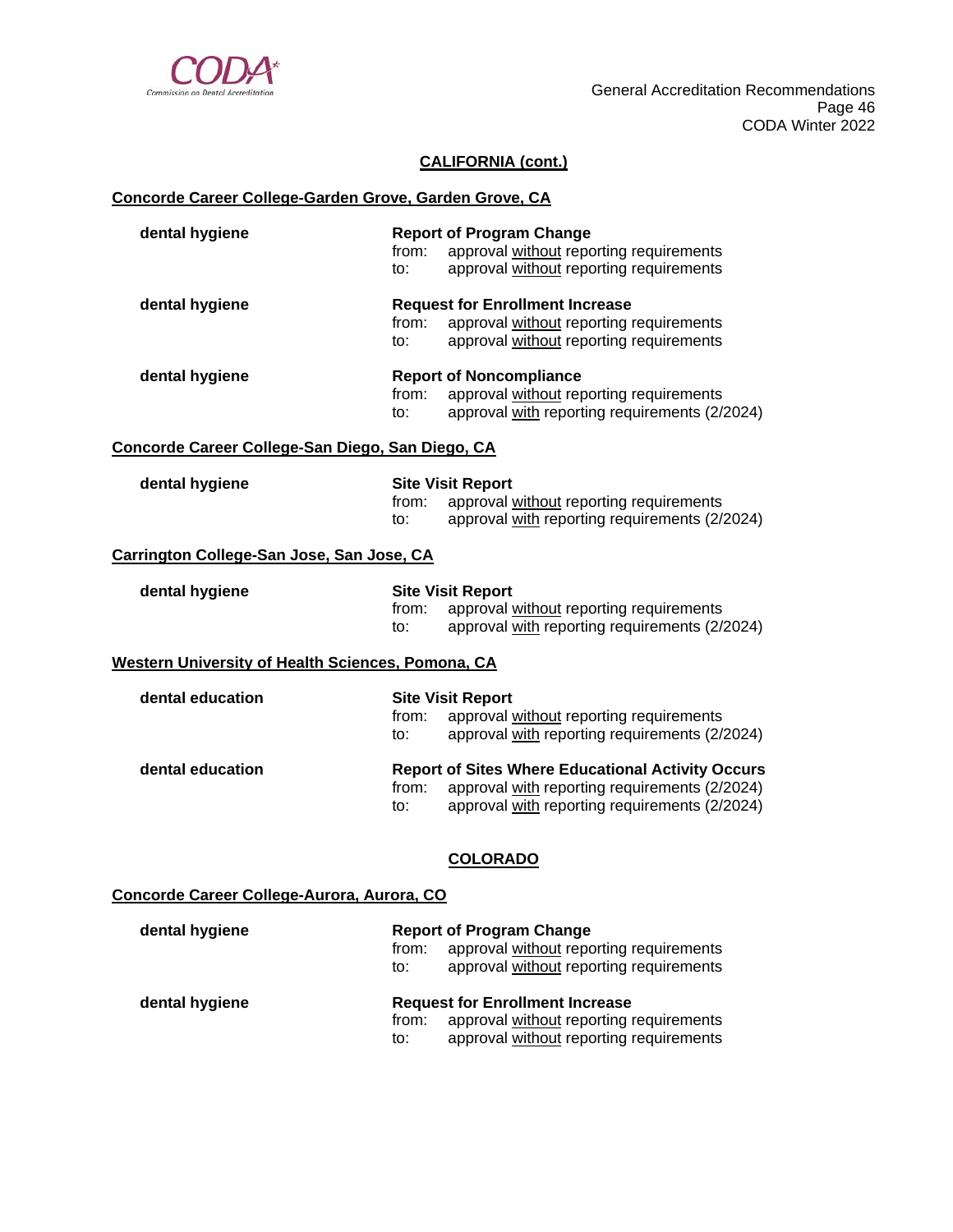## CALIFORNIA (cont.)

### Concorde Career College-Garden Grove, Garden Grove, CA

**dental hygiene** — **Report of Program Change**
from: approval without reporting requirements
to: approval without reporting requirements

**dental hygiene** — **Request for Enrollment Increase**
from: approval without reporting requirements
to: approval without reporting requirements

**dental hygiene** — **Report of Noncompliance**
from: approval without reporting requirements
to: approval with reporting requirements (2/2024)

### Concorde Career College-San Diego, San Diego, CA

**dental hygiene** — **Site Visit Report**
from: approval without reporting requirements
to: approval with reporting requirements (2/2024)

### Carrington College-San Jose, San Jose, CA

**dental hygiene** — **Site Visit Report**
from: approval without reporting requirements
to: approval with reporting requirements (2/2024)

### Western University of Health Sciences, Pomona, CA

**dental education** — **Site Visit Report**
from: approval without reporting requirements
to: approval with reporting requirements (2/2024)

**dental education** — **Report of Sites Where Educational Activity Occurs**
from: approval with reporting requirements (2/2024)
to: approval with reporting requirements (2/2024)

## COLORADO

### Concorde Career College-Aurora, Aurora, CO

**dental hygiene** — **Report of Program Change**
from: approval without reporting requirements
to: approval without reporting requirements

**dental hygiene** — **Request for Enrollment Increase**
from: approval without reporting requirements
to: approval without reporting requirements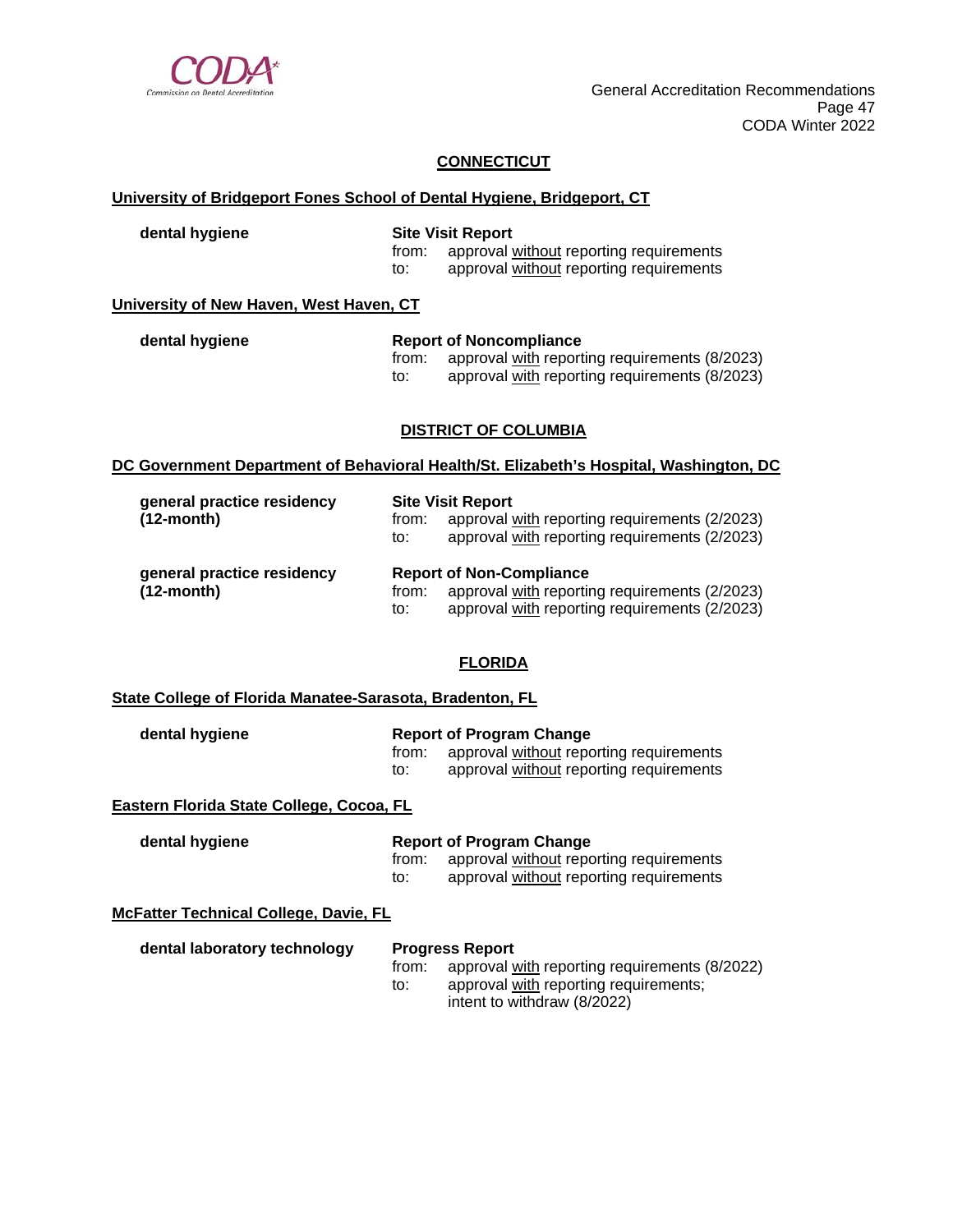## CONNECTICUT

### University of Bridgeport Fones School of Dental Hygiene, Bridgeport, CT

**dental hygiene**

**Site Visit Report**
from: approval without reporting requirements
to: approval without reporting requirements

### University of New Haven, West Haven, CT

**dental hygiene**

**Report of Noncompliance**
from: approval with reporting requirements (8/2023)
to: approval with reporting requirements (8/2023)

## DISTRICT OF COLUMBIA

### DC Government Department of Behavioral Health/St. Elizabeth's Hospital, Washington, DC

**general practice residency (12-month)**

**Site Visit Report**
from: approval with reporting requirements (2/2023)
to: approval with reporting requirements (2/2023)

**general practice residency (12-month)**

**Report of Non-Compliance**
from: approval with reporting requirements (2/2023)
to: approval with reporting requirements (2/2023)

## FLORIDA

### State College of Florida Manatee-Sarasota, Bradenton, FL

**dental hygiene**

**Report of Program Change**
from: approval without reporting requirements
to: approval without reporting requirements

### Eastern Florida State College, Cocoa, FL

**dental hygiene**

**Report of Program Change**
from: approval without reporting requirements
to: approval without reporting requirements

### McFatter Technical College, Davie, FL

**dental laboratory technology**

**Progress Report**
from: approval with reporting requirements (8/2022)
to: approval with reporting requirements; intent to withdraw (8/2022)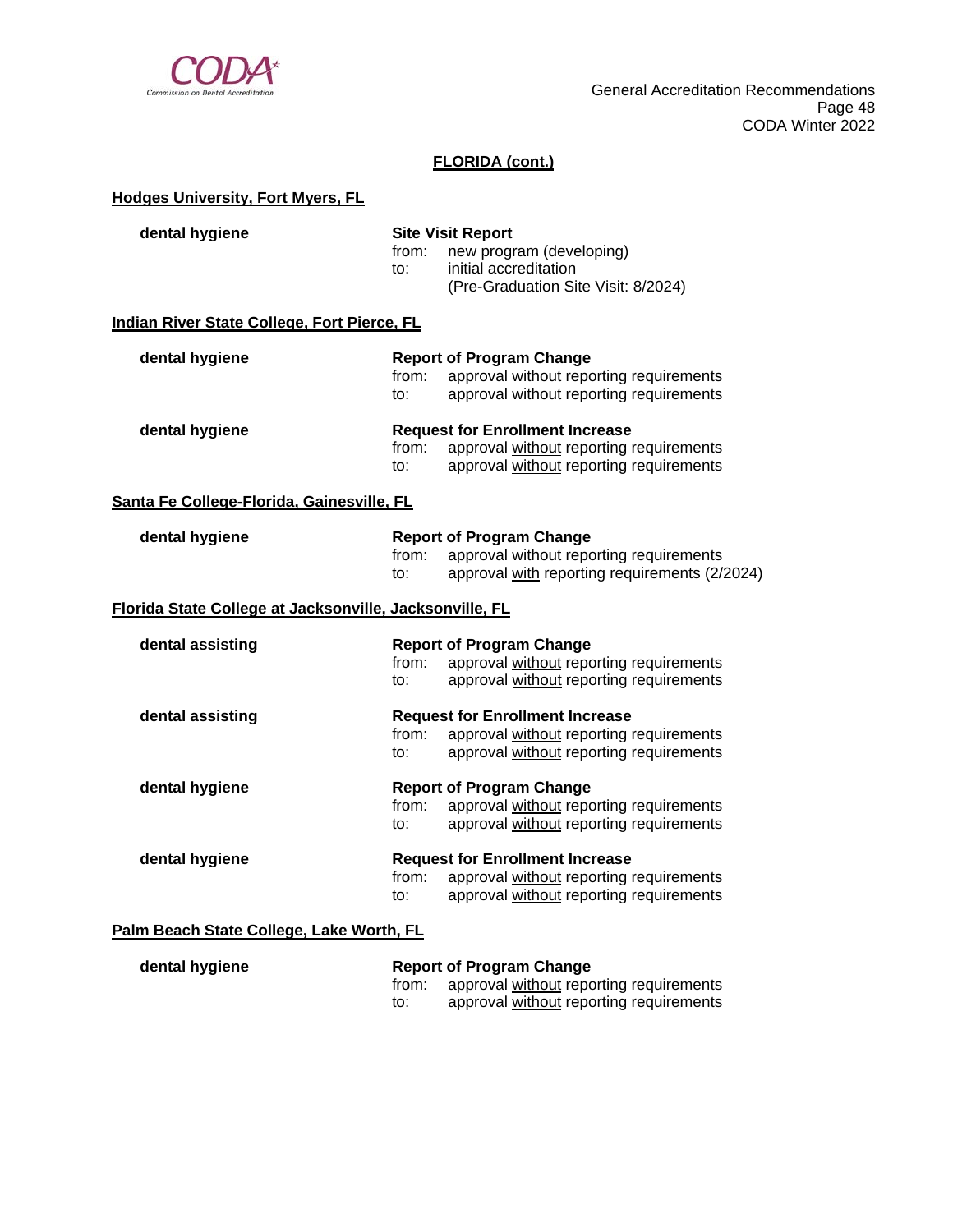## FLORIDA (cont.)

### Hodges University, Fort Myers, FL

**dental hygiene**

**Site Visit Report**
from: new program (developing)
to: initial accreditation
(Pre-Graduation Site Visit: 8/2024)

### Indian River State College, Fort Pierce, FL

**dental hygiene**

**Report of Program Change**
from: approval without reporting requirements
to: approval without reporting requirements

**dental hygiene**

**Request for Enrollment Increase**
from: approval without reporting requirements
to: approval without reporting requirements

### Santa Fe College-Florida, Gainesville, FL

**dental hygiene**

**Report of Program Change**
from: approval without reporting requirements
to: approval with reporting requirements (2/2024)

### Florida State College at Jacksonville, Jacksonville, FL

**dental assisting**

**Report of Program Change**
from: approval without reporting requirements
to: approval without reporting requirements

**dental assisting**

**Request for Enrollment Increase**
from: approval without reporting requirements
to: approval without reporting requirements

**dental hygiene**

**Report of Program Change**
from: approval without reporting requirements
to: approval without reporting requirements

**dental hygiene**

**Request for Enrollment Increase**
from: approval without reporting requirements
to: approval without reporting requirements

### Palm Beach State College, Lake Worth, FL

**dental hygiene**

**Report of Program Change**
from: approval without reporting requirements
to: approval without reporting requirements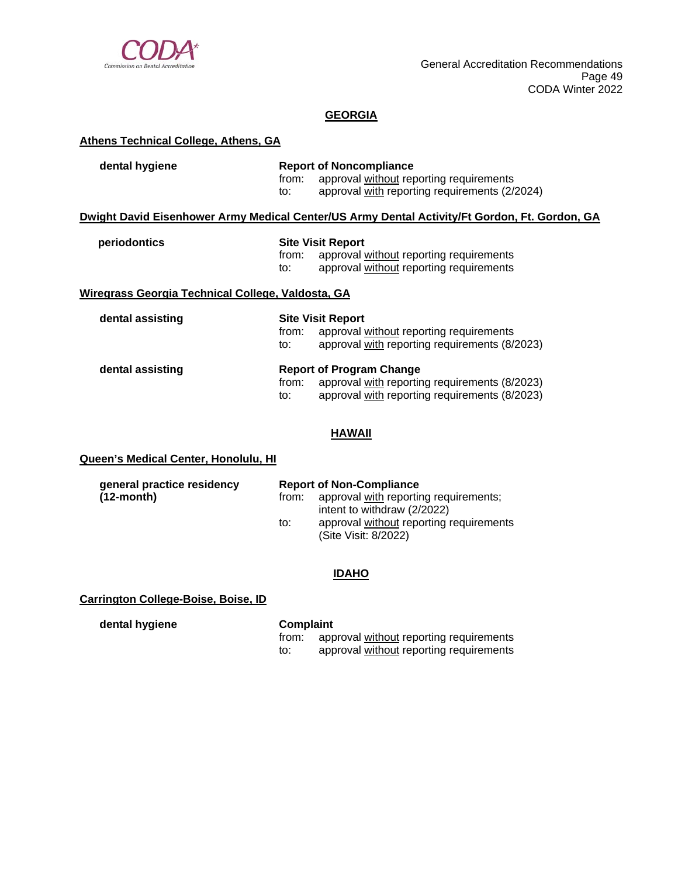## GEORGIA

**Athens Technical College, Athens, GA**

**dental hygiene**

**Report of Noncompliance**
from: approval without reporting requirements
to: approval with reporting requirements (2/2024)

**Dwight David Eisenhower Army Medical Center/US Army Dental Activity/Ft Gordon, Ft. Gordon, GA**

**periodontics**

**Site Visit Report**
from: approval without reporting requirements
to: approval without reporting requirements

**Wiregrass Georgia Technical College, Valdosta, GA**

**dental assisting**

**Site Visit Report**
from: approval without reporting requirements
to: approval with reporting requirements (8/2023)

**dental assisting**

**Report of Program Change**
from: approval with reporting requirements (8/2023)
to: approval with reporting requirements (8/2023)

## HAWAII

**Queen's Medical Center, Honolulu, HI**

**general practice residency (12-month)**

**Report of Non-Compliance**
from: approval with reporting requirements; intent to withdraw (2/2022)
to: approval without reporting requirements (Site Visit: 8/2022)

## IDAHO

**Carrington College-Boise, Boise, ID**

**dental hygiene**

**Complaint**
from: approval without reporting requirements
to: approval without reporting requirements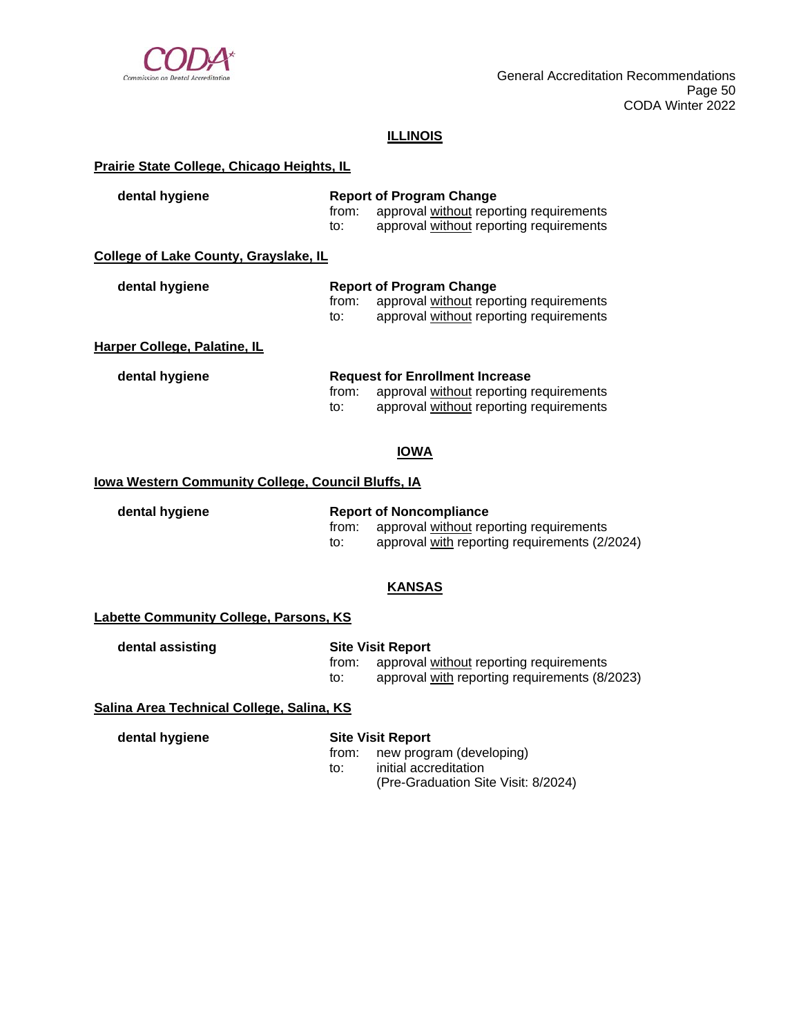## ILLINOIS

**Prairie State College, Chicago Heights, IL**

**dental hygiene**

**Report of Program Change**
from: approval without reporting requirements
to: approval without reporting requirements

**College of Lake County, Grayslake, IL**

**dental hygiene**

**Report of Program Change**
from: approval without reporting requirements
to: approval without reporting requirements

**Harper College, Palatine, IL**

**dental hygiene**

**Request for Enrollment Increase**
from: approval without reporting requirements
to: approval without reporting requirements

## IOWA

**Iowa Western Community College, Council Bluffs, IA**

**dental hygiene**

**Report of Noncompliance**
from: approval without reporting requirements
to: approval with reporting requirements (2/2024)

## KANSAS

**Labette Community College, Parsons, KS**

**dental assisting**

**Site Visit Report**
from: approval without reporting requirements
to: approval with reporting requirements (8/2023)

**Salina Area Technical College, Salina, KS**

**dental hygiene**

**Site Visit Report**
from: new program (developing)
to: initial accreditation
(Pre-Graduation Site Visit: 8/2024)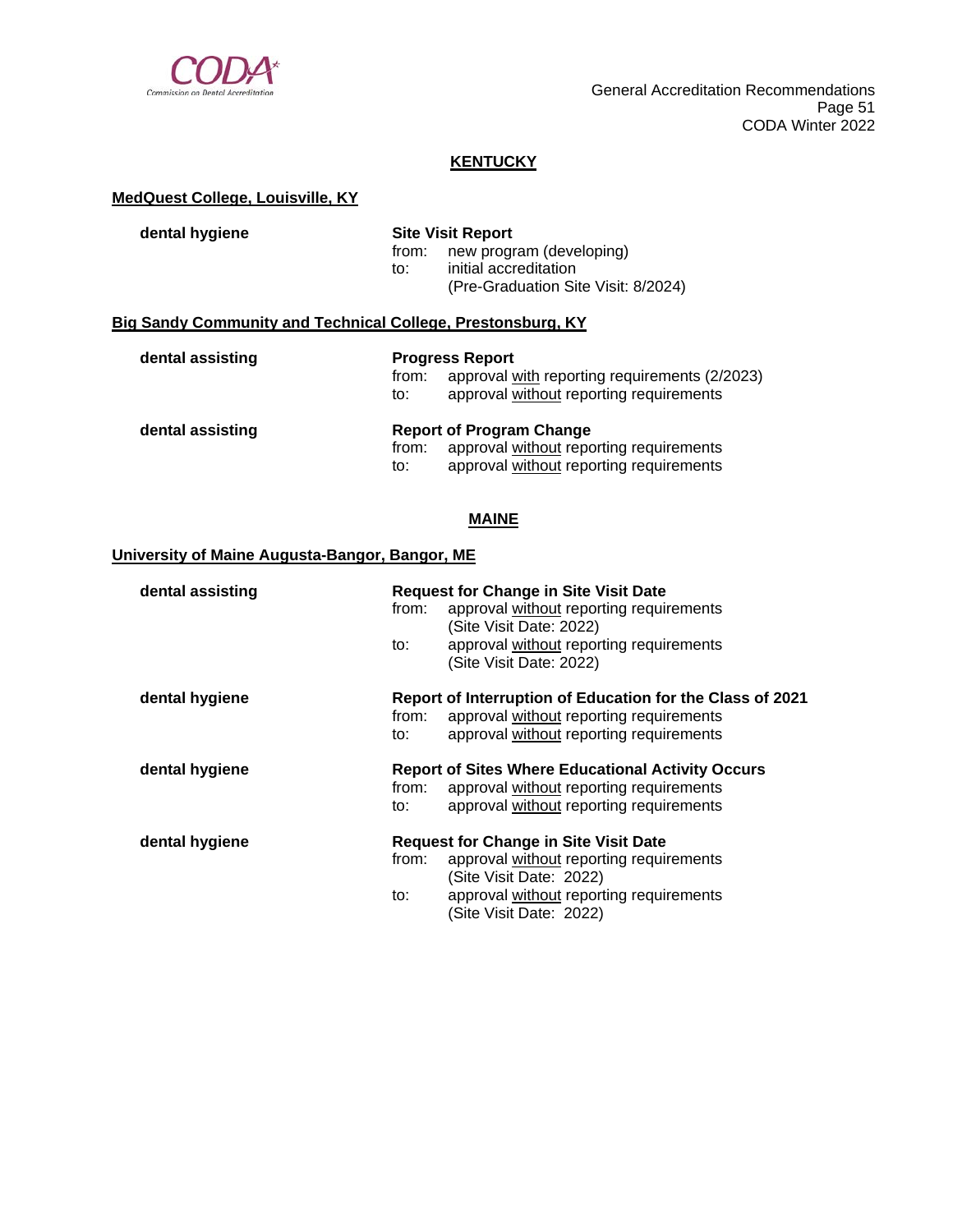## KENTUCKY

### MedQuest College, Louisville, KY

**dental hygiene**

**Site Visit Report**
from: new program (developing)
to: initial accreditation
(Pre-Graduation Site Visit: 8/2024)

### Big Sandy Community and Technical College, Prestonsburg, KY

**dental assisting**

**Progress Report**
from: approval with reporting requirements (2/2023)
to: approval without reporting requirements

**dental assisting**

**Report of Program Change**
from: approval without reporting requirements
to: approval without reporting requirements

## MAINE

### University of Maine Augusta-Bangor, Bangor, ME

**dental assisting**

**Request for Change in Site Visit Date**
from: approval without reporting requirements
(Site Visit Date: 2022)
to: approval without reporting requirements
(Site Visit Date: 2022)

**dental hygiene**

**Report of Interruption of Education for the Class of 2021**
from: approval without reporting requirements
to: approval without reporting requirements

**dental hygiene**

**Report of Sites Where Educational Activity Occurs**
from: approval without reporting requirements
to: approval without reporting requirements

**dental hygiene**

**Request for Change in Site Visit Date**
from: approval without reporting requirements
(Site Visit Date: 2022)
to: approval without reporting requirements
(Site Visit Date: 2022)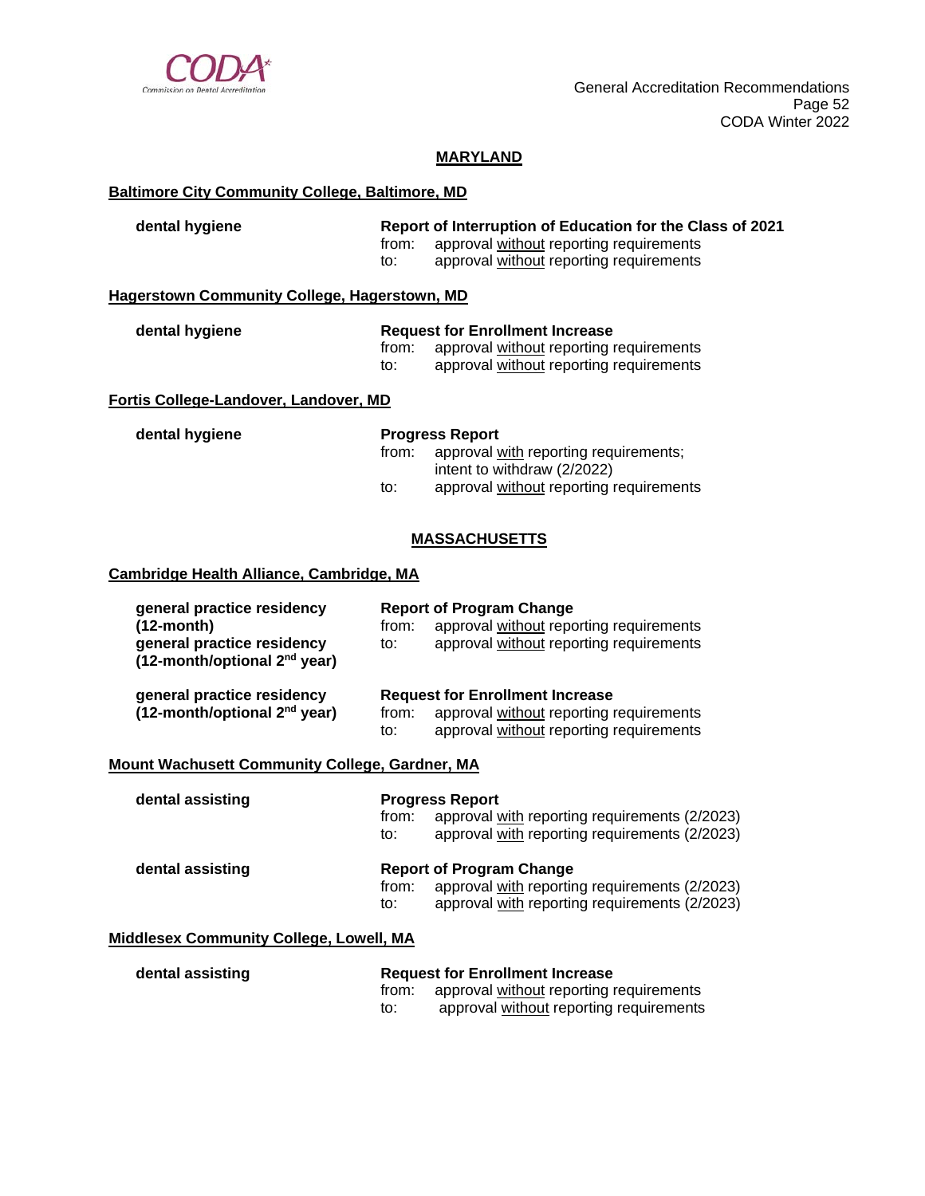## MARYLAND

**Baltimore City Community College, Baltimore, MD**

| | |
|---|---|
| **dental hygiene** | **Report of Interruption of Education for the Class of 2021** |
| | from: approval without reporting requirements |
| | to: approval without reporting requirements |

**Hagerstown Community College, Hagerstown, MD**

| | |
|---|---|
| **dental hygiene** | **Request for Enrollment Increase** |
| | from: approval without reporting requirements |
| | to: approval without reporting requirements |

**Fortis College-Landover, Landover, MD**

| | |
|---|---|
| **dental hygiene** | **Progress Report** |
| | from: approval with reporting requirements; intent to withdraw (2/2022) |
| | to: approval without reporting requirements |

## MASSACHUSETTS

**Cambridge Health Alliance, Cambridge, MA**

| | |
|---|---|
| **general practice residency (12-month)** | **Report of Program Change** |
| **general practice residency (12-month/optional 2nd year)** | from: approval without reporting requirements |
| | to: approval without reporting requirements |
| **general practice residency (12-month/optional 2nd year)** | **Request for Enrollment Increase** |
| | from: approval without reporting requirements |
| | to: approval without reporting requirements |

**Mount Wachusett Community College, Gardner, MA**

| | |
|---|---|
| **dental assisting** | **Progress Report** |
| | from: approval with reporting requirements (2/2023) |
| | to: approval with reporting requirements (2/2023) |
| **dental assisting** | **Report of Program Change** |
| | from: approval with reporting requirements (2/2023) |
| | to: approval with reporting requirements (2/2023) |

**Middlesex Community College, Lowell, MA**

| | |
|---|---|
| **dental assisting** | **Request for Enrollment Increase** |
| | from: approval without reporting requirements |
| | to: approval without reporting requirements |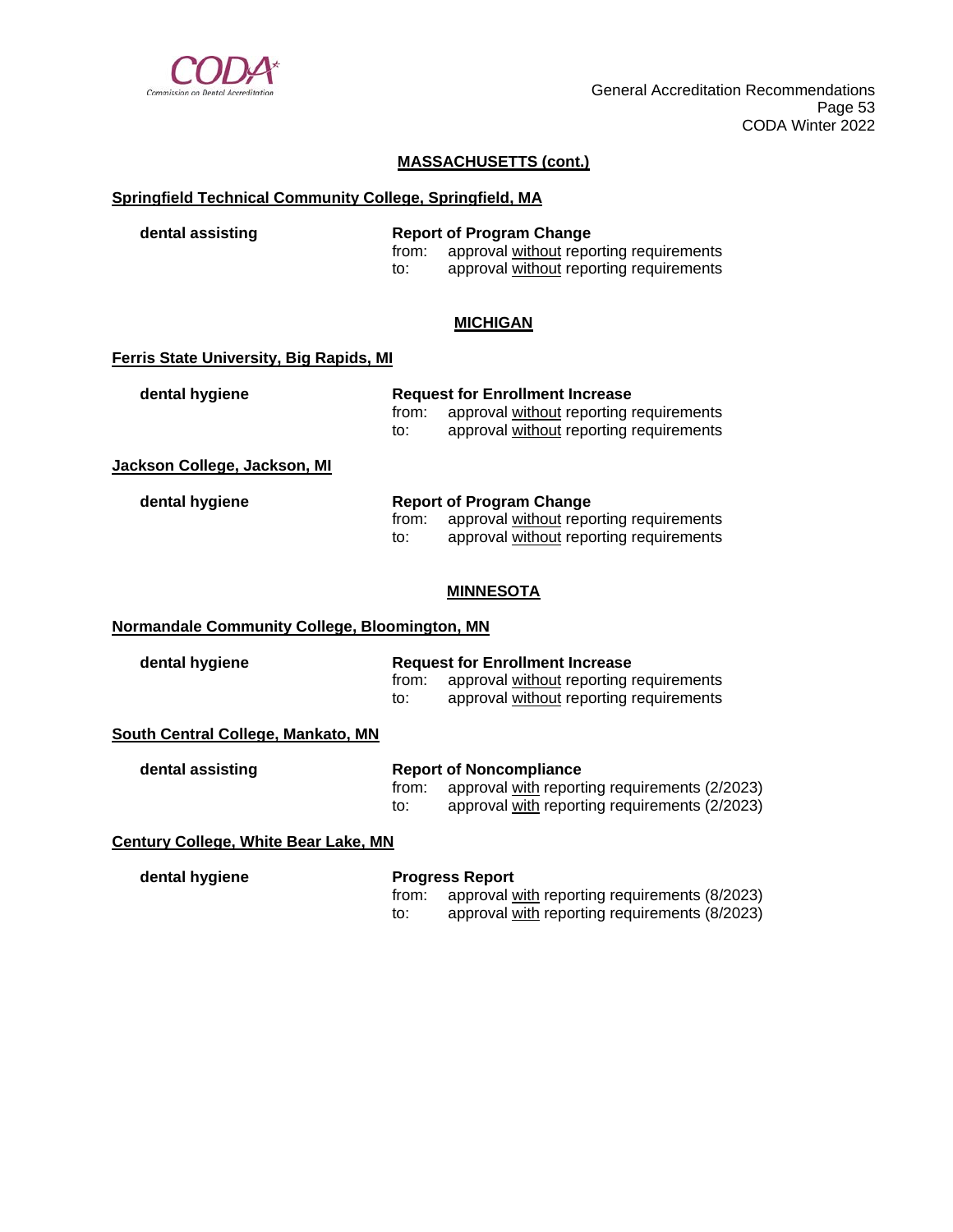## MASSACHUSETTS (cont.)

### Springfield Technical Community College, Springfield, MA

**dental assisting**

**Report of Program Change**
from: approval without reporting requirements
to: approval without reporting requirements

## MICHIGAN

### Ferris State University, Big Rapids, MI

**dental hygiene**

**Request for Enrollment Increase**
from: approval without reporting requirements
to: approval without reporting requirements

### Jackson College, Jackson, MI

**dental hygiene**

**Report of Program Change**
from: approval without reporting requirements
to: approval without reporting requirements

## MINNESOTA

### Normandale Community College, Bloomington, MN

**dental hygiene**

**Request for Enrollment Increase**
from: approval without reporting requirements
to: approval without reporting requirements

### South Central College, Mankato, MN

**dental assisting**

**Report of Noncompliance**
from: approval with reporting requirements (2/2023)
to: approval with reporting requirements (2/2023)

### Century College, White Bear Lake, MN

**dental hygiene**

**Progress Report**
from: approval with reporting requirements (8/2023)
to: approval with reporting requirements (8/2023)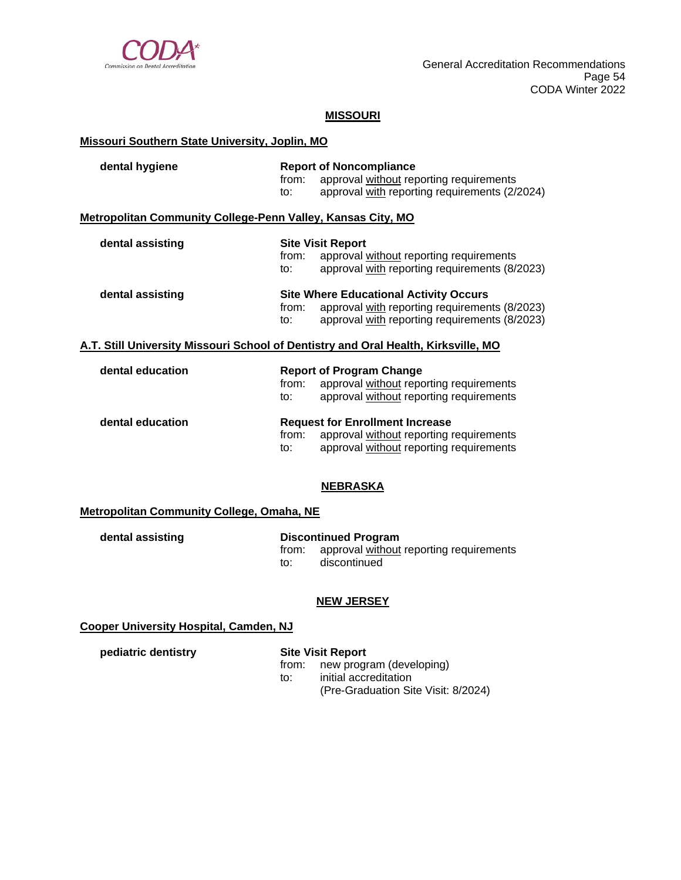## MISSOURI

**Missouri Southern State University, Joplin, MO**

**dental hygiene**

**Report of Noncompliance**
from: approval without reporting requirements
to: approval with reporting requirements (2/2024)

**Metropolitan Community College-Penn Valley, Kansas City, MO**

**dental assisting**

**Site Visit Report**
from: approval without reporting requirements
to: approval with reporting requirements (8/2023)

**dental assisting**

**Site Where Educational Activity Occurs**
from: approval with reporting requirements (8/2023)
to: approval with reporting requirements (8/2023)

**A.T. Still University Missouri School of Dentistry and Oral Health, Kirksville, MO**

**dental education**

**Report of Program Change**
from: approval without reporting requirements
to: approval without reporting requirements

**dental education**

**Request for Enrollment Increase**
from: approval without reporting requirements
to: approval without reporting requirements

## NEBRASKA

**Metropolitan Community College, Omaha, NE**

**dental assisting**

**Discontinued Program**
from: approval without reporting requirements
to: discontinued

## NEW JERSEY

**Cooper University Hospital, Camden, NJ**

**pediatric dentistry**

**Site Visit Report**
from: new program (developing)
to: initial accreditation
(Pre-Graduation Site Visit: 8/2024)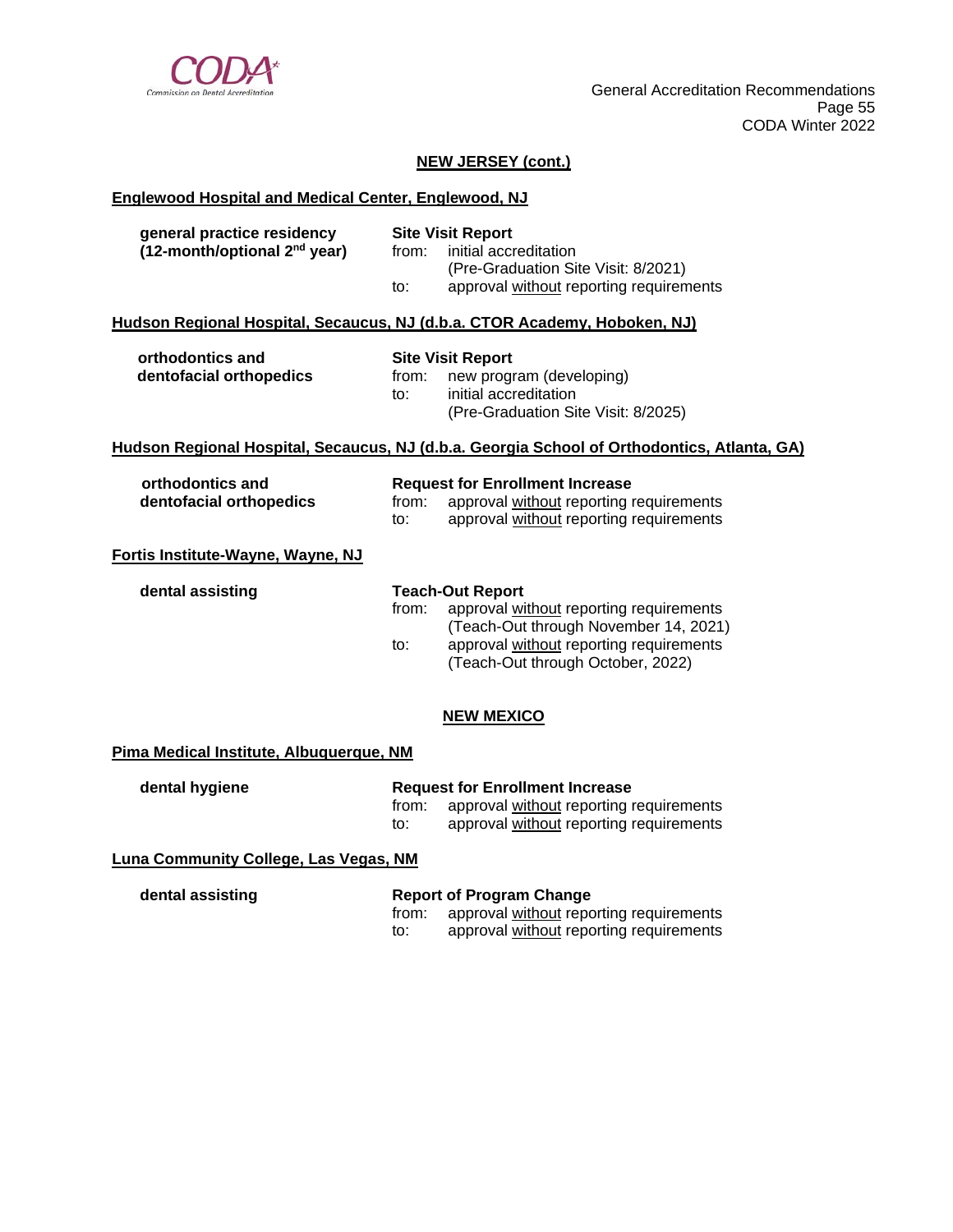## NEW JERSEY (cont.)

### Englewood Hospital and Medical Center, Englewood, NJ

**general practice residency (12-month/optional 2nd year)**

**Site Visit Report**
from: initial accreditation
(Pre-Graduation Site Visit: 8/2021)
to: approval without reporting requirements

### Hudson Regional Hospital, Secaucus, NJ (d.b.a. CTOR Academy, Hoboken, NJ)

**orthodontics and dentofacial orthopedics**

**Site Visit Report**
from: new program (developing)
to: initial accreditation
(Pre-Graduation Site Visit: 8/2025)

### Hudson Regional Hospital, Secaucus, NJ (d.b.a. Georgia School of Orthodontics, Atlanta, GA)

**orthodontics and dentofacial orthopedics**

**Request for Enrollment Increase**
from: approval without reporting requirements
to: approval without reporting requirements

### Fortis Institute-Wayne, Wayne, NJ

**dental assisting**

**Teach-Out Report**
from: approval without reporting requirements
(Teach-Out through November 14, 2021)
to: approval without reporting requirements
(Teach-Out through October, 2022)

## NEW MEXICO

### Pima Medical Institute, Albuquerque, NM

**dental hygiene**

**Request for Enrollment Increase**
from: approval without reporting requirements
to: approval without reporting requirements

### Luna Community College, Las Vegas, NM

**dental assisting**

**Report of Program Change**
from: approval without reporting requirements
to: approval without reporting requirements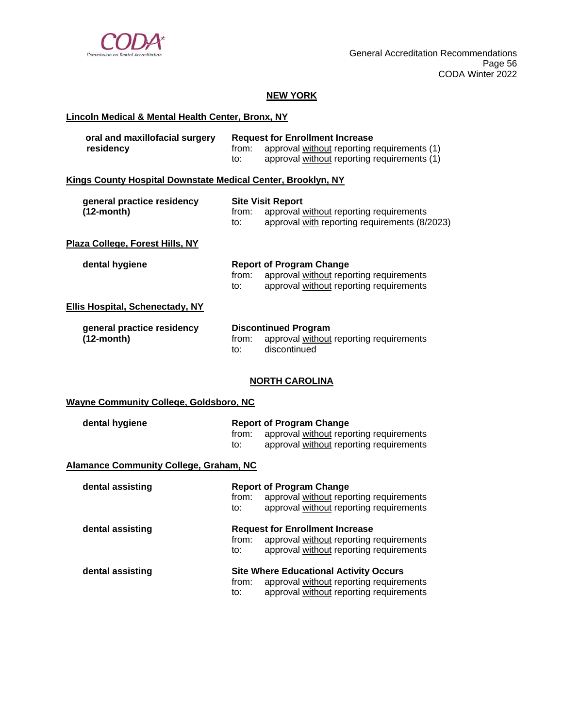## NEW YORK

### Lincoln Medical & Mental Health Center, Bronx, NY

**oral and maxillofacial surgery residency**

**Request for Enrollment Increase**
from: approval without reporting requirements (1)
to: approval without reporting requirements (1)

### Kings County Hospital Downstate Medical Center, Brooklyn, NY

**general practice residency (12-month)**

**Site Visit Report**
from: approval without reporting requirements
to: approval with reporting requirements (8/2023)

### Plaza College, Forest Hills, NY

**dental hygiene**

**Report of Program Change**
from: approval without reporting requirements
to: approval without reporting requirements

### Ellis Hospital, Schenectady, NY

**general practice residency (12-month)**

**Discontinued Program**
from: approval without reporting requirements
to: discontinued

## NORTH CAROLINA

### Wayne Community College, Goldsboro, NC

**dental hygiene**

**Report of Program Change**
from: approval without reporting requirements
to: approval without reporting requirements

### Alamance Community College, Graham, NC

**dental assisting**

**Report of Program Change**
from: approval without reporting requirements
to: approval without reporting requirements

**dental assisting**

**Request for Enrollment Increase**
from: approval without reporting requirements
to: approval without reporting requirements

**dental assisting**

**Site Where Educational Activity Occurs**
from: approval without reporting requirements
to: approval without reporting requirements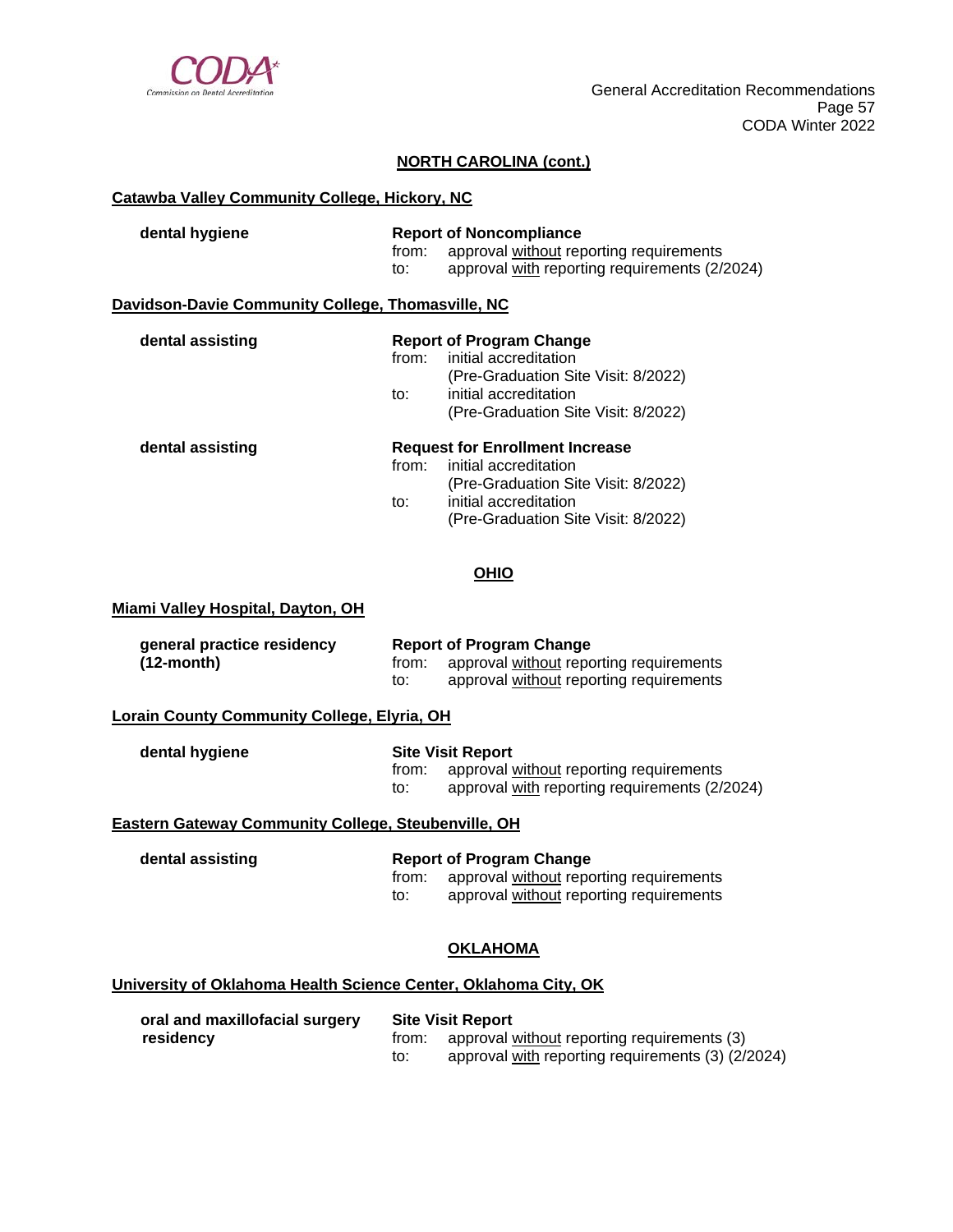## NORTH CAROLINA (cont.)

**Catawba Valley Community College, Hickory, NC**

| | |
|---|---|
| **dental hygiene** | **Report of Noncompliance**<br>from: approval without reporting requirements<br>to: approval with reporting requirements (2/2024) |

**Davidson-Davie Community College, Thomasville, NC**

| | |
|---|---|
| **dental assisting** | **Report of Program Change**<br>from: initial accreditation (Pre-Graduation Site Visit: 8/2022)<br>to: initial accreditation (Pre-Graduation Site Visit: 8/2022) |
| **dental assisting** | **Request for Enrollment Increase**<br>from: initial accreditation (Pre-Graduation Site Visit: 8/2022)<br>to: initial accreditation (Pre-Graduation Site Visit: 8/2022) |

## OHIO

**Miami Valley Hospital, Dayton, OH**

| | |
|---|---|
| **general practice residency (12-month)** | **Report of Program Change**<br>from: approval without reporting requirements<br>to: approval without reporting requirements |

**Lorain County Community College, Elyria, OH**

| | |
|---|---|
| **dental hygiene** | **Site Visit Report**<br>from: approval without reporting requirements<br>to: approval with reporting requirements (2/2024) |

**Eastern Gateway Community College, Steubenville, OH**

| | |
|---|---|
| **dental assisting** | **Report of Program Change**<br>from: approval without reporting requirements<br>to: approval without reporting requirements |

## OKLAHOMA

**University of Oklahoma Health Science Center, Oklahoma City, OK**

| | |
|---|---|
| **oral and maxillofacial surgery residency** | **Site Visit Report**<br>from: approval without reporting requirements (3)<br>to: approval with reporting requirements (3) (2/2024) |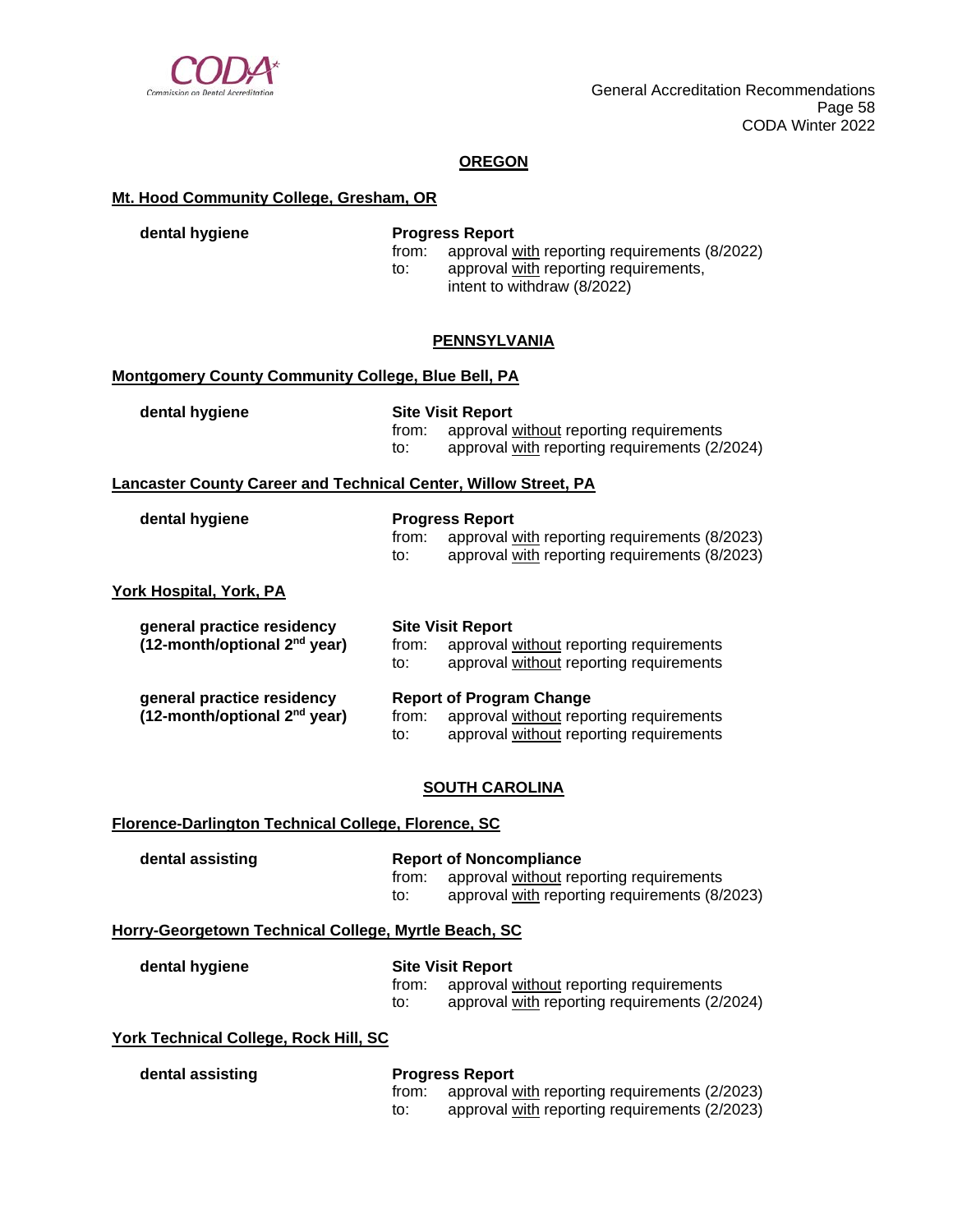## OREGON

**Mt. Hood Community College, Gresham, OR**

**dental hygiene**

**Progress Report**
from: approval with reporting requirements (8/2022)
to: approval with reporting requirements, intent to withdraw (8/2022)

## PENNSYLVANIA

**Montgomery County Community College, Blue Bell, PA**

**dental hygiene**

**Site Visit Report**
from: approval without reporting requirements
to: approval with reporting requirements (2/2024)

**Lancaster County Career and Technical Center, Willow Street, PA**

**dental hygiene**

**Progress Report**
from: approval with reporting requirements (8/2023)
to: approval with reporting requirements (8/2023)

**York Hospital, York, PA**

**general practice residency (12-month/optional 2nd year)**

**Site Visit Report**
from: approval without reporting requirements
to: approval without reporting requirements

**general practice residency (12-month/optional 2nd year)**

**Report of Program Change**
from: approval without reporting requirements
to: approval without reporting requirements

## SOUTH CAROLINA

**Florence-Darlington Technical College, Florence, SC**

**dental assisting**

**Report of Noncompliance**
from: approval without reporting requirements
to: approval with reporting requirements (8/2023)

**Horry-Georgetown Technical College, Myrtle Beach, SC**

**dental hygiene**

**Site Visit Report**
from: approval without reporting requirements
to: approval with reporting requirements (2/2024)

**York Technical College, Rock Hill, SC**

**dental assisting**

**Progress Report**
from: approval with reporting requirements (2/2023)
to: approval with reporting requirements (2/2023)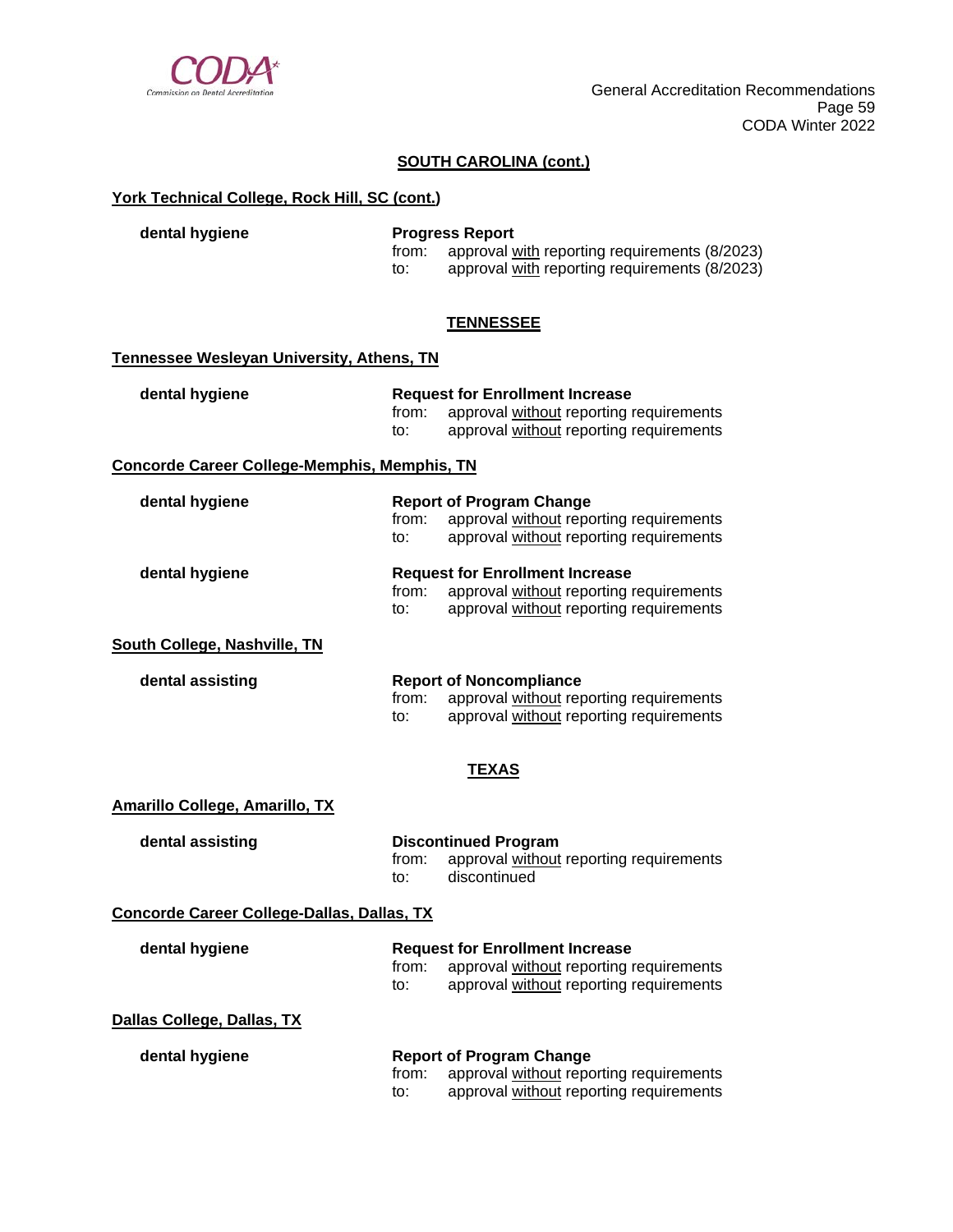## SOUTH CAROLINA (cont.)

### York Technical College, Rock Hill, SC (cont.)

**dental hygiene**

**Progress Report**
from: approval with reporting requirements (8/2023)
to: approval with reporting requirements (8/2023)

## TENNESSEE

### Tennessee Wesleyan University, Athens, TN

**dental hygiene**

**Request for Enrollment Increase**
from: approval without reporting requirements
to: approval without reporting requirements

### Concorde Career College-Memphis, Memphis, TN

**dental hygiene**

**Report of Program Change**
from: approval without reporting requirements
to: approval without reporting requirements

**dental hygiene**

**Request for Enrollment Increase**
from: approval without reporting requirements
to: approval without reporting requirements

### South College, Nashville, TN

**dental assisting**

**Report of Noncompliance**
from: approval without reporting requirements
to: approval without reporting requirements

## TEXAS

### Amarillo College, Amarillo, TX

**dental assisting**

**Discontinued Program**
from: approval without reporting requirements
to: discontinued

### Concorde Career College-Dallas, Dallas, TX

**dental hygiene**

**Request for Enrollment Increase**
from: approval without reporting requirements
to: approval without reporting requirements

### Dallas College, Dallas, TX

**dental hygiene**

**Report of Program Change**
from: approval without reporting requirements
to: approval without reporting requirements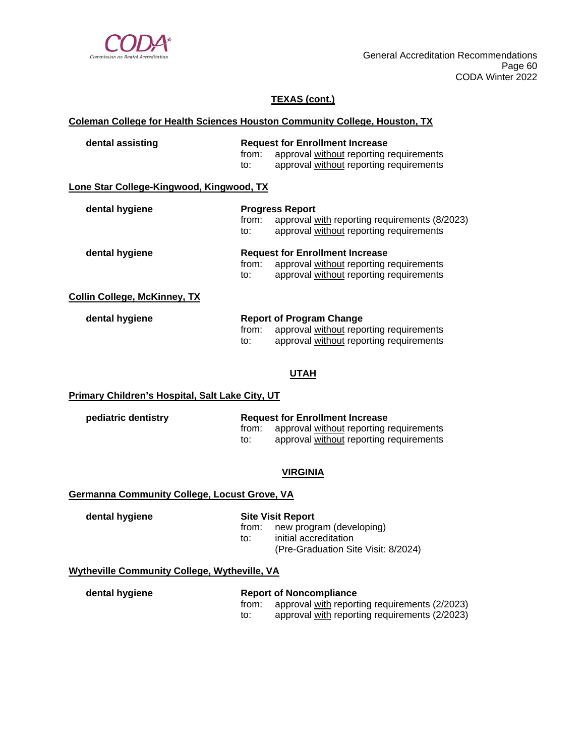## TEXAS (cont.)

**Coleman College for Health Sciences Houston Community College, Houston, TX**

**dental assisting**

**Request for Enrollment Increase**
from: approval without reporting requirements
to: approval without reporting requirements

**Lone Star College-Kingwood, Kingwood, TX**

**dental hygiene**

**Progress Report**
from: approval with reporting requirements (8/2023)
to: approval without reporting requirements

**dental hygiene**

**Request for Enrollment Increase**
from: approval without reporting requirements
to: approval without reporting requirements

**Collin College, McKinney, TX**

**dental hygiene**

**Report of Program Change**
from: approval without reporting requirements
to: approval without reporting requirements

## UTAH

**Primary Children's Hospital, Salt Lake City, UT**

**pediatric dentistry**

**Request for Enrollment Increase**
from: approval without reporting requirements
to: approval without reporting requirements

## VIRGINIA

**Germanna Community College, Locust Grove, VA**

**dental hygiene**

**Site Visit Report**
from: new program (developing)
to: initial accreditation
(Pre-Graduation Site Visit: 8/2024)

**Wytheville Community College, Wytheville, VA**

**dental hygiene**

**Report of Noncompliance**
from: approval with reporting requirements (2/2023)
to: approval with reporting requirements (2/2023)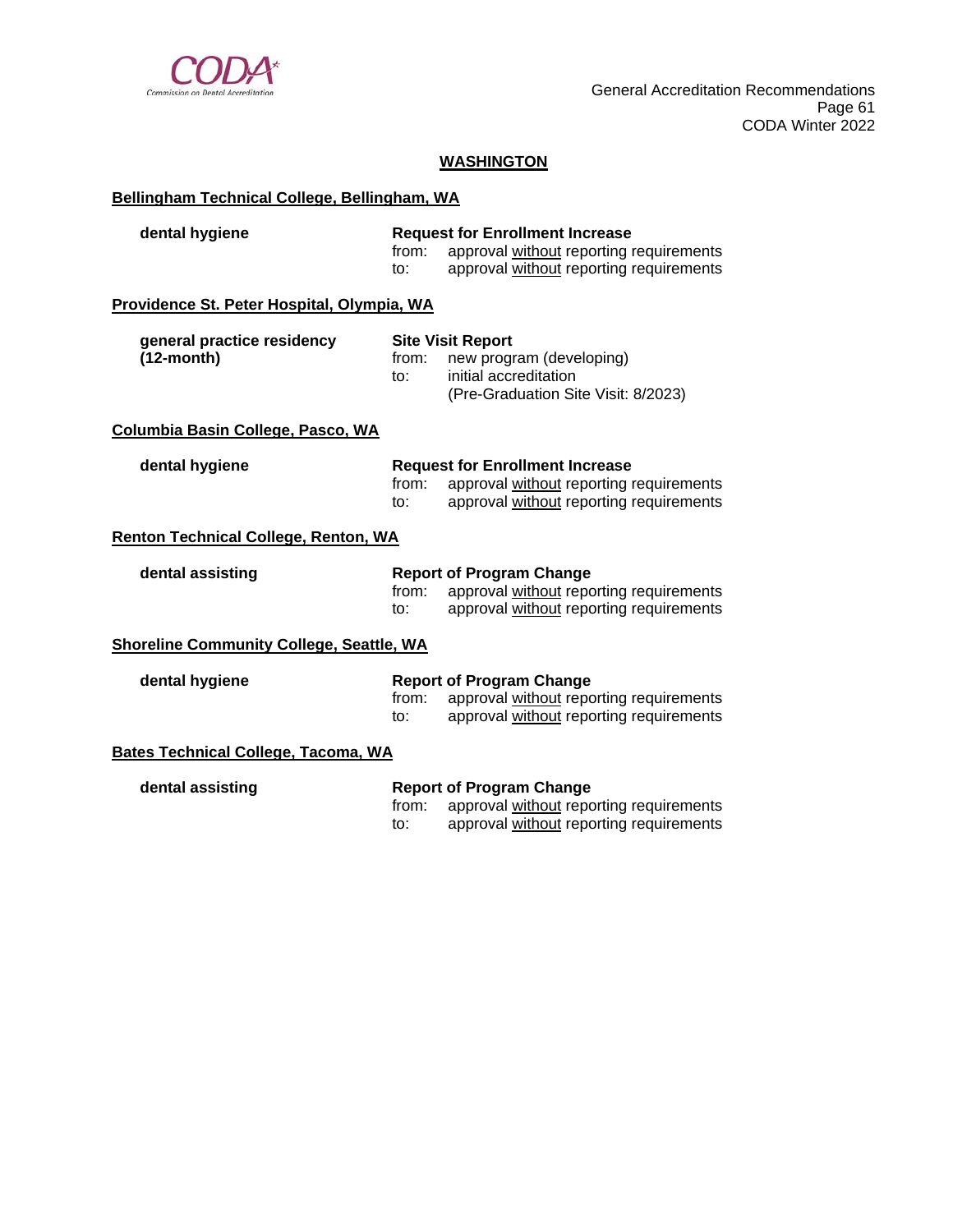## WASHINGTON

**Bellingham Technical College, Bellingham, WA**

**dental hygiene** — **Request for Enrollment Increase**
from: approval without reporting requirements
to: approval without reporting requirements

**Providence St. Peter Hospital, Olympia, WA**

**general practice residency (12-month)** — **Site Visit Report**
from: new program (developing)
to: initial accreditation
(Pre-Graduation Site Visit: 8/2023)

**Columbia Basin College, Pasco, WA**

**dental hygiene** — **Request for Enrollment Increase**
from: approval without reporting requirements
to: approval without reporting requirements

**Renton Technical College, Renton, WA**

**dental assisting** — **Report of Program Change**
from: approval without reporting requirements
to: approval without reporting requirements

**Shoreline Community College, Seattle, WA**

**dental hygiene** — **Report of Program Change**
from: approval without reporting requirements
to: approval without reporting requirements

**Bates Technical College, Tacoma, WA**

**dental assisting** — **Report of Program Change**
from: approval without reporting requirements
to: approval without reporting requirements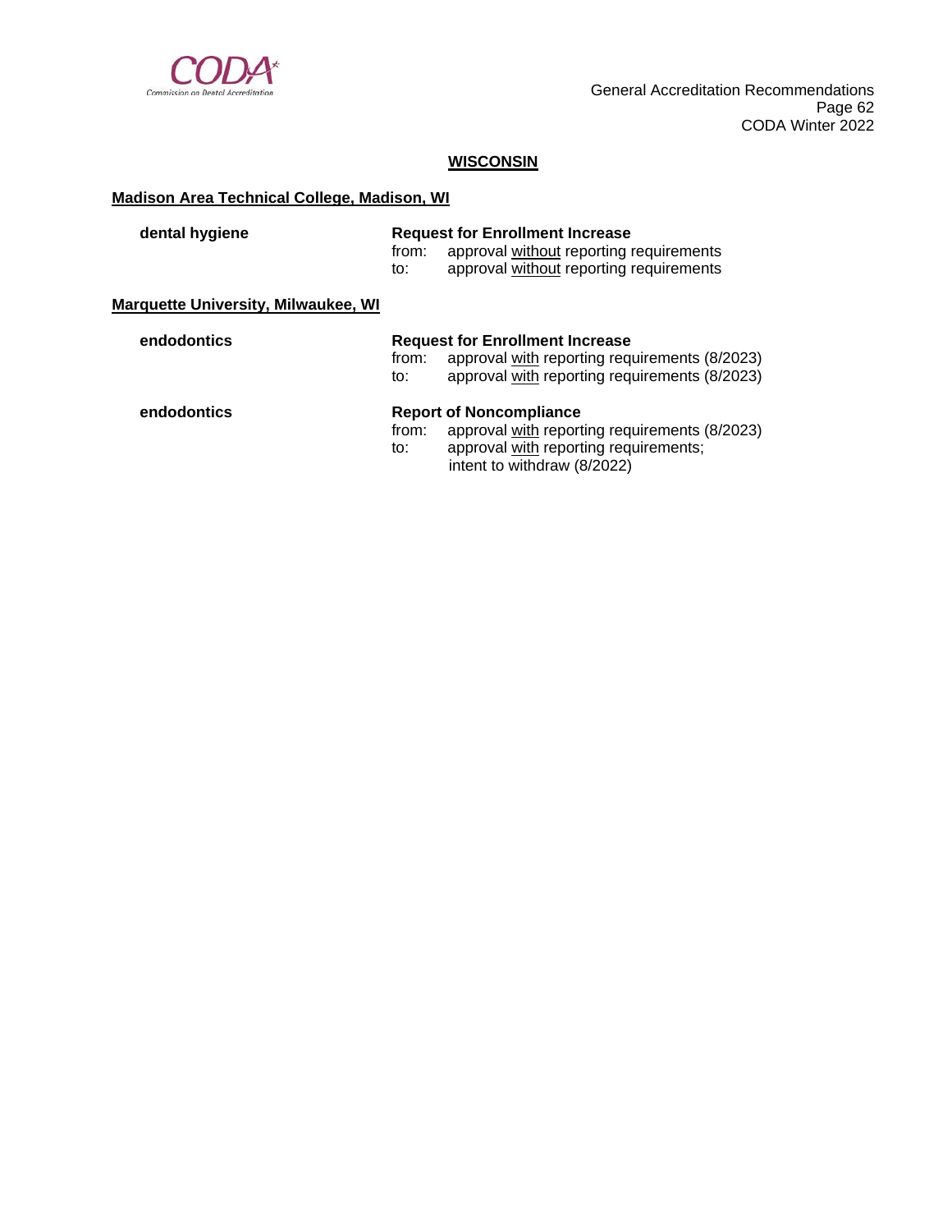## WISCONSIN

### Madison Area Technical College, Madison, WI

**dental hygiene**

**Request for Enrollment Increase**
from: approval without reporting requirements
to: approval without reporting requirements

### Marquette University, Milwaukee, WI

**endodontics**

**Request for Enrollment Increase**
from: approval with reporting requirements (8/2023)
to: approval with reporting requirements (8/2023)

**endodontics**

**Report of Noncompliance**
from: approval with reporting requirements (8/2023)
to: approval with reporting requirements; intent to withdraw (8/2022)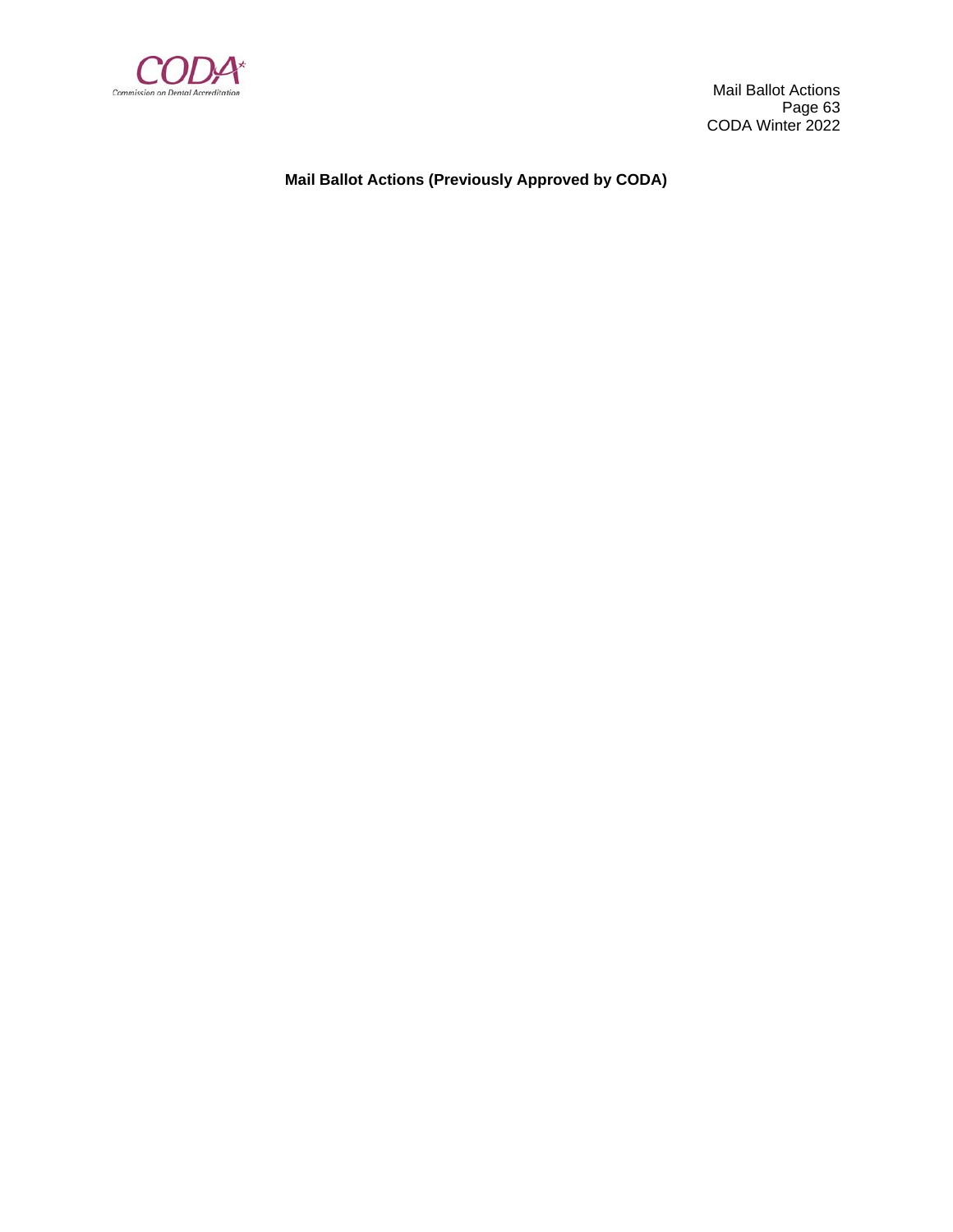**Mail Ballot Actions (Previously Approved by CODA)**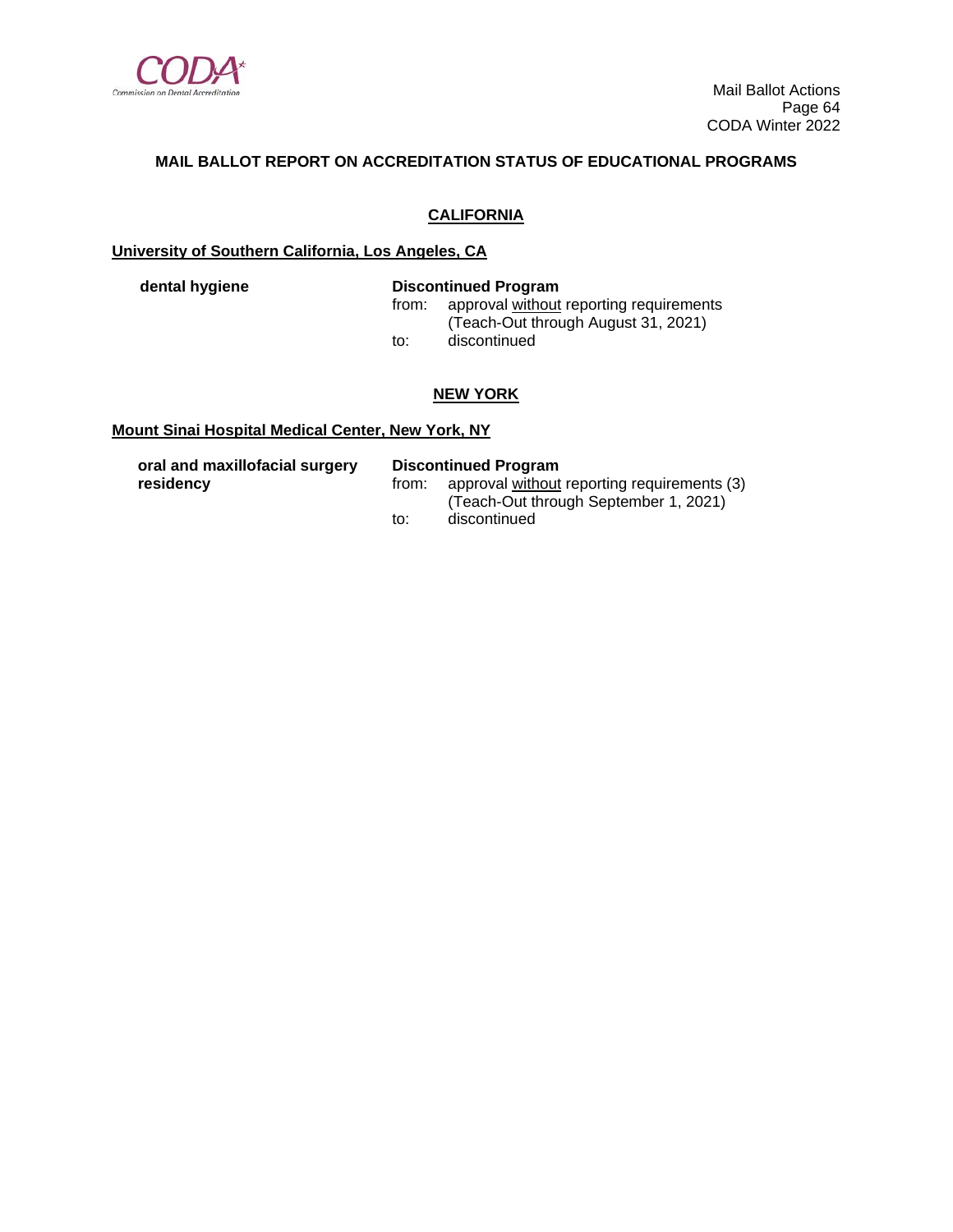## MAIL BALLOT REPORT ON ACCREDITATION STATUS OF EDUCATIONAL PROGRAMS

### CALIFORNIA

**University of Southern California, Los Angeles, CA**

**dental hygiene**

**Discontinued Program**
from: approval without reporting requirements (Teach-Out through August 31, 2021)
to: discontinued

### NEW YORK

**Mount Sinai Hospital Medical Center, New York, NY**

**oral and maxillofacial surgery residency**

**Discontinued Program**
from: approval without reporting requirements (3) (Teach-Out through September 1, 2021)
to: discontinued